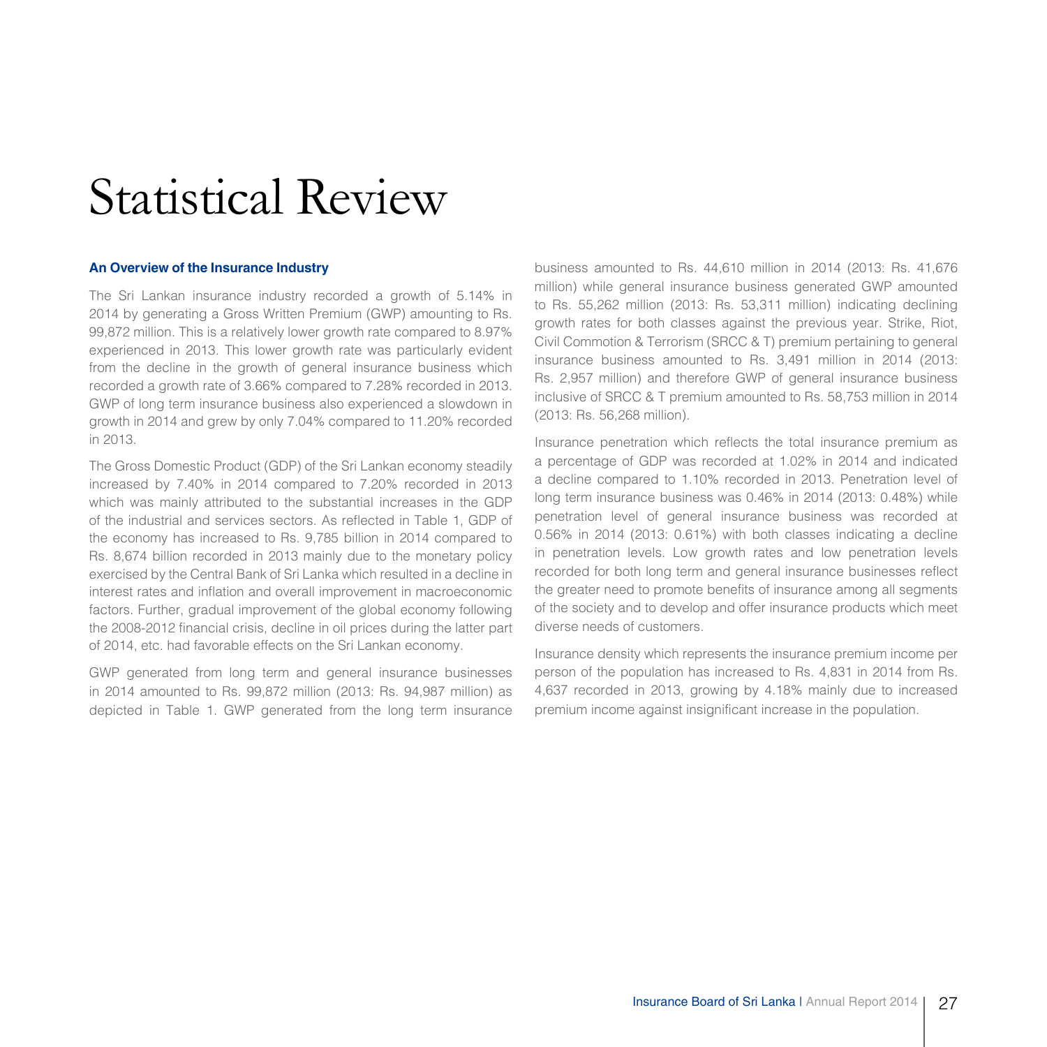# Statistical Review

### An Overview of the Insurance Industry

The Sri Lankan insurance industry recorded a growth of 5.14% in 2014 by generating a Gross Written Premium (GWP) amounting to Rs. 99,872 million. This is a relatively lower growth rate compared to 8.97% experienced in 2013. This lower growth rate was particularly evident from the decline in the growth of general insurance business which recorded a growth rate of 3.66% compared to 7.28% recorded in 2013. GWP of long term insurance business also experienced a slowdown in growth in 2014 and grew by only 7.04% compared to 11.20% recorded in 2013.

The Gross Domestic Product (GDP) of the Sri Lankan economy steadily increased by 7.40% in 2014 compared to 7.20% recorded in 2013 which was mainly attributed to the substantial increases in the GDP of the industrial and services sectors. As reflected in Table 1, GDP of the economy has increased to Rs. 9,785 billion in 2014 compared to Rs. 8,674 billion recorded in 2013 mainly due to the monetary policy exercised by the Central Bank of Sri Lanka which resulted in a decline in interest rates and inflation and overall improvement in macroeconomic factors. Further, gradual improvement of the global economy following the 2008-2012 financial crisis, decline in oil prices during the latter part of 2014, etc. had favorable effects on the Sri Lankan economy.

GWP generated from long term and general insurance businesses in 2014 amounted to Rs. 99,872 million (2013: Rs. 94,987 million) as depicted in Table 1. GWP generated from the long term insurance business amounted to Rs. 44,610 million in 2014 (2013: Rs. 41,676 million) while general insurance business generated GWP amounted to Rs. 55,262 million (2013: Rs. 53,311 million) indicating declining growth rates for both classes against the previous year. Strike, Riot, Civil Commotion & Terrorism (SRCC & T) premium pertaining to general insurance business amounted to Rs. 3,491 million in 2014 (2013: Rs. 2,957 million) and therefore GWP of general insurance business inclusive of SRCC & T premium amounted to Rs. 58,753 million in 2014 (2013: Rs. 56,268 million).

Insurance penetration which reflects the total insurance premium as a percentage of GDP was recorded at 1.02% in 2014 and indicated a decline compared to 1.10% recorded in 2013. Penetration level of long term insurance business was 0.46% in 2014 (2013: 0.48%) while penetration level of general insurance business was recorded at 0.56% in 2014 (2013: 0.61%) with both classes indicating a decline in penetration levels. Low growth rates and low penetration levels recorded for both long term and general insurance businesses reflect the greater need to promote benefits of insurance among all segments of the society and to develop and offer insurance products which meet diverse needs of customers.

Insurance density which represents the insurance premium income per person of the population has increased to Rs. 4,831 in 2014 from Rs. 4,637 recorded in 2013, growing by 4.18% mainly due to increased premium income against insignificant increase in the population.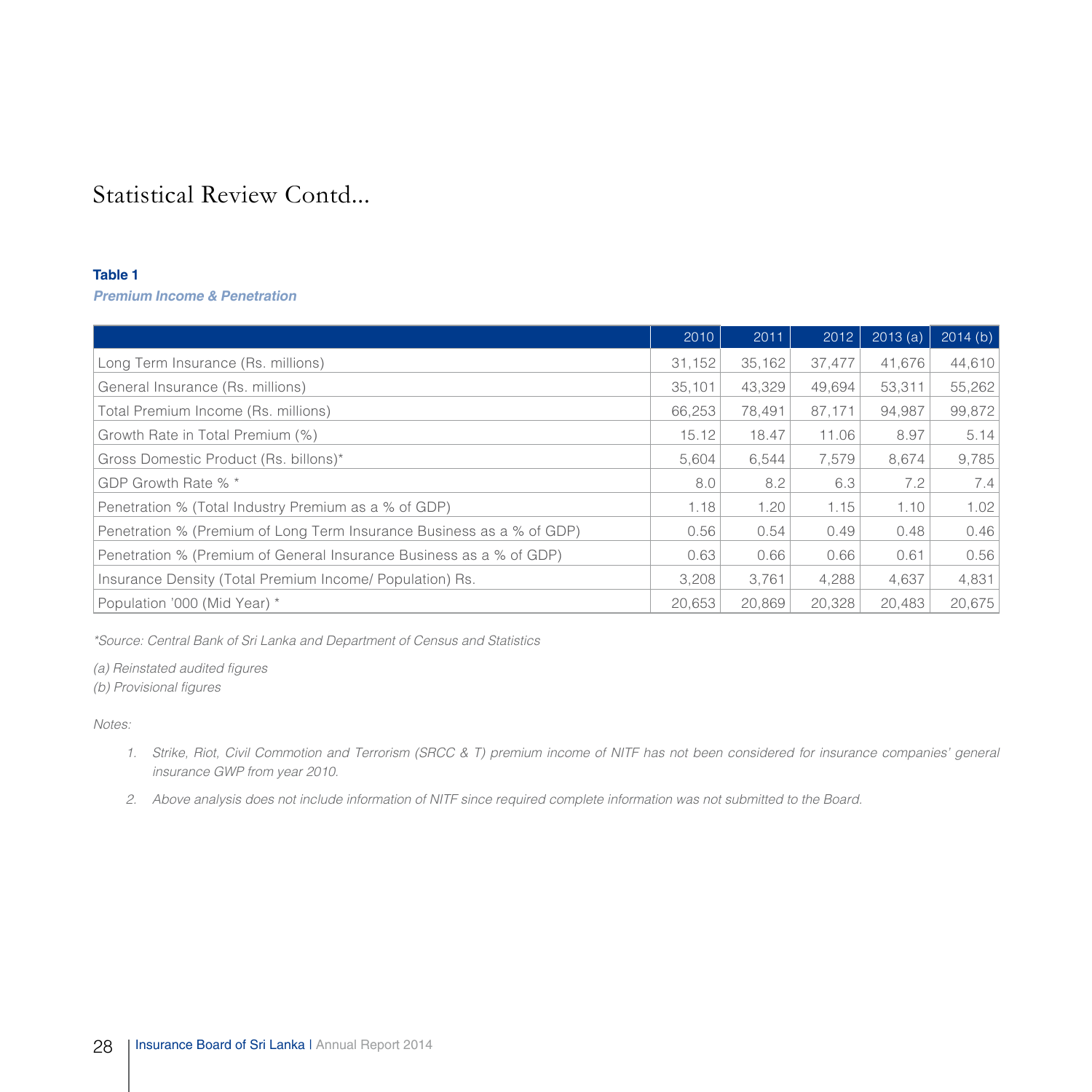# Statistical Review Contd...

**Table 1**

***Premium Income & Penetration***

| | 2010 | 2011 | 2012 | 2013 (a) | 2014 (b) |
|---|---|---|---|---|---|
| Long Term Insurance (Rs. millions) | 31,152 | 35,162 | 37,477 | 41,676 | 44,610 |
| General Insurance (Rs. millions) | 35,101 | 43,329 | 49,694 | 53,311 | 55,262 |
| Total Premium Income (Rs. millions) | 66,253 | 78,491 | 87,171 | 94,987 | 99,872 |
| Growth Rate in Total Premium (%) | 15.12 | 18.47 | 11.06 | 8.97 | 5.14 |
| Gross Domestic Product (Rs. billons)* | 5,604 | 6,544 | 7,579 | 8,674 | 9,785 |
| GDP Growth Rate % * | 8.0 | 8.2 | 6.3 | 7.2 | 7.4 |
| Penetration % (Total Industry Premium as a % of GDP) | 1.18 | 1.20 | 1.15 | 1.10 | 1.02 |
| Penetration % (Premium of Long Term Insurance Business as a % of GDP) | 0.56 | 0.54 | 0.49 | 0.48 | 0.46 |
| Penetration % (Premium of General Insurance Business as a % of GDP) | 0.63 | 0.66 | 0.66 | 0.61 | 0.56 |
| Insurance Density (Total Premium Income/ Population) Rs. | 3,208 | 3,761 | 4,288 | 4,637 | 4,831 |
| Population '000 (Mid Year) * | 20,653 | 20,869 | 20,328 | 20,483 | 20,675 |

*\*Source: Central Bank of Sri Lanka and Department of Census and Statistics*

*(a) Reinstated audited figures*
*(b) Provisional figures*

*Notes:*

1. *Strike, Riot, Civil Commotion and Terrorism (SRCC & T) premium income of NITF has not been considered for insurance companies' general insurance GWP from year 2010.*
2. *Above analysis does not include information of NITF since required complete information was not submitted to the Board.*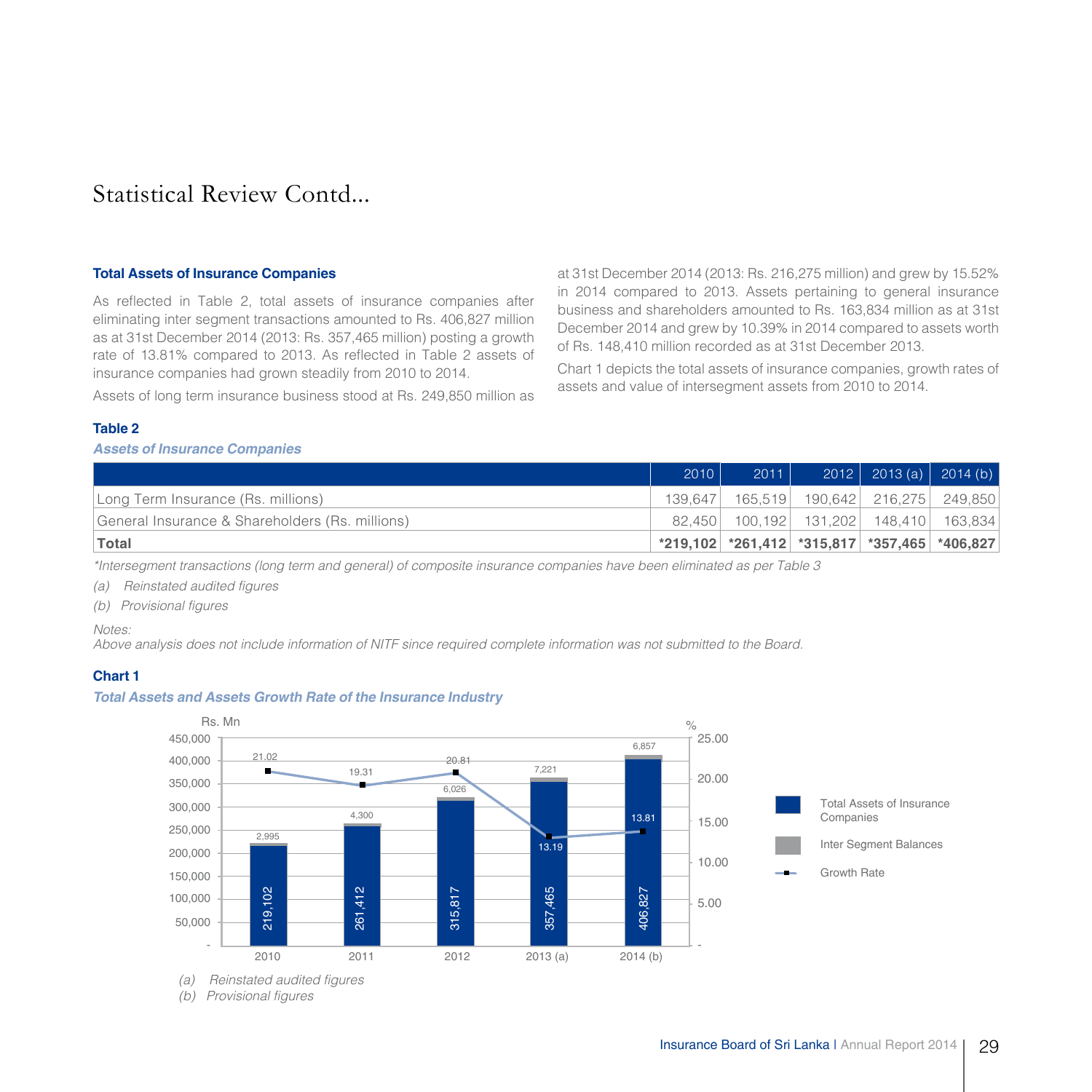# Statistical Review Contd...

### Total Assets of Insurance Companies

As reflected in Table 2, total assets of insurance companies after eliminating inter segment transactions amounted to Rs. 406,827 million as at 31st December 2014 (2013: Rs. 357,465 million) posting a growth rate of 13.81% compared to 2013. As reflected in Table 2 assets of insurance companies had grown steadily from 2010 to 2014.

Assets of long term insurance business stood at Rs. 249,850 million as at 31st December 2014 (2013: Rs. 216,275 million) and grew by 15.52% in 2014 compared to 2013. Assets pertaining to general insurance business and shareholders amounted to Rs. 163,834 million as at 31st December 2014 and grew by 10.39% in 2014 compared to assets worth of Rs. 148,410 million recorded as at 31st December 2013.

Chart 1 depicts the total assets of insurance companies, growth rates of assets and value of intersegment assets from 2010 to 2014.

**Table 2**

***Assets of Insurance Companies***

| | 2010 | 2011 | 2012 | 2013 (a) | 2014 (b) |
|---|---|---|---|---|---|
| Long Term Insurance (Rs. millions) | 139,647 | 165,519 | 190,642 | 216,275 | 249,850 |
| General Insurance & Shareholders (Rs. millions) | 82,450 | 100,192 | 131,202 | 148,410 | 163,834 |
| **Total** | ***219,102** | ***261,412** | ***315,817** | ***357,465** | ***406,827** |

*\*Intersegment transactions (long term and general) of composite insurance companies have been eliminated as per Table 3*

*(a) Reinstated audited figures*

*(b) Provisional figures*

*Notes:*
*Above analysis does not include information of NITF since required complete information was not submitted to the Board.*

**Chart 1**

***Total Assets and Assets Growth Rate of the Insurance Industry***

Rs. Mn
%
450,000
400,000
350,000
300,000
250,000
200,000
150,000
100,000
50,000
-
25.00
20.00
15.00
10.00
5.00
-
21.02
19.31
20.81
13.19
13.81
2,995
4,300
6,026
7,221
6,857
219,102
261,412
315,817
357,465
406,827
2010
2011
2012
2013 (a)
2014 (b)
Total Assets of Insurance Companies
Inter Segment Balances
Growth Rate

*(a) Reinstated audited figures*
*(b) Provisional figures*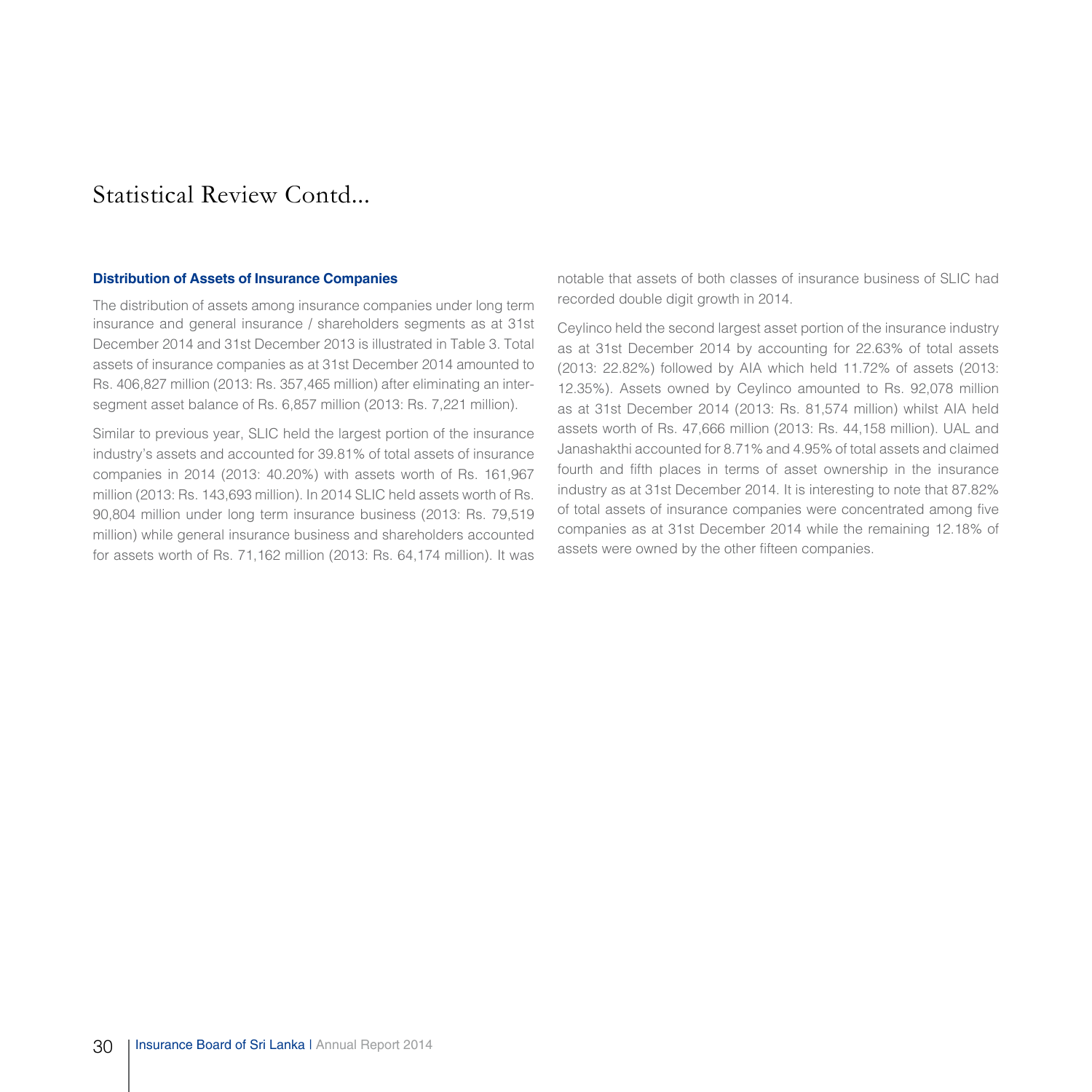# Statistical Review Contd...

**Distribution of Assets of Insurance Companies**

The distribution of assets among insurance companies under long term insurance and general insurance / shareholders segments as at 31st December 2014 and 31st December 2013 is illustrated in Table 3. Total assets of insurance companies as at 31st December 2014 amounted to Rs. 406,827 million (2013: Rs. 357,465 million) after eliminating an inter-segment asset balance of Rs. 6,857 million (2013: Rs. 7,221 million).

Similar to previous year, SLIC held the largest portion of the insurance industry's assets and accounted for 39.81% of total assets of insurance companies in 2014 (2013: 40.20%) with assets worth of Rs. 161,967 million (2013: Rs. 143,693 million). In 2014 SLIC held assets worth of Rs. 90,804 million under long term insurance business (2013: Rs. 79,519 million) while general insurance business and shareholders accounted for assets worth of Rs. 71,162 million (2013: Rs. 64,174 million). It was notable that assets of both classes of insurance business of SLIC had recorded double digit growth in 2014.

Ceylinco held the second largest asset portion of the insurance industry as at 31st December 2014 by accounting for 22.63% of total assets (2013: 22.82%) followed by AIA which held 11.72% of assets (2013: 12.35%). Assets owned by Ceylinco amounted to Rs. 92,078 million as at 31st December 2014 (2013: Rs. 81,574 million) whilst AIA held assets worth of Rs. 47,666 million (2013: Rs. 44,158 million). UAL and Janashakthi accounted for 8.71% and 4.95% of total assets and claimed fourth and fifth places in terms of asset ownership in the insurance industry as at 31st December 2014. It is interesting to note that 87.82% of total assets of insurance companies were concentrated among five companies as at 31st December 2014 while the remaining 12.18% of assets were owned by the other fifteen companies.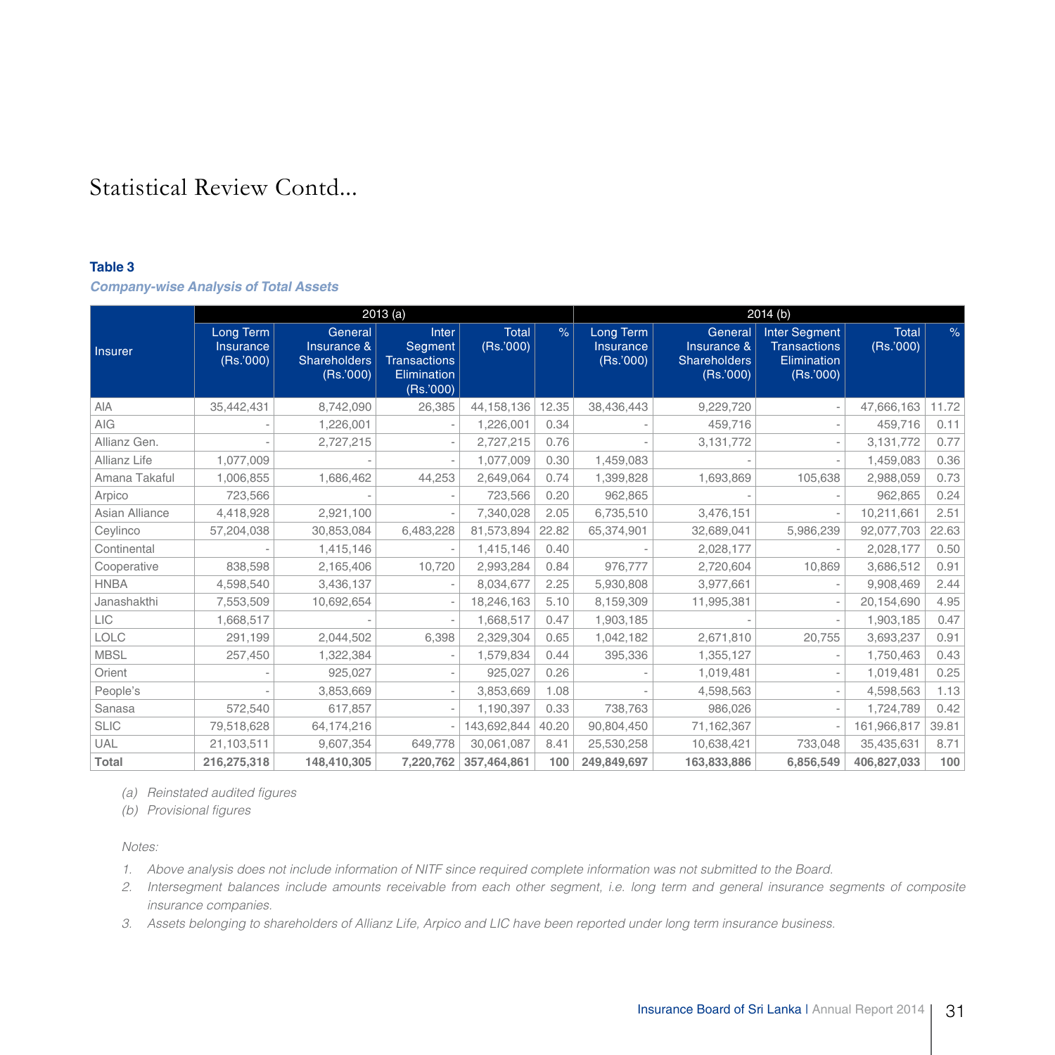# Statistical Review Contd...

**Table 3**

***Company-wise Analysis of Total Assets***

| Insurer | 2013 (a) | | | | | 2014 (b) | | | | |
|---|---|---|---|---|---|---|---|---|---|---|
| | Long Term Insurance (Rs.'000) | General Insurance & Shareholders (Rs.'000) | Inter Segment Transactions Elimination (Rs.'000) | Total (Rs.'000) | % | Long Term Insurance (Rs.'000) | General Insurance & Shareholders (Rs.'000) | Inter Segment Transactions Elimination (Rs.'000) | Total (Rs.'000) | % |
| AIA | 35,442,431 | 8,742,090 | 26,385 | 44,158,136 | 12.35 | 38,436,443 | 9,229,720 | - | 47,666,163 | 11.72 |
| AIG | - | 1,226,001 | - | 1,226,001 | 0.34 | - | 459,716 | - | 459,716 | 0.11 |
| Allianz Gen. | - | 2,727,215 | - | 2,727,215 | 0.76 | - | 3,131,772 | - | 3,131,772 | 0.77 |
| Allianz Life | 1,077,009 | - | - | 1,077,009 | 0.30 | 1,459,083 | - | - | 1,459,083 | 0.36 |
| Amana Takaful | 1,006,855 | 1,686,462 | 44,253 | 2,649,064 | 0.74 | 1,399,828 | 1,693,869 | 105,638 | 2,988,059 | 0.73 |
| Arpico | 723,566 | - | - | 723,566 | 0.20 | 962,865 | - | - | 962,865 | 0.24 |
| Asian Alliance | 4,418,928 | 2,921,100 | - | 7,340,028 | 2.05 | 6,735,510 | 3,476,151 | - | 10,211,661 | 2.51 |
| Ceylinco | 57,204,038 | 30,853,084 | 6,483,228 | 81,573,894 | 22.82 | 65,374,901 | 32,689,041 | 5,986,239 | 92,077,703 | 22.63 |
| Continental | - | 1,415,146 | - | 1,415,146 | 0.40 | - | 2,028,177 | - | 2,028,177 | 0.50 |
| Cooperative | 838,598 | 2,165,406 | 10,720 | 2,993,284 | 0.84 | 976,777 | 2,720,604 | 10,869 | 3,686,512 | 0.91 |
| HNBA | 4,598,540 | 3,436,137 | - | 8,034,677 | 2.25 | 5,930,808 | 3,977,661 | - | 9,908,469 | 2.44 |
| Janashakthi | 7,553,509 | 10,692,654 | - | 18,246,163 | 5.10 | 8,159,309 | 11,995,381 | - | 20,154,690 | 4.95 |
| LIC | 1,668,517 | - | - | 1,668,517 | 0.47 | 1,903,185 | - | - | 1,903,185 | 0.47 |
| LOLC | 291,199 | 2,044,502 | 6,398 | 2,329,304 | 0.65 | 1,042,182 | 2,671,810 | 20,755 | 3,693,237 | 0.91 |
| MBSL | 257,450 | 1,322,384 | - | 1,579,834 | 0.44 | 395,336 | 1,355,127 | - | 1,750,463 | 0.43 |
| Orient | - | 925,027 | - | 925,027 | 0.26 | - | 1,019,481 | - | 1,019,481 | 0.25 |
| People's | - | 3,853,669 | - | 3,853,669 | 1.08 | - | 4,598,563 | - | 4,598,563 | 1.13 |
| Sanasa | 572,540 | 617,857 | - | 1,190,397 | 0.33 | 738,763 | 986,026 | - | 1,724,789 | 0.42 |
| SLIC | 79,518,628 | 64,174,216 | - | 143,692,844 | 40.20 | 90,804,450 | 71,162,367 | - | 161,966,817 | 39.81 |
| UAL | 21,103,511 | 9,607,354 | 649,778 | 30,061,087 | 8.41 | 25,530,258 | 10,638,421 | 733,048 | 35,435,631 | 8.71 |
| **Total** | **216,275,318** | **148,410,305** | **7,220,762** | **357,464,861** | **100** | **249,849,697** | **163,833,886** | **6,856,549** | **406,827,033** | **100** |

*(a) Reinstated audited figures*

*(b) Provisional figures*

*Notes:*

1. *Above analysis does not include information of NITF since required complete information was not submitted to the Board.*
2. *Intersegment balances include amounts receivable from each other segment, i.e. long term and general insurance segments of composite insurance companies.*
3. *Assets belonging to shareholders of Allianz Life, Arpico and LIC have been reported under long term insurance business.*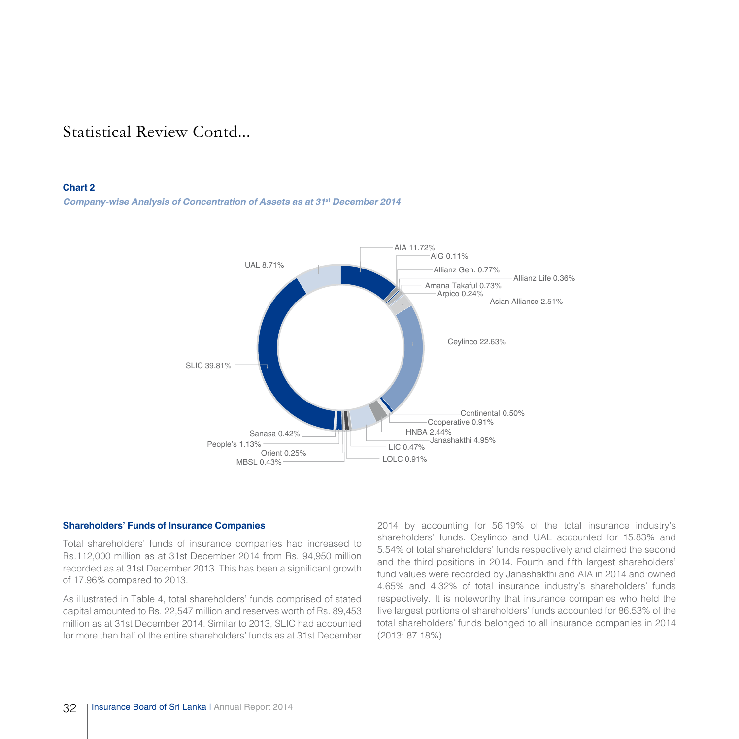# Statistical Review Contd...

**Chart 2**

***Company-wise Analysis of Concentration of Assets as at 31st December 2014***

AIA 11.72%
AIG 0.11%
Allianz Gen. 0.77%
Allianz Life 0.36%
Amana Takaful 0.73%
Arpico 0.24%
Asian Alliance 2.51%
Ceylinco 22.63%
Continental 0.50%
Cooperative 0.91%
HNBA 2.44%
Janashakthi 4.95%
LIC 0.47%
LOLC 0.91%
MBSL 0.43%
Orient 0.25%
People's 1.13%
Sanasa 0.42%
SLIC 39.81%
UAL 8.71%

### Shareholders' Funds of Insurance Companies

Total shareholders' funds of insurance companies had increased to Rs.112,000 million as at 31st December 2014 from Rs. 94,950 million recorded as at 31st December 2013. This has been a significant growth of 17.96% compared to 2013.

As illustrated in Table 4, total shareholders' funds comprised of stated capital amounted to Rs. 22,547 million and reserves worth of Rs. 89,453 million as at 31st December 2014. Similar to 2013, SLIC had accounted for more than half of the entire shareholders' funds as at 31st December 2014 by accounting for 56.19% of the total insurance industry's shareholders' funds. Ceylinco and UAL accounted for 15.83% and 5.54% of total shareholders' funds respectively and claimed the second and the third positions in 2014. Fourth and fifth largest shareholders' fund values were recorded by Janashakthi and AIA in 2014 and owned 4.65% and 4.32% of total insurance industry's shareholders' funds respectively. It is noteworthy that insurance companies who held the five largest portions of shareholders' funds accounted for 86.53% of the total shareholders' funds belonged to all insurance companies in 2014 (2013: 87.18%).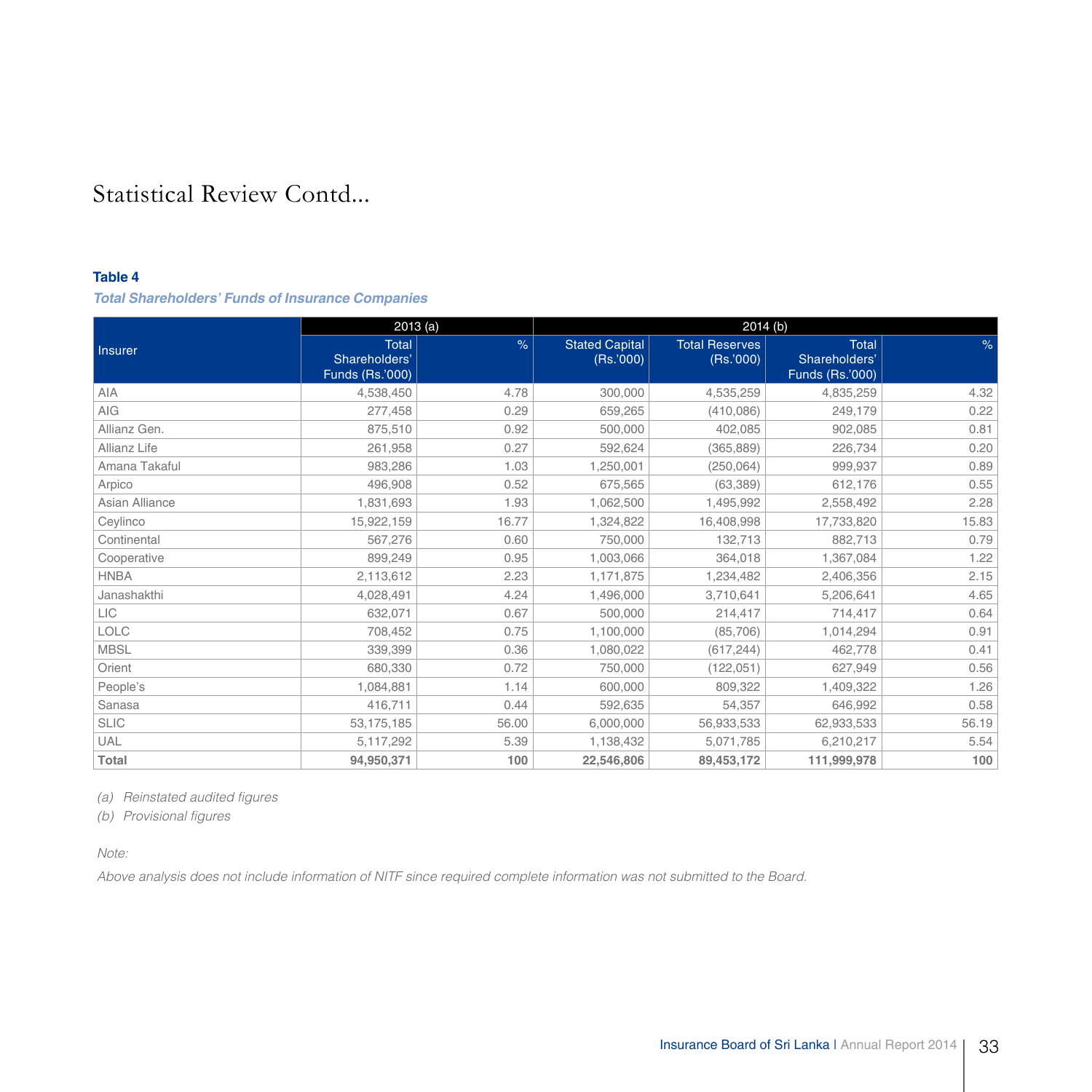# Statistical Review Contd...

**Table 4**

***Total Shareholders' Funds of Insurance Companies***

| Insurer | 2013 (a) | | 2014 (b) | | | |
|---|---|---|---|---|---|---|
| | Total Shareholders' Funds (Rs.'000) | % | Stated Capital (Rs.'000) | Total Reserves (Rs.'000) | Total Shareholders' Funds (Rs.'000) | % |
| AIA | 4,538,450 | 4.78 | 300,000 | 4,535,259 | 4,835,259 | 4.32 |
| AIG | 277,458 | 0.29 | 659,265 | (410,086) | 249,179 | 0.22 |
| Allianz Gen. | 875,510 | 0.92 | 500,000 | 402,085 | 902,085 | 0.81 |
| Allianz Life | 261,958 | 0.27 | 592,624 | (365,889) | 226,734 | 0.20 |
| Amana Takaful | 983,286 | 1.03 | 1,250,001 | (250,064) | 999,937 | 0.89 |
| Arpico | 496,908 | 0.52 | 675,565 | (63,389) | 612,176 | 0.55 |
| Asian Alliance | 1,831,693 | 1.93 | 1,062,500 | 1,495,992 | 2,558,492 | 2.28 |
| Ceylinco | 15,922,159 | 16.77 | 1,324,822 | 16,408,998 | 17,733,820 | 15.83 |
| Continental | 567,276 | 0.60 | 750,000 | 132,713 | 882,713 | 0.79 |
| Cooperative | 899,249 | 0.95 | 1,003,066 | 364,018 | 1,367,084 | 1.22 |
| HNBA | 2,113,612 | 2.23 | 1,171,875 | 1,234,482 | 2,406,356 | 2.15 |
| Janashakthi | 4,028,491 | 4.24 | 1,496,000 | 3,710,641 | 5,206,641 | 4.65 |
| LIC | 632,071 | 0.67 | 500,000 | 214,417 | 714,417 | 0.64 |
| LOLC | 708,452 | 0.75 | 1,100,000 | (85,706) | 1,014,294 | 0.91 |
| MBSL | 339,399 | 0.36 | 1,080,022 | (617,244) | 462,778 | 0.41 |
| Orient | 680,330 | 0.72 | 750,000 | (122,051) | 627,949 | 0.56 |
| People's | 1,084,881 | 1.14 | 600,000 | 809,322 | 1,409,322 | 1.26 |
| Sanasa | 416,711 | 0.44 | 592,635 | 54,357 | 646,992 | 0.58 |
| SLIC | 53,175,185 | 56.00 | 6,000,000 | 56,933,533 | 62,933,533 | 56.19 |
| UAL | 5,117,292 | 5.39 | 1,138,432 | 5,071,785 | 6,210,217 | 5.54 |
| **Total** | **94,950,371** | **100** | **22,546,806** | **89,453,172** | **111,999,978** | **100** |

*(a) Reinstated audited figures*

*(b) Provisional figures*

*Note:*

*Above analysis does not include information of NITF since required complete information was not submitted to the Board.*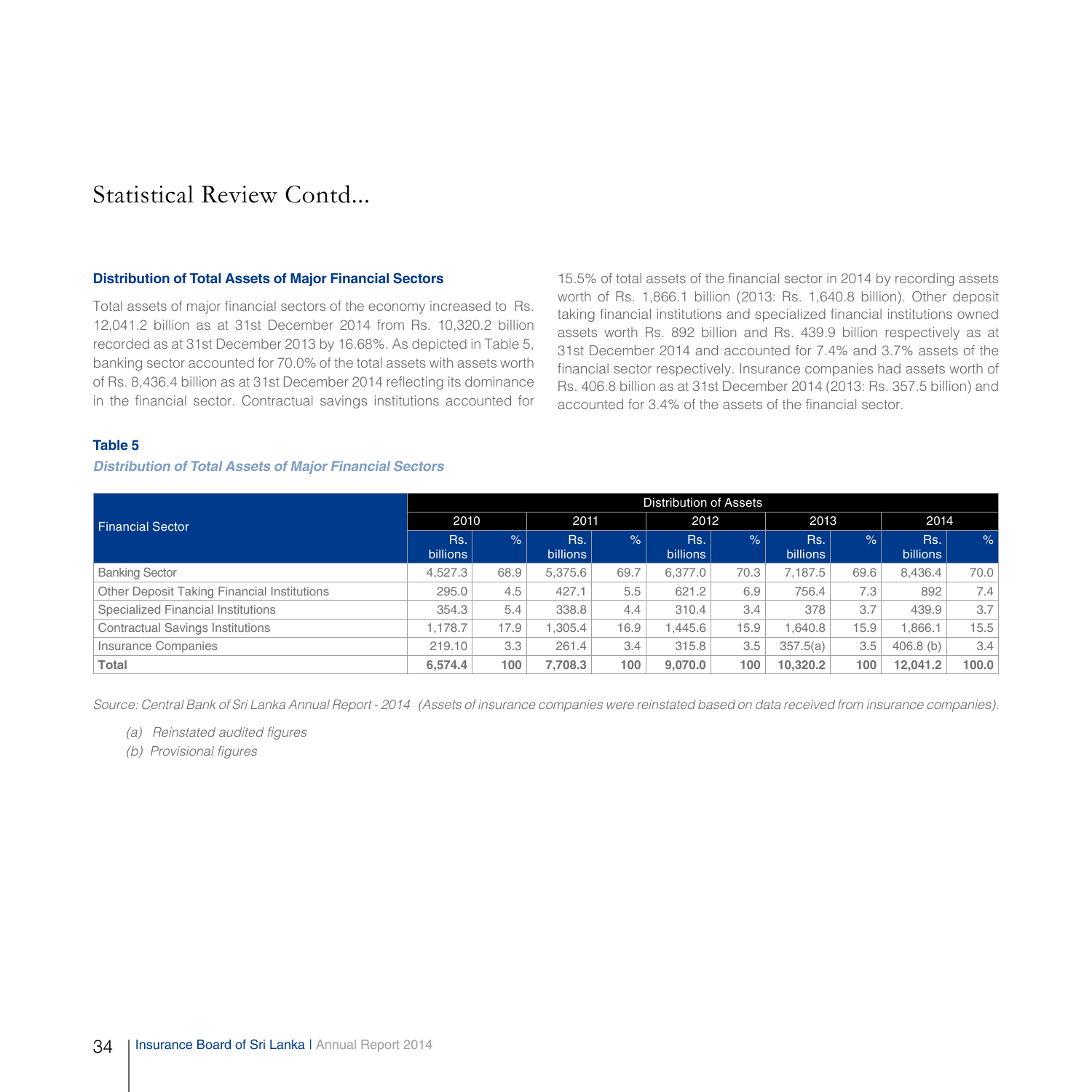# Statistical Review Contd...

### Distribution of Total Assets of Major Financial Sectors

Total assets of major financial sectors of the economy increased to Rs. 12,041.2 billion as at 31st December 2014 from Rs. 10,320.2 billion recorded as at 31st December 2013 by 16.68%. As depicted in Table 5, banking sector accounted for 70.0% of the total assets with assets worth of Rs. 8,436.4 billion as at 31st December 2014 reflecting its dominance in the financial sector. Contractual savings institutions accounted for 15.5% of total assets of the financial sector in 2014 by recording assets worth of Rs. 1,866.1 billion (2013: Rs. 1,640.8 billion). Other deposit taking financial institutions and specialized financial institutions owned assets worth Rs. 892 billion and Rs. 439.9 billion respectively as at 31st December 2014 and accounted for 7.4% and 3.7% assets of the financial sector respectively. Insurance companies had assets worth of Rs. 406.8 billion as at 31st December 2014 (2013: Rs. 357.5 billion) and accounted for 3.4% of the assets of the financial sector.

**Table 5**

***Distribution of Total Assets of Major Financial Sectors***

| Financial Sector | Distribution of Assets | | | | | | | | | |
|---|---|---|---|---|---|---|---|---|---|---|
| | 2010 | | 2011 | | 2012 | | 2013 | | 2014 | |
| | Rs. billions | % | Rs. billions | % | Rs. billions | % | Rs. billions | % | Rs. billions | % |
| Banking Sector | 4,527.3 | 68.9 | 5,375.6 | 69.7 | 6,377.0 | 70.3 | 7,187.5 | 69.6 | 8,436.4 | 70.0 |
| Other Deposit Taking Financial Institutions | 295.0 | 4.5 | 427.1 | 5.5 | 621.2 | 6.9 | 756.4 | 7.3 | 892 | 7.4 |
| Specialized Financial Institutions | 354.3 | 5.4 | 338.8 | 4.4 | 310.4 | 3.4 | 378 | 3.7 | 439.9 | 3.7 |
| Contractual Savings Institutions | 1,178.7 | 17.9 | 1,305.4 | 16.9 | 1,445.6 | 15.9 | 1,640.8 | 15.9 | 1,866.1 | 15.5 |
| Insurance Companies | 219.10 | 3.3 | 261.4 | 3.4 | 315.8 | 3.5 | 357.5(a) | 3.5 | 406.8 (b) | 3.4 |
| **Total** | **6,574.4** | **100** | **7,708.3** | **100** | **9,070.0** | **100** | **10,320.2** | **100** | **12,041.2** | **100.0** |

*Source: Central Bank of Sri Lanka Annual Report - 2014 (Assets of insurance companies were reinstated based on data received from insurance companies).*

*(a) Reinstated audited figures*

*(b) Provisional figures*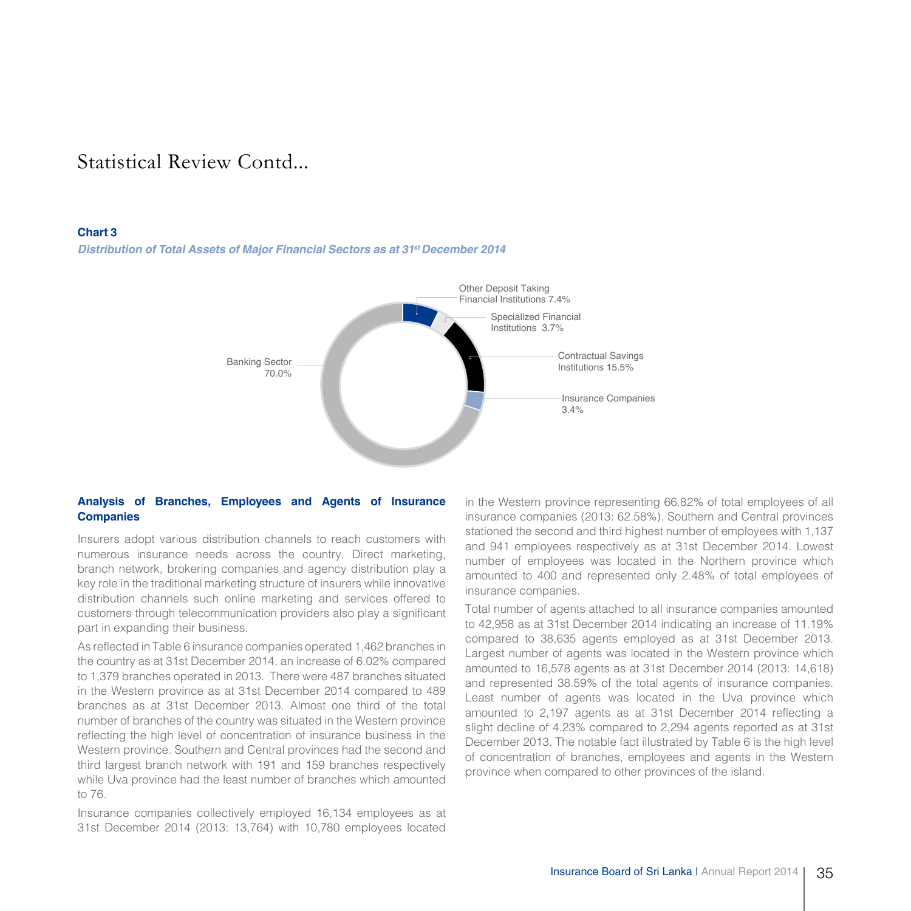# Statistical Review Contd...

**Chart 3**

***Distribution of Total Assets of Major Financial Sectors as at 31st December 2014***

Other Deposit Taking Financial Institutions 7.4%
Specialized Financial Institutions 3.7%
Contractual Savings Institutions 15.5%
Insurance Companies 3.4%
Banking Sector 70.0%

## Analysis of Branches, Employees and Agents of Insurance Companies

Insurers adopt various distribution channels to reach customers with numerous insurance needs across the country. Direct marketing, branch network, brokering companies and agency distribution play a key role in the traditional marketing structure of insurers while innovative distribution channels such online marketing and services offered to customers through telecommunication providers also play a significant part in expanding their business.

As reflected in Table 6 insurance companies operated 1,462 branches in the country as at 31st December 2014, an increase of 6.02% compared to 1,379 branches operated in 2013. There were 487 branches situated in the Western province as at 31st December 2014 compared to 489 branches as at 31st December 2013. Almost one third of the total number of branches of the country was situated in the Western province reflecting the high level of concentration of insurance business in the Western province. Southern and Central provinces had the second and third largest branch network with 191 and 159 branches respectively while Uva province had the least number of branches which amounted to 76.

Insurance companies collectively employed 16,134 employees as at 31st December 2014 (2013: 13,764) with 10,780 employees located in the Western province representing 66.82% of total employees of all insurance companies (2013: 62.58%). Southern and Central provinces stationed the second and third highest number of employees with 1,137 and 941 employees respectively as at 31st December 2014. Lowest number of employees was located in the Northern province which amounted to 400 and represented only 2.48% of total employees of insurance companies.

Total number of agents attached to all insurance companies amounted to 42,958 as at 31st December 2014 indicating an increase of 11.19% compared to 38,635 agents employed as at 31st December 2013. Largest number of agents was located in the Western province which amounted to 16,578 agents as at 31st December 2014 (2013: 14,618) and represented 38.59% of the total agents of insurance companies. Least number of agents was located in the Uva province which amounted to 2,197 agents as at 31st December 2014 reflecting a slight decline of 4.23% compared to 2,294 agents reported as at 31st December 2013. The notable fact illustrated by Table 6 is the high level of concentration of branches, employees and agents in the Western province when compared to other provinces of the island.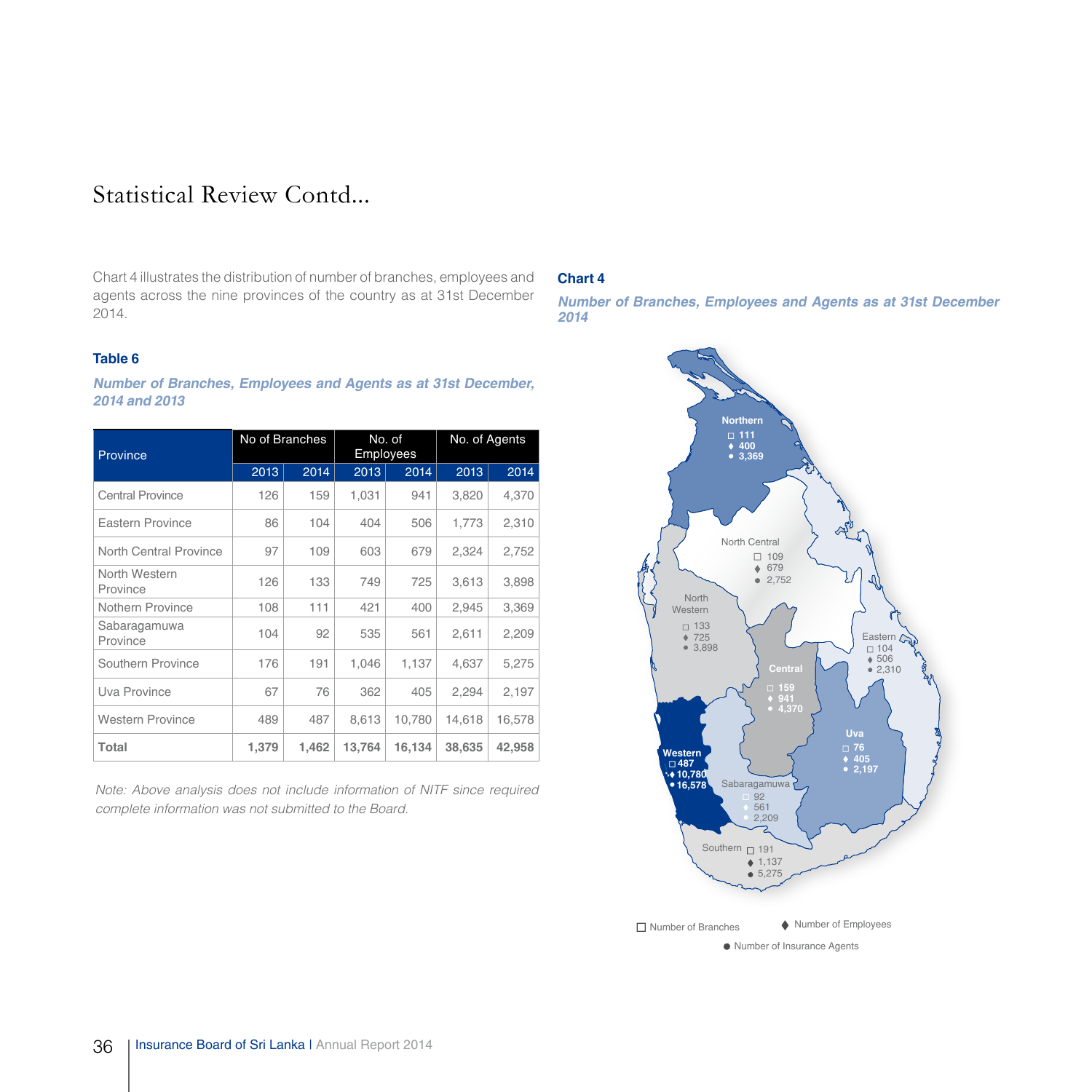# Statistical Review Contd...

Chart 4 illustrates the distribution of number of branches, employees and agents across the nine provinces of the country as at 31st December 2014.

### Table 6

***Number of Branches, Employees and Agents as at 31st December, 2014 and 2013***

| Province | No of Branches | | No. of Employees | | No. of Agents | |
|---|---|---|---|---|---|---|
| | 2013 | 2014 | 2013 | 2014 | 2013 | 2014 |
| Central Province | 126 | 159 | 1,031 | 941 | 3,820 | 4,370 |
| Eastern Province | 86 | 104 | 404 | 506 | 1,773 | 2,310 |
| North Central Province | 97 | 109 | 603 | 679 | 2,324 | 2,752 |
| North Western Province | 126 | 133 | 749 | 725 | 3,613 | 3,898 |
| Nothern Province | 108 | 111 | 421 | 400 | 2,945 | 3,369 |
| Sabaragamuwa Province | 104 | 92 | 535 | 561 | 2,611 | 2,209 |
| Southern Province | 176 | 191 | 1,046 | 1,137 | 4,637 | 5,275 |
| Uva Province | 67 | 76 | 362 | 405 | 2,294 | 2,197 |
| Western Province | 489 | 487 | 8,613 | 10,780 | 14,618 | 16,578 |
| **Total** | **1,379** | **1,462** | **13,764** | **16,134** | **38,635** | **42,958** |

*Note: Above analysis does not include information of NITF since required complete information was not submitted to the Board.*

### Chart 4

***Number of Branches, Employees and Agents as at 31st December 2014***

Northern
□ 111
♦ 400
● 3,369

North Central
□ 109
♦ 679
● 2,752

North Western
□ 133
♦ 725
● 3,898

Eastern
□ 104
♦ 506
● 2,310

Central
□ 159
♦ 941
● 4,370

Uva
□ 76
♦ 405
● 2,197

Western
□ 487
♦ 10,780
● 16,578

Sabaragamuwa
□ 92
♦ 561
● 2,209

Southern
□ 191
♦ 1,137
● 5,275

□ Number of Branches ♦ Number of Employees
● Number of Insurance Agents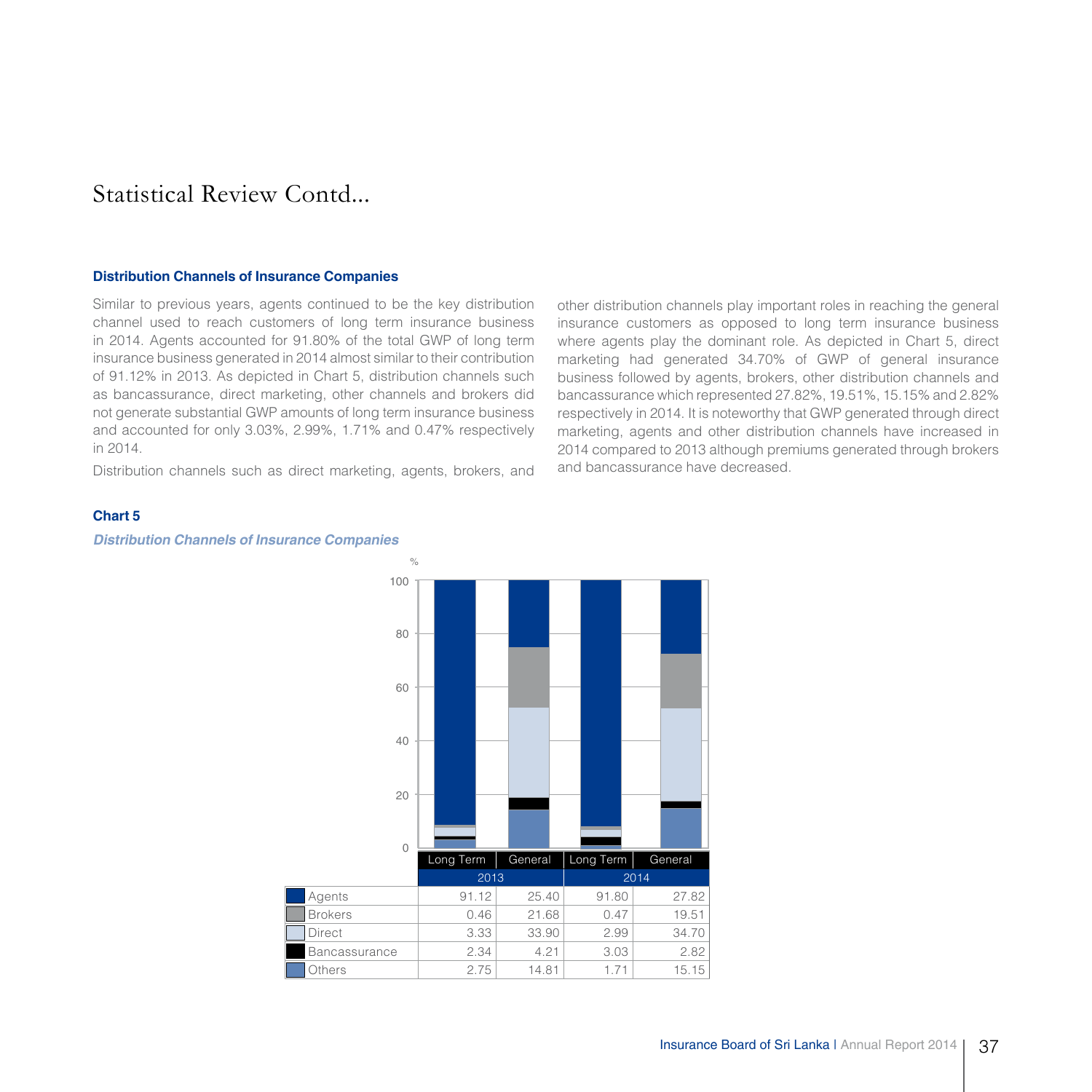# Statistical Review Contd...

### Distribution Channels of Insurance Companies

Similar to previous years, agents continued to be the key distribution channel used to reach customers of long term insurance business in 2014. Agents accounted for 91.80% of the total GWP of long term insurance business generated in 2014 almost similar to their contribution of 91.12% in 2013. As depicted in Chart 5, distribution channels such as bancassurance, direct marketing, other channels and brokers did not generate substantial GWP amounts of long term insurance business and accounted for only 3.03%, 2.99%, 1.71% and 0.47% respectively in 2014.

Distribution channels such as direct marketing, agents, brokers, and other distribution channels play important roles in reaching the general insurance customers as opposed to long term insurance business where agents play the dominant role. As depicted in Chart 5, direct marketing had generated 34.70% of GWP of general insurance business followed by agents, brokers, other distribution channels and bancassurance which represented 27.82%, 19.51%, 15.15% and 2.82% respectively in 2014. It is noteworthy that GWP generated through direct marketing, agents and other distribution channels have increased in 2014 compared to 2013 although premiums generated through brokers and bancassurance have decreased.

**Chart 5**

***Distribution Channels of Insurance Companies***

%

100
80
60
40
20
0

| | 2013 | | 2014 | |
|---|---|---|---|---|
| | Long Term | General | Long Term | General |
| Agents | 91.12 | 25.40 | 91.80 | 27.82 |
| Brokers | 0.46 | 21.68 | 0.47 | 19.51 |
| Direct | 3.33 | 33.90 | 2.99 | 34.70 |
| Bancassurance | 2.34 | 4.21 | 3.03 | 2.82 |
| Others | 2.75 | 14.81 | 1.71 | 15.15 |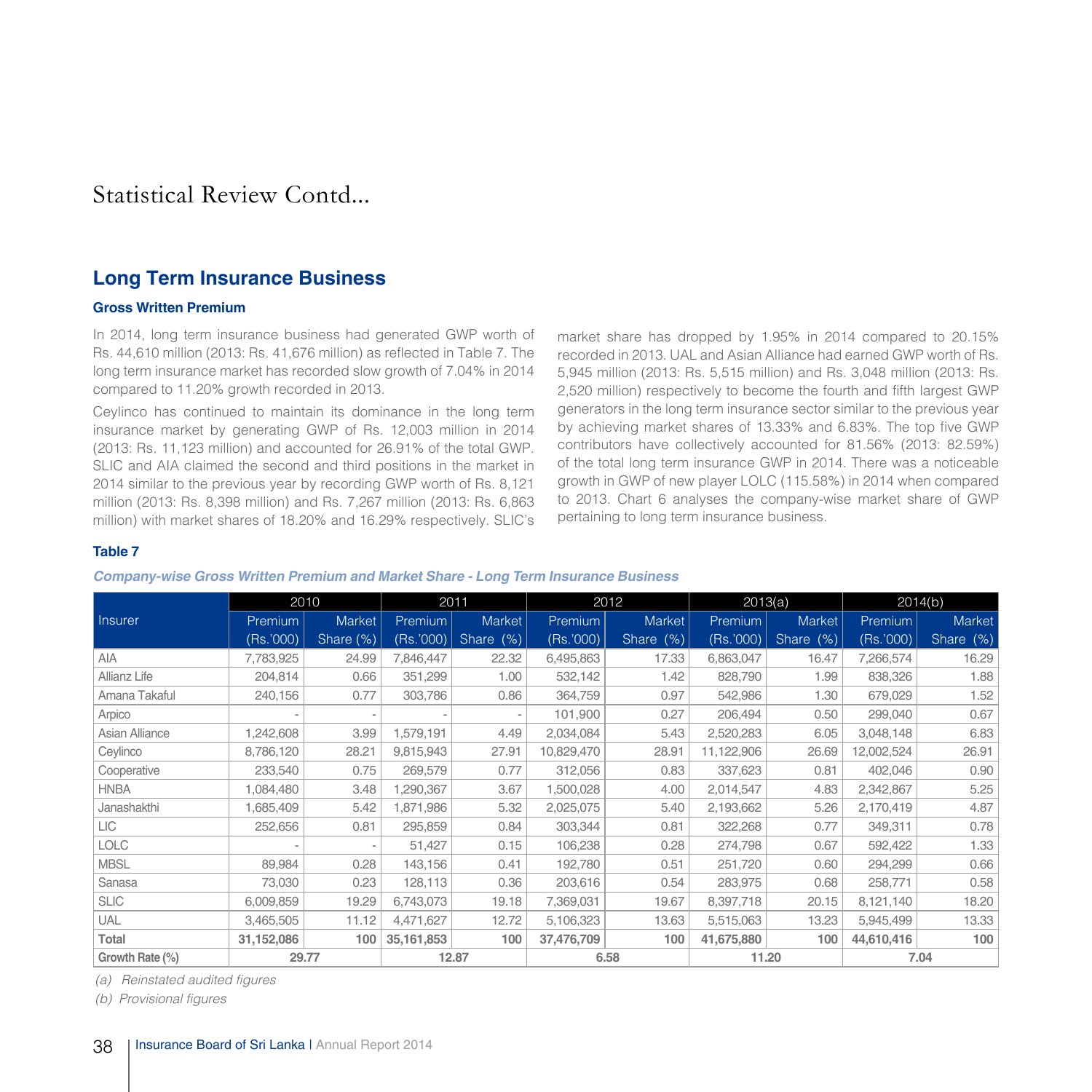# Statistical Review Contd...

## Long Term Insurance Business

### Gross Written Premium

In 2014, long term insurance business had generated GWP worth of Rs. 44,610 million (2013: Rs. 41,676 million) as reflected in Table 7. The long term insurance market has recorded slow growth of 7.04% in 2014 compared to 11.20% growth recorded in 2013.

Ceylinco has continued to maintain its dominance in the long term insurance market by generating GWP of Rs. 12,003 million in 2014 (2013: Rs. 11,123 million) and accounted for 26.91% of the total GWP. SLIC and AIA claimed the second and third positions in the market in 2014 similar to the previous year by recording GWP worth of Rs. 8,121 million (2013: Rs. 8,398 million) and Rs. 7,267 million (2013: Rs. 6,863 million) with market shares of 18.20% and 16.29% respectively. SLIC's market share has dropped by 1.95% in 2014 compared to 20.15% recorded in 2013. UAL and Asian Alliance had earned GWP worth of Rs. 5,945 million (2013: Rs. 5,515 million) and Rs. 3,048 million (2013: Rs. 2,520 million) respectively to become the fourth and fifth largest GWP generators in the long term insurance sector similar to the previous year by achieving market shares of 13.33% and 6.83%. The top five GWP contributors have collectively accounted for 81.56% (2013: 82.59%) of the total long term insurance GWP in 2014. There was a noticeable growth in GWP of new player LOLC (115.58%) in 2014 when compared to 2013. Chart 6 analyses the company-wise market share of GWP pertaining to long term insurance business.

**Table 7**

***Company-wise Gross Written Premium and Market Share - Long Term Insurance Business***

| Insurer | 2010 | | 2011 | | 2012 | | 2013(a) | | 2014(b) | |
|---|---|---|---|---|---|---|---|---|---|---|
| | Premium (Rs.'000) | Market Share (%) | Premium (Rs.'000) | Market Share (%) | Premium (Rs.'000) | Market Share (%) | Premium (Rs.'000) | Market Share (%) | Premium (Rs.'000) | Market Share (%) |
| AIA | 7,783,925 | 24.99 | 7,846,447 | 22.32 | 6,495,863 | 17.33 | 6,863,047 | 16.47 | 7,266,574 | 16.29 |
| Allianz Life | 204,814 | 0.66 | 351,299 | 1.00 | 532,142 | 1.42 | 828,790 | 1.99 | 838,326 | 1.88 |
| Amana Takaful | 240,156 | 0.77 | 303,786 | 0.86 | 364,759 | 0.97 | 542,986 | 1.30 | 679,029 | 1.52 |
| Arpico | - | - | - | - | 101,900 | 0.27 | 206,494 | 0.50 | 299,040 | 0.67 |
| Asian Alliance | 1,242,608 | 3.99 | 1,579,191 | 4.49 | 2,034,084 | 5.43 | 2,520,283 | 6.05 | 3,048,148 | 6.83 |
| Ceylinco | 8,786,120 | 28.21 | 9,815,943 | 27.91 | 10,829,470 | 28.91 | 11,122,906 | 26.69 | 12,002,524 | 26.91 |
| Cooperative | 233,540 | 0.75 | 269,579 | 0.77 | 312,056 | 0.83 | 337,623 | 0.81 | 402,046 | 0.90 |
| HNBA | 1,084,480 | 3.48 | 1,290,367 | 3.67 | 1,500,028 | 4.00 | 2,014,547 | 4.83 | 2,342,867 | 5.25 |
| Janashakthi | 1,685,409 | 5.42 | 1,871,986 | 5.32 | 2,025,075 | 5.40 | 2,193,662 | 5.26 | 2,170,419 | 4.87 |
| LIC | 252,656 | 0.81 | 295,859 | 0.84 | 303,344 | 0.81 | 322,268 | 0.77 | 349,311 | 0.78 |
| LOLC | - | - | 51,427 | 0.15 | 106,238 | 0.28 | 274,798 | 0.67 | 592,422 | 1.33 |
| MBSL | 89,984 | 0.28 | 143,156 | 0.41 | 192,780 | 0.51 | 251,720 | 0.60 | 294,299 | 0.66 |
| Sanasa | 73,030 | 0.23 | 128,113 | 0.36 | 203,616 | 0.54 | 283,975 | 0.68 | 258,771 | 0.58 |
| SLIC | 6,009,859 | 19.29 | 6,743,073 | 19.18 | 7,369,031 | 19.67 | 8,397,718 | 20.15 | 8,121,140 | 18.20 |
| UAL | 3,465,505 | 11.12 | 4,471,627 | 12.72 | 5,106,323 | 13.63 | 5,515,063 | 13.23 | 5,945,499 | 13.33 |
| **Total** | **31,152,086** | **100** | **35,161,853** | **100** | **37,476,709** | **100** | **41,675,880** | **100** | **44,610,416** | **100** |
| **Growth Rate (%)** | **29.77** | | **12.87** | | **6.58** | | **11.20** | | **7.04** | |

*(a) Reinstated audited figures*

*(b) Provisional figures*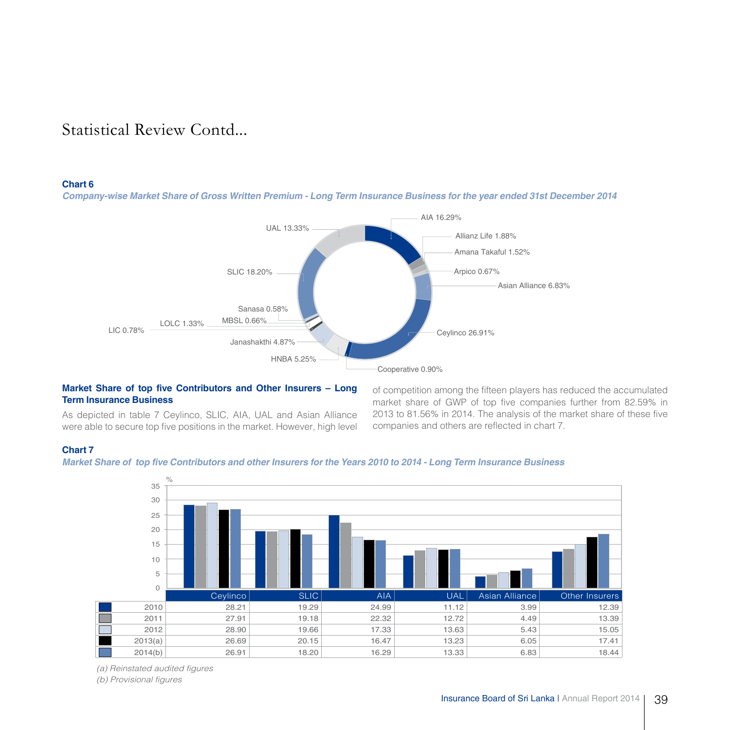## Statistical Review Contd...

**Chart 6**

***Company-wise Market Share of Gross Written Premium - Long Term Insurance Business for the year ended 31st December 2014***

AIA 16.29%
Allianz Life 1.88%
Amana Takaful 1.52%
Arpico 0.67%
Asian Alliance 6.83%
Ceylinco 26.91%
Cooperative 0.90%
HNBA 5.25%
Janashakthi 4.87%
LIC 0.78%
LOLC 1.33%
MBSL 0.66%
Sanasa 0.58%
SLIC 18.20%
UAL 13.33%

### Market Share of top five Contributors and Other Insurers – Long Term Insurance Business

As depicted in table 7 Ceylinco, SLIC, AIA, UAL and Asian Alliance were able to secure top five positions in the market. However, high level of competition among the fifteen players has reduced the accumulated market share of GWP of top five companies further from 82.59% in 2013 to 81.56% in 2014. The analysis of the market share of these five companies and others are reflected in chart 7.

**Chart 7**

***Market Share of top five Contributors and other Insurers for the Years 2010 to 2014 - Long Term Insurance Business***

%
35
30
25
20
15
10
5
0

| | Ceylinco | SLIC | AIA | UAL | Asian Alliance | Other Insurers |
|---|---|---|---|---|---|---|
| 2010 | 28.21 | 19.29 | 24.99 | 11.12 | 3.99 | 12.39 |
| 2011 | 27.91 | 19.18 | 22.32 | 12.72 | 4.49 | 13.39 |
| 2012 | 28.90 | 19.66 | 17.33 | 13.63 | 5.43 | 15.05 |
| 2013(a) | 26.69 | 20.15 | 16.47 | 13.23 | 6.05 | 17.41 |
| 2014(b) | 26.91 | 18.20 | 16.29 | 13.33 | 6.83 | 18.44 |

*(a) Reinstated audited figures*

*(b) Provisional figures*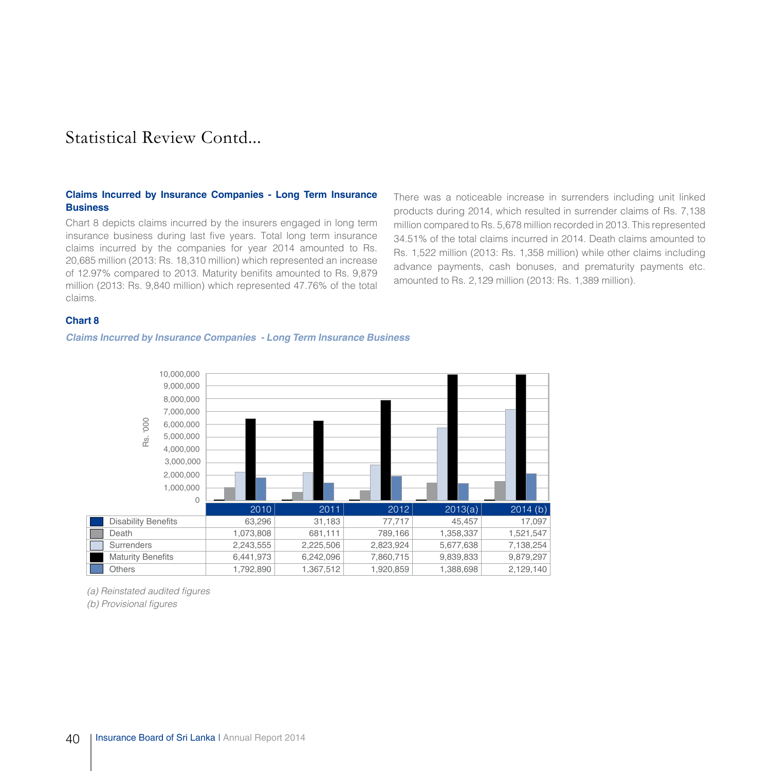# Statistical Review Contd...

### Claims Incurred by Insurance Companies - Long Term Insurance Business

Chart 8 depicts claims incurred by the insurers engaged in long term insurance business during last five years. Total long term insurance claims incurred by the companies for year 2014 amounted to Rs. 20,685 million (2013: Rs. 18,310 million) which represented an increase of 12.97% compared to 2013. Maturity benifits amounted to Rs. 9,879 million (2013: Rs. 9,840 million) which represented 47.76% of the total claims.

There was a noticeable increase in surrenders including unit linked products during 2014, which resulted in surrender claims of Rs. 7,138 million compared to Rs. 5,678 million recorded in 2013. This represented 34.51% of the total claims incurred in 2014. Death claims amounted to Rs. 1,522 million (2013: Rs. 1,358 million) while other claims including advance payments, cash bonuses, and prematurity payments etc. amounted to Rs. 2,129 million (2013: Rs. 1,389 million).

**Chart 8**

***Claims Incurred by Insurance Companies - Long Term Insurance Business***

Rs. '000

10,000,000
9,000,000
8,000,000
7,000,000
6,000,000
5,000,000
4,000,000
3,000,000
2,000,000
1,000,000
0

| | 2010 | 2011 | 2012 | 2013(a) | 2014 (b) |
|---|---|---|---|---|---|
| Disability Benefits | 63,296 | 31,183 | 77,717 | 45,457 | 17,097 |
| Death | 1,073,808 | 681,111 | 789,166 | 1,358,337 | 1,521,547 |
| Surrenders | 2,243,555 | 2,225,506 | 2,823,924 | 5,677,638 | 7,138,254 |
| Maturity Benefits | 6,441,973 | 6,242,096 | 7,860,715 | 9,839,833 | 9,879,297 |
| Others | 1,792,890 | 1,367,512 | 1,920,859 | 1,388,698 | 2,129,140 |

*(a) Reinstated audited figures*

*(b) Provisional figures*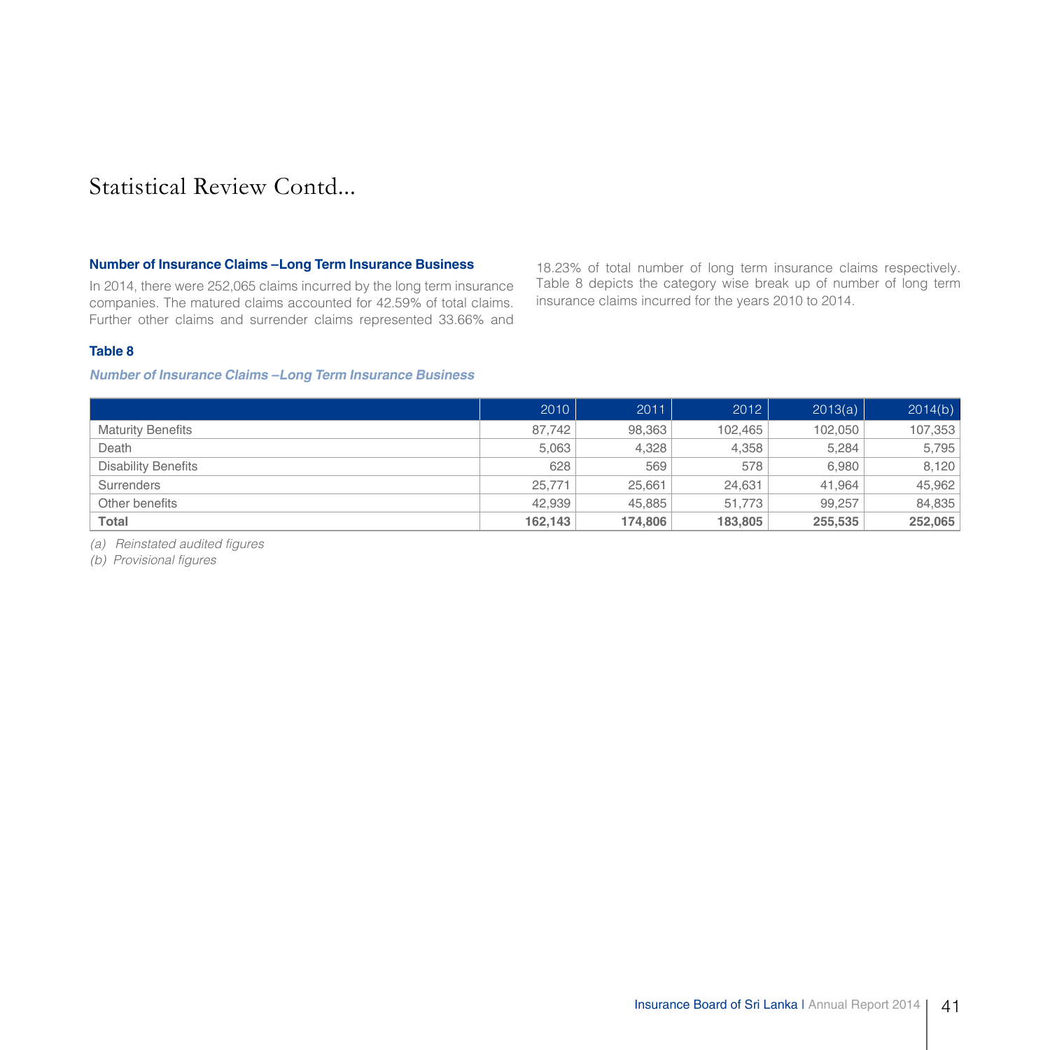# Statistical Review Contd...

### Number of Insurance Claims –Long Term Insurance Business

In 2014, there were 252,065 claims incurred by the long term insurance companies. The matured claims accounted for 42.59% of total claims. Further other claims and surrender claims represented 33.66% and 18.23% of total number of long term insurance claims respectively. Table 8 depicts the category wise break up of number of long term insurance claims incurred for the years 2010 to 2014.

**Table 8**

***Number of Insurance Claims –Long Term Insurance Business***

| | 2010 | 2011 | 2012 | 2013(a) | 2014(b) |
|---|---|---|---|---|---|
| Maturity Benefits | 87,742 | 98,363 | 102,465 | 102,050 | 107,353 |
| Death | 5,063 | 4,328 | 4,358 | 5,284 | 5,795 |
| Disability Benefits | 628 | 569 | 578 | 6,980 | 8,120 |
| Surrenders | 25,771 | 25,661 | 24,631 | 41,964 | 45,962 |
| Other benefits | 42,939 | 45,885 | 51,773 | 99,257 | 84,835 |
| **Total** | **162,143** | **174,806** | **183,805** | **255,535** | **252,065** |

*(a) Reinstated audited figures*

*(b) Provisional figures*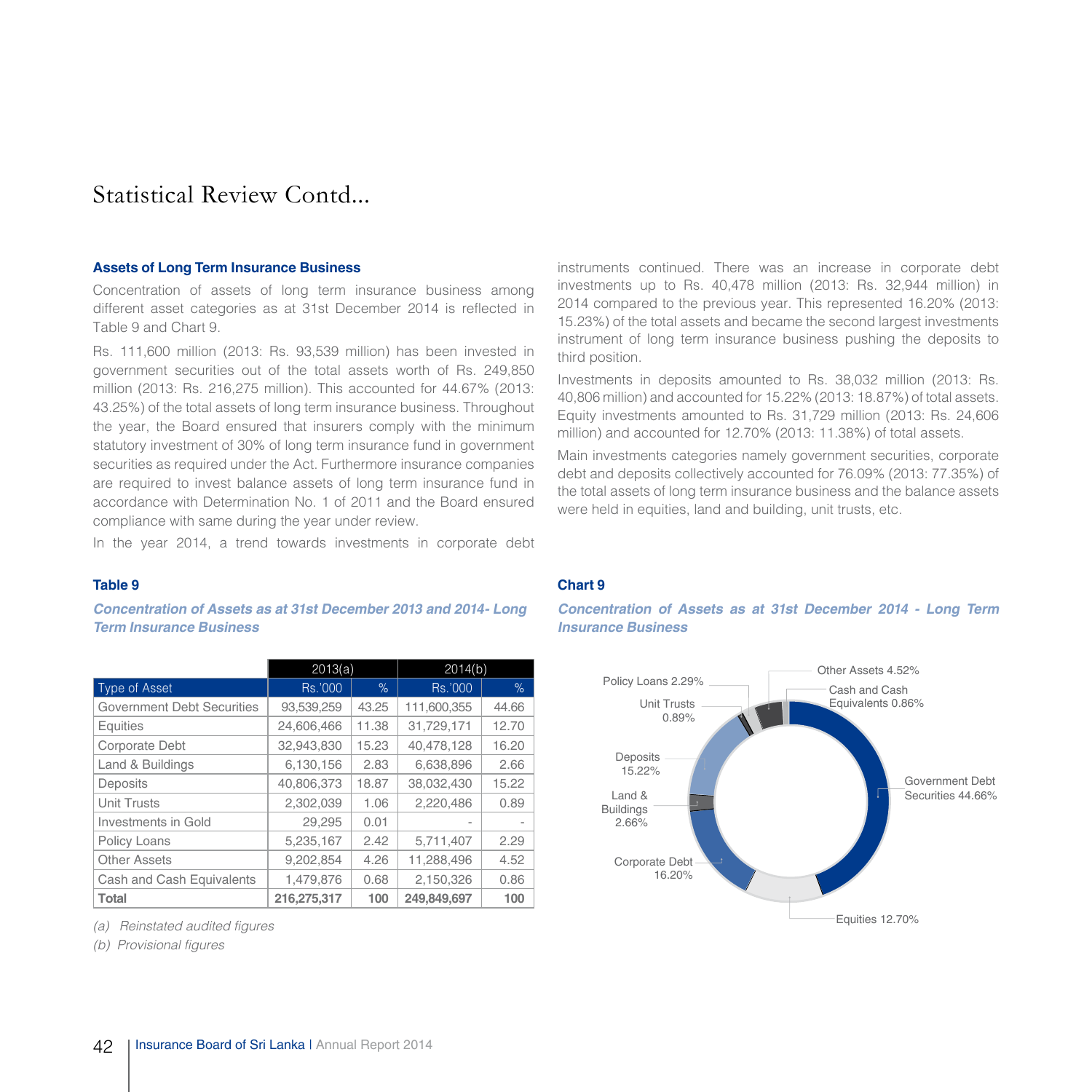# Statistical Review Contd...

### Assets of Long Term Insurance Business

Concentration of assets of long term insurance business among different asset categories as at 31st December 2014 is reflected in Table 9 and Chart 9.

Rs. 111,600 million (2013: Rs. 93,539 million) has been invested in government securities out of the total assets worth of Rs. 249,850 million (2013: Rs. 216,275 million). This accounted for 44.67% (2013: 43.25%) of the total assets of long term insurance business. Throughout the year, the Board ensured that insurers comply with the minimum statutory investment of 30% of long term insurance fund in government securities as required under the Act. Furthermore insurance companies are required to invest balance assets of long term insurance fund in accordance with Determination No. 1 of 2011 and the Board ensured compliance with same during the year under review.

In the year 2014, a trend towards investments in corporate debt instruments continued. There was an increase in corporate debt investments up to Rs. 40,478 million (2013: Rs. 32,944 million) in 2014 compared to the previous year. This represented 16.20% (2013: 15.23%) of the total assets and became the second largest investments instrument of long term insurance business pushing the deposits to third position.

Investments in deposits amounted to Rs. 38,032 million (2013: Rs. 40,806 million) and accounted for 15.22% (2013: 18.87%) of total assets. Equity investments amounted to Rs. 31,729 million (2013: Rs. 24,606 million) and accounted for 12.70% (2013: 11.38%) of total assets.

Main investments categories namely government securities, corporate debt and deposits collectively accounted for 76.09% (2013: 77.35%) of the total assets of long term insurance business and the balance assets were held in equities, land and building, unit trusts, etc.

**Table 9**

***Concentration of Assets as at 31st December 2013 and 2014- Long Term Insurance Business***

| | 2013(a) | | 2014(b) | |
|---|---|---|---|---|
| Type of Asset | Rs.'000 | % | Rs.'000 | % |
| Government Debt Securities | 93,539,259 | 43.25 | 111,600,355 | 44.66 |
| Equities | 24,606,466 | 11.38 | 31,729,171 | 12.70 |
| Corporate Debt | 32,943,830 | 15.23 | 40,478,128 | 16.20 |
| Land & Buildings | 6,130,156 | 2.83 | 6,638,896 | 2.66 |
| Deposits | 40,806,373 | 18.87 | 38,032,430 | 15.22 |
| Unit Trusts | 2,302,039 | 1.06 | 2,220,486 | 0.89 |
| Investments in Gold | 29,295 | 0.01 | - | - |
| Policy Loans | 5,235,167 | 2.42 | 5,711,407 | 2.29 |
| Other Assets | 9,202,854 | 4.26 | 11,288,496 | 4.52 |
| Cash and Cash Equivalents | 1,479,876 | 0.68 | 2,150,326 | 0.86 |
| **Total** | **216,275,317** | **100** | **249,849,697** | **100** |

*(a) Reinstated audited figures*

*(b) Provisional figures*

**Chart 9**

***Concentration of Assets as at 31st December 2014 - Long Term Insurance Business***

Other Assets 4.52%
Policy Loans 2.29%
Cash and Cash Equivalents 0.86%
Unit Trusts 0.89%
Deposits 15.22%
Government Debt Securities 44.66%
Land & Buildings 2.66%
Corporate Debt 16.20%
Equities 12.70%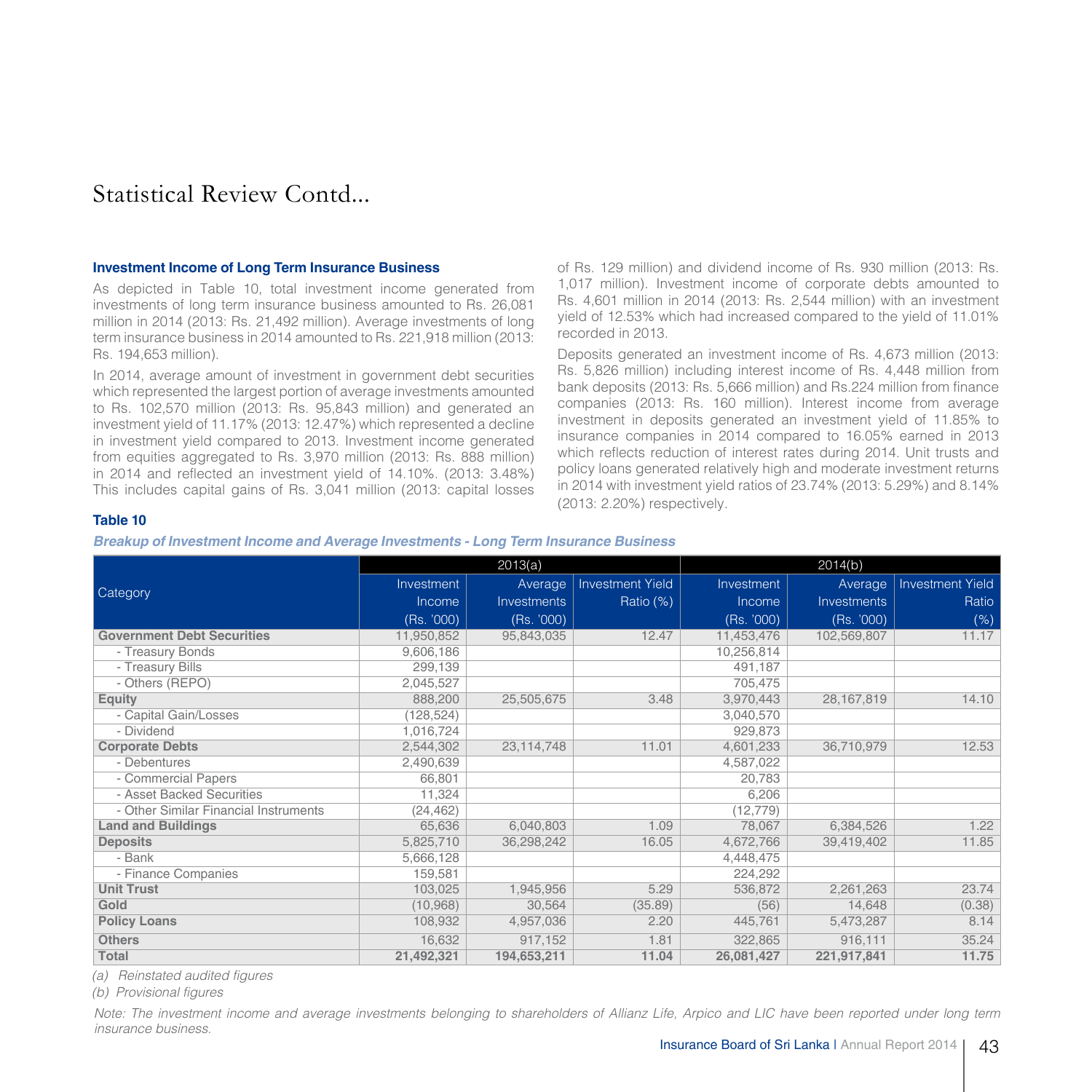# Statistical Review Contd...

### Investment Income of Long Term Insurance Business

As depicted in Table 10, total investment income generated from investments of long term insurance business amounted to Rs. 26,081 million in 2014 (2013: Rs. 21,492 million). Average investments of long term insurance business in 2014 amounted to Rs. 221,918 million (2013: Rs. 194,653 million).

In 2014, average amount of investment in government debt securities which represented the largest portion of average investments amounted to Rs. 102,570 million (2013: Rs. 95,843 million) and generated an investment yield of 11.17% (2013: 12.47%) which represented a decline in investment yield compared to 2013. Investment income generated from equities aggregated to Rs. 3,970 million (2013: Rs. 888 million) in 2014 and reflected an investment yield of 14.10%. (2013: 3.48%) This includes capital gains of Rs. 3,041 million (2013: capital losses of Rs. 129 million) and dividend income of Rs. 930 million (2013: Rs. 1,017 million). Investment income of corporate debts amounted to Rs. 4,601 million in 2014 (2013: Rs. 2,544 million) with an investment yield of 12.53% which had increased compared to the yield of 11.01% recorded in 2013.

Deposits generated an investment income of Rs. 4,673 million (2013: Rs. 5,826 million) including interest income of Rs. 4,448 million from bank deposits (2013: Rs. 5,666 million) and Rs.224 million from finance companies (2013: Rs. 160 million). Interest income from average investment in deposits generated an investment yield of 11.85% to insurance companies in 2014 compared to 16.05% earned in 2013 which reflects reduction of interest rates during 2014. Unit trusts and policy loans generated relatively high and moderate investment returns in 2014 with investment yield ratios of 23.74% (2013: 5.29%) and 8.14% (2013: 2.20%) respectively.

**Table 10**

***Breakup of Investment Income and Average Investments - Long Term Insurance Business***

| Category | 2013(a) | | | 2014(b) | | |
|---|---|---|---|---|---|---|
| | Investment Income (Rs. '000) | Average Investments (Rs. '000) | Investment Yield Ratio (%) | Investment Income (Rs. '000) | Average Investments (Rs. '000) | Investment Yield Ratio (%) |
| **Government Debt Securities** | 11,950,852 | 95,843,035 | 12.47 | 11,453,476 | 102,569,807 | 11.17 |
| - Treasury Bonds | 9,606,186 | | | 10,256,814 | | |
| - Treasury Bills | 299,139 | | | 491,187 | | |
| - Others (REPO) | 2,045,527 | | | 705,475 | | |
| **Equity** | 888,200 | 25,505,675 | 3.48 | 3,970,443 | 28,167,819 | 14.10 |
| - Capital Gain/Losses | (128,524) | | | 3,040,570 | | |
| - Dividend | 1,016,724 | | | 929,873 | | |
| **Corporate Debts** | 2,544,302 | 23,114,748 | 11.01 | 4,601,233 | 36,710,979 | 12.53 |
| - Debentures | 2,490,639 | | | 4,587,022 | | |
| - Commercial Papers | 66,801 | | | 20,783 | | |
| - Asset Backed Securities | 11,324 | | | 6,206 | | |
| - Other Similar Financial Instruments | (24,462) | | | (12,779) | | |
| **Land and Buildings** | 65,636 | 6,040,803 | 1.09 | 78,067 | 6,384,526 | 1.22 |
| **Deposits** | 5,825,710 | 36,298,242 | 16.05 | 4,672,766 | 39,419,402 | 11.85 |
| - Bank | 5,666,128 | | | 4,448,475 | | |
| - Finance Companies | 159,581 | | | 224,292 | | |
| **Unit Trust** | 103,025 | 1,945,956 | 5.29 | 536,872 | 2,261,263 | 23.74 |
| **Gold** | (10,968) | 30,564 | (35.89) | (56) | 14,648 | (0.38) |
| **Policy Loans** | 108,932 | 4,957,036 | 2.20 | 445,761 | 5,473,287 | 8.14 |
| **Others** | 16,632 | 917,152 | 1.81 | 322,865 | 916,111 | 35.24 |
| **Total** | **21,492,321** | **194,653,211** | **11.04** | **26,081,427** | **221,917,841** | **11.75** |

*(a) Reinstated audited figures*

*(b) Provisional figures*

*Note: The investment income and average investments belonging to shareholders of Allianz Life, Arpico and LIC have been reported under long term insurance business.*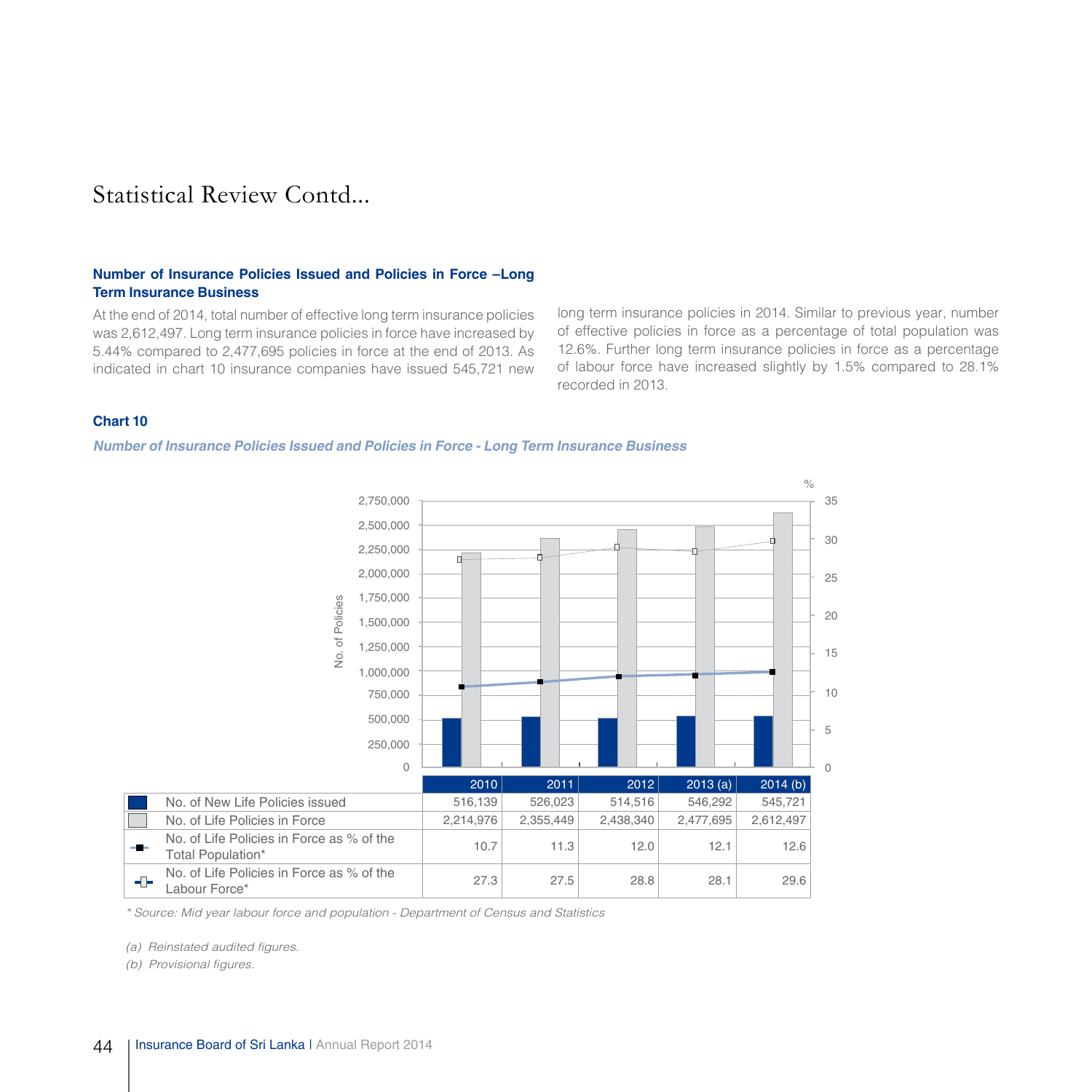# Statistical Review Contd...

### Number of Insurance Policies Issued and Policies in Force –Long Term Insurance Business

At the end of 2014, total number of effective long term insurance policies was 2,612,497. Long term insurance policies in force have increased by 5.44% compared to 2,477,695 policies in force at the end of 2013. As indicated in chart 10 insurance companies have issued 545,721 new long term insurance policies in 2014. Similar to previous year, number of effective policies in force as a percentage of total population was 12.6%. Further long term insurance policies in force as a percentage of labour force have increased slightly by 1.5% compared to 28.1% recorded in 2013.

**Chart 10**

***Number of Insurance Policies Issued and Policies in Force - Long Term Insurance Business***

No. of Policies

2,750,000
2,500,000
2,250,000
2,000,000
1,750,000
1,500,000
1,250,000
1,000,000
750,000
500,000
250,000
0

%

35
30
25
20
15
10
5
0

| | 2010 | 2011 | 2012 | 2013 (a) | 2014 (b) |
|---|---|---|---|---|---|
| No. of New Life Policies issued | 516,139 | 526,023 | 514,516 | 546,292 | 545,721 |
| No. of Life Policies in Force | 2,214,976 | 2,355,449 | 2,438,340 | 2,477,695 | 2,612,497 |
| No. of Life Policies in Force as % of the Total Population* | 10.7 | 11.3 | 12.0 | 12.1 | 12.6 |
| No. of Life Policies in Force as % of the Labour Force* | 27.3 | 27.5 | 28.8 | 28.1 | 29.6 |

*\* Source: Mid year labour force and population - Department of Census and Statistics*

*(a) Reinstated audited figures.*

*(b) Provisional figures.*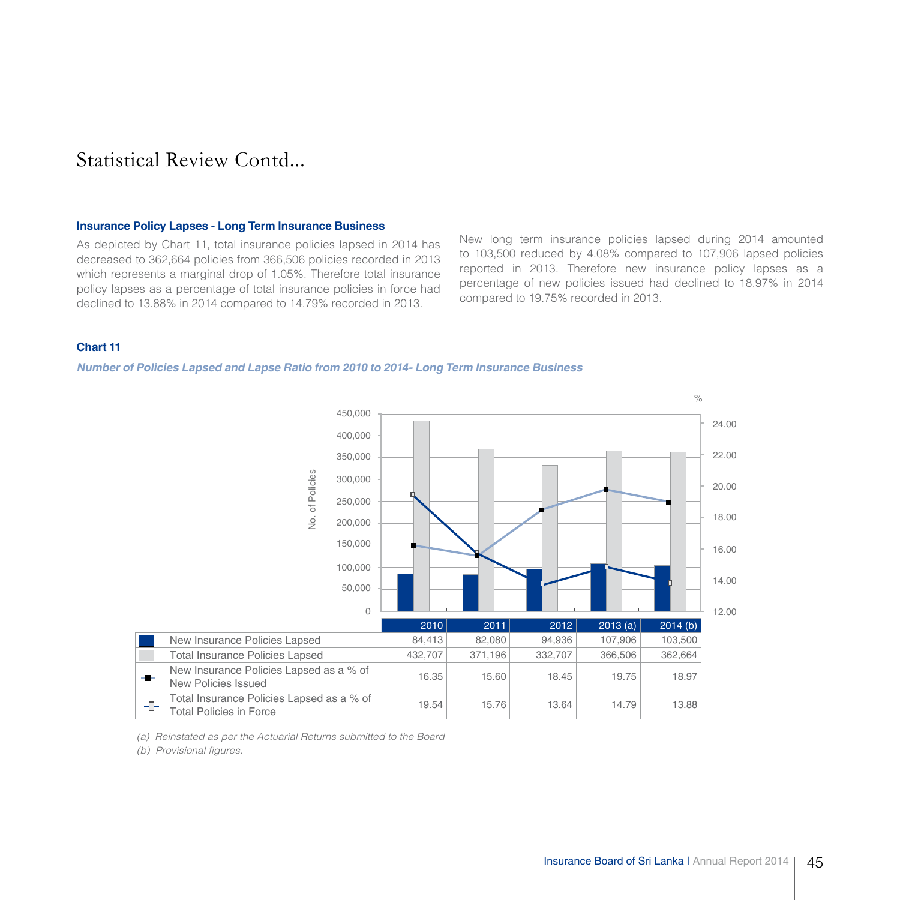# Statistical Review Contd...

### Insurance Policy Lapses - Long Term Insurance Business

As depicted by Chart 11, total insurance policies lapsed in 2014 has decreased to 362,664 policies from 366,506 policies recorded in 2013 which represents a marginal drop of 1.05%. Therefore total insurance policy lapses as a percentage of total insurance policies in force had declined to 13.88% in 2014 compared to 14.79% recorded in 2013.

New long term insurance policies lapsed during 2014 amounted to 103,500 reduced by 4.08% compared to 107,906 lapsed policies reported in 2013. Therefore new insurance policy lapses as a percentage of new policies issued had declined to 18.97% in 2014 compared to 19.75% recorded in 2013.

**Chart 11**

***Number of Policies Lapsed and Lapse Ratio from 2010 to 2014- Long Term Insurance Business***

No. of Policies

450,000
400,000
350,000
300,000
250,000
200,000
150,000
100,000
50,000
0

%

24.00
22.00
20.00
18.00
16.00
14.00
12.00

| | 2010 | 2011 | 2012 | 2013 (a) | 2014 (b) |
|---|---|---|---|---|---|
| New Insurance Policies Lapsed | 84,413 | 82,080 | 94,936 | 107,906 | 103,500 |
| Total Insurance Policies Lapsed | 432,707 | 371,196 | 332,707 | 366,506 | 362,664 |
| New Insurance Policies Lapsed as a % of New Policies Issued | 16.35 | 15.60 | 18.45 | 19.75 | 18.97 |
| Total Insurance Policies Lapsed as a % of Total Policies in Force | 19.54 | 15.76 | 13.64 | 14.79 | 13.88 |

*(a) Reinstated as per the Actuarial Returns submitted to the Board*

*(b) Provisional figures.*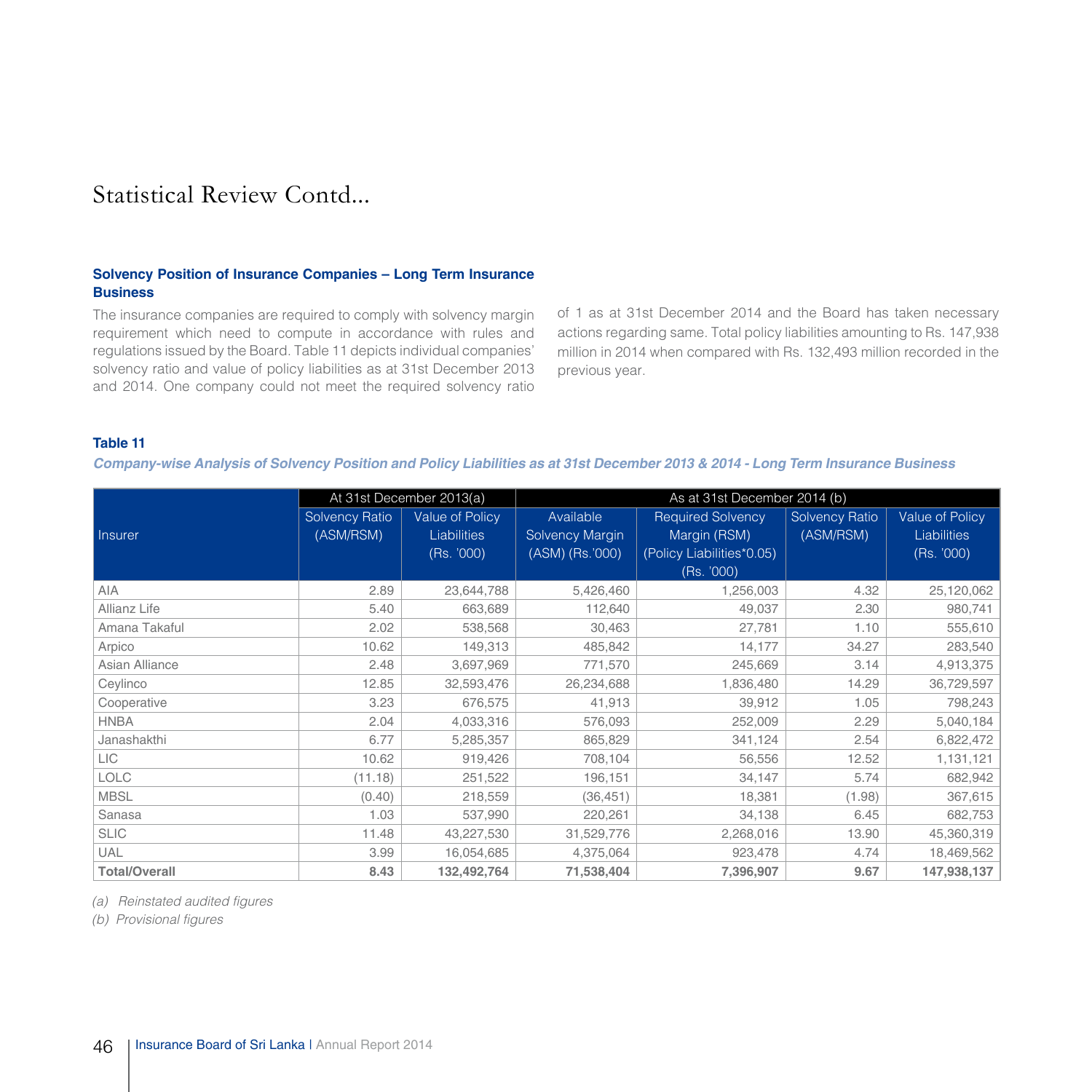# Statistical Review Contd...

### Solvency Position of Insurance Companies – Long Term Insurance Business

The insurance companies are required to comply with solvency margin requirement which need to compute in accordance with rules and regulations issued by the Board. Table 11 depicts individual companies' solvency ratio and value of policy liabilities as at 31st December 2013 and 2014. One company could not meet the required solvency ratio of 1 as at 31st December 2014 and the Board has taken necessary actions regarding same. Total policy liabilities amounting to Rs. 147,938 million in 2014 when compared with Rs. 132,493 million recorded in the previous year.

**Table 11**

***Company-wise Analysis of Solvency Position and Policy Liabilities as at 31st December 2013 & 2014 - Long Term Insurance Business***

| Insurer | At 31st December 2013(a) | | As at 31st December 2014 (b) | | | |
|---|---|---|---|---|---|---|
| | Solvency Ratio (ASM/RSM) | Value of Policy Liabilities (Rs. '000) | Available Solvency Margin (ASM) (Rs.'000) | Required Solvency Margin (RSM) (Policy Liabilities*0.05) (Rs. '000) | Solvency Ratio (ASM/RSM) | Value of Policy Liabilities (Rs. '000) |
| AIA | 2.89 | 23,644,788 | 5,426,460 | 1,256,003 | 4.32 | 25,120,062 |
| Allianz Life | 5.40 | 663,689 | 112,640 | 49,037 | 2.30 | 980,741 |
| Amana Takaful | 2.02 | 538,568 | 30,463 | 27,781 | 1.10 | 555,610 |
| Arpico | 10.62 | 149,313 | 485,842 | 14,177 | 34.27 | 283,540 |
| Asian Alliance | 2.48 | 3,697,969 | 771,570 | 245,669 | 3.14 | 4,913,375 |
| Ceylinco | 12.85 | 32,593,476 | 26,234,688 | 1,836,480 | 14.29 | 36,729,597 |
| Cooperative | 3.23 | 676,575 | 41,913 | 39,912 | 1.05 | 798,243 |
| HNBA | 2.04 | 4,033,316 | 576,093 | 252,009 | 2.29 | 5,040,184 |
| Janashakthi | 6.77 | 5,285,357 | 865,829 | 341,124 | 2.54 | 6,822,472 |
| LIC | 10.62 | 919,426 | 708,104 | 56,556 | 12.52 | 1,131,121 |
| LOLC | (11.18) | 251,522 | 196,151 | 34,147 | 5.74 | 682,942 |
| MBSL | (0.40) | 218,559 | (36,451) | 18,381 | (1.98) | 367,615 |
| Sanasa | 1.03 | 537,990 | 220,261 | 34,138 | 6.45 | 682,753 |
| SLIC | 11.48 | 43,227,530 | 31,529,776 | 2,268,016 | 13.90 | 45,360,319 |
| UAL | 3.99 | 16,054,685 | 4,375,064 | 923,478 | 4.74 | 18,469,562 |
| **Total/Overall** | **8.43** | **132,492,764** | **71,538,404** | **7,396,907** | **9.67** | **147,938,137** |

*(a) Reinstated audited figures*

*(b) Provisional figures*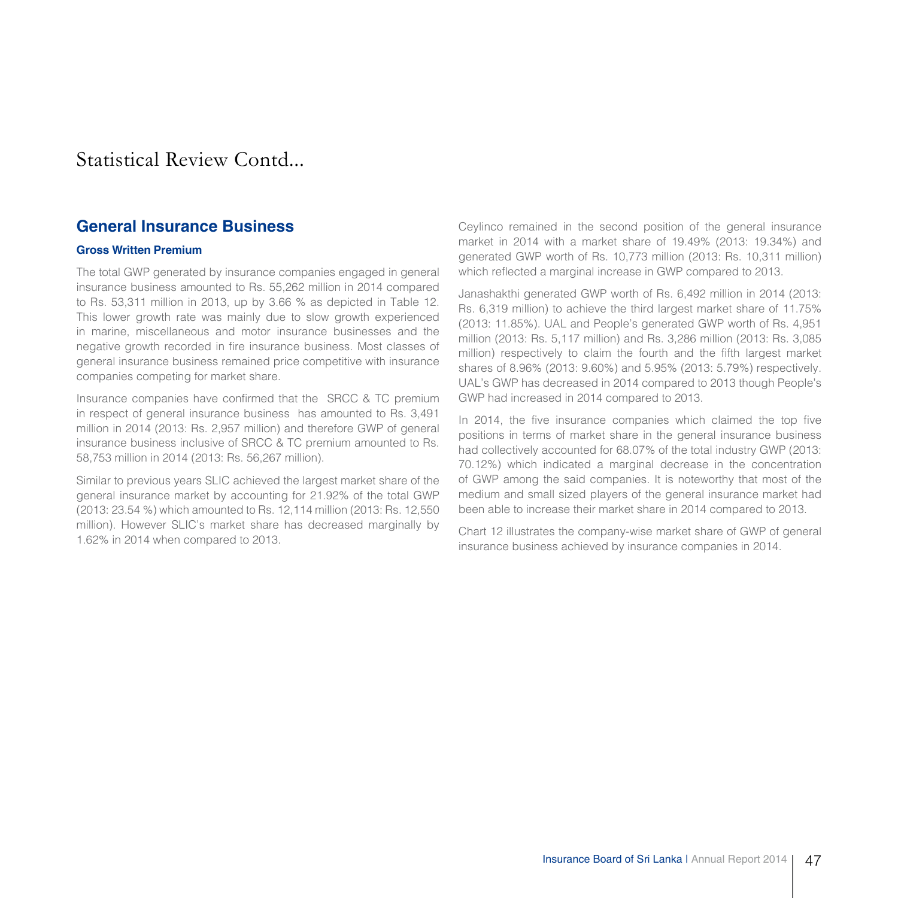# Statistical Review Contd...

## General Insurance Business

### Gross Written Premium

The total GWP generated by insurance companies engaged in general insurance business amounted to Rs. 55,262 million in 2014 compared to Rs. 53,311 million in 2013, up by 3.66 % as depicted in Table 12. This lower growth rate was mainly due to slow growth experienced in marine, miscellaneous and motor insurance businesses and the negative growth recorded in fire insurance business. Most classes of general insurance business remained price competitive with insurance companies competing for market share.

Insurance companies have confirmed that the SRCC & TC premium in respect of general insurance business has amounted to Rs. 3,491 million in 2014 (2013: Rs. 2,957 million) and therefore GWP of general insurance business inclusive of SRCC & TC premium amounted to Rs. 58,753 million in 2014 (2013: Rs. 56,267 million).

Similar to previous years SLIC achieved the largest market share of the general insurance market by accounting for 21.92% of the total GWP (2013: 23.54 %) which amounted to Rs. 12,114 million (2013: Rs. 12,550 million). However SLIC's market share has decreased marginally by 1.62% in 2014 when compared to 2013.

Ceylinco remained in the second position of the general insurance market in 2014 with a market share of 19.49% (2013: 19.34%) and generated GWP worth of Rs. 10,773 million (2013: Rs. 10,311 million) which reflected a marginal increase in GWP compared to 2013.

Janashakthi generated GWP worth of Rs. 6,492 million in 2014 (2013: Rs. 6,319 million) to achieve the third largest market share of 11.75% (2013: 11.85%). UAL and People's generated GWP worth of Rs. 4,951 million (2013: Rs. 5,117 million) and Rs. 3,286 million (2013: Rs. 3,085 million) respectively to claim the fourth and the fifth largest market shares of 8.96% (2013: 9.60%) and 5.95% (2013: 5.79%) respectively. UAL's GWP has decreased in 2014 compared to 2013 though People's GWP had increased in 2014 compared to 2013.

In 2014, the five insurance companies which claimed the top five positions in terms of market share in the general insurance business had collectively accounted for 68.07% of the total industry GWP (2013: 70.12%) which indicated a marginal decrease in the concentration of GWP among the said companies. It is noteworthy that most of the medium and small sized players of the general insurance market had been able to increase their market share in 2014 compared to 2013.

Chart 12 illustrates the company-wise market share of GWP of general insurance business achieved by insurance companies in 2014.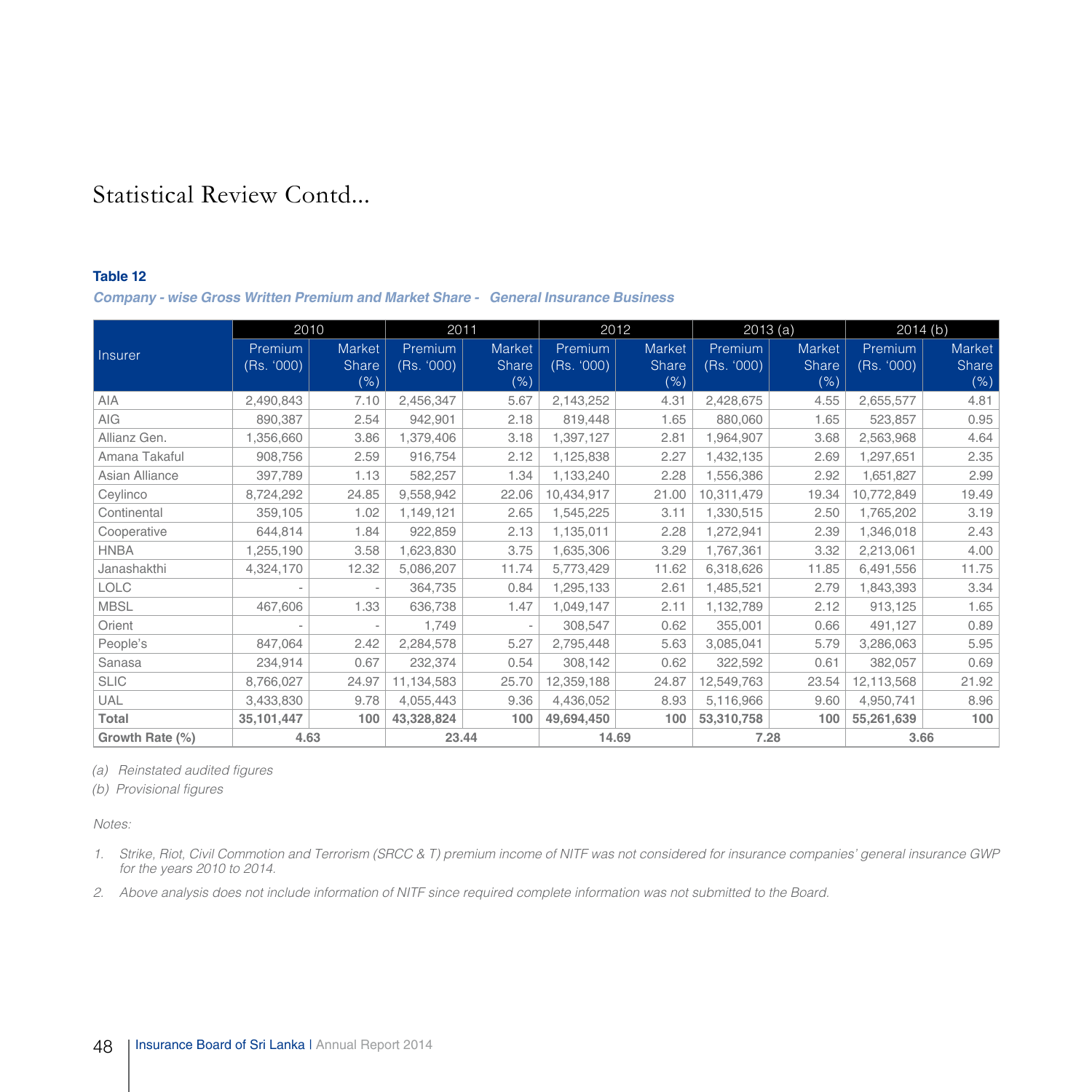# Statistical Review Contd...

**Table 12**

***Company - wise Gross Written Premium and Market Share - General Insurance Business***

| Insurer | 2010 | | 2011 | | 2012 | | 2013 (a) | | 2014 (b) | |
|---|---|---|---|---|---|---|---|---|---|---|
| | Premium (Rs. '000) | Market Share (%) | Premium (Rs. '000) | Market Share (%) | Premium (Rs. '000) | Market Share (%) | Premium (Rs. '000) | Market Share (%) | Premium (Rs. '000) | Market Share (%) |
| AIA | 2,490,843 | 7.10 | 2,456,347 | 5.67 | 2,143,252 | 4.31 | 2,428,675 | 4.55 | 2,655,577 | 4.81 |
| AIG | 890,387 | 2.54 | 942,901 | 2.18 | 819,448 | 1.65 | 880,060 | 1.65 | 523,857 | 0.95 |
| Allianz Gen. | 1,356,660 | 3.86 | 1,379,406 | 3.18 | 1,397,127 | 2.81 | 1,964,907 | 3.68 | 2,563,968 | 4.64 |
| Amana Takaful | 908,756 | 2.59 | 916,754 | 2.12 | 1,125,838 | 2.27 | 1,432,135 | 2.69 | 1,297,651 | 2.35 |
| Asian Alliance | 397,789 | 1.13 | 582,257 | 1.34 | 1,133,240 | 2.28 | 1,556,386 | 2.92 | 1,651,827 | 2.99 |
| Ceylinco | 8,724,292 | 24.85 | 9,558,942 | 22.06 | 10,434,917 | 21.00 | 10,311,479 | 19.34 | 10,772,849 | 19.49 |
| Continental | 359,105 | 1.02 | 1,149,121 | 2.65 | 1,545,225 | 3.11 | 1,330,515 | 2.50 | 1,765,202 | 3.19 |
| Cooperative | 644,814 | 1.84 | 922,859 | 2.13 | 1,135,011 | 2.28 | 1,272,941 | 2.39 | 1,346,018 | 2.43 |
| HNBA | 1,255,190 | 3.58 | 1,623,830 | 3.75 | 1,635,306 | 3.29 | 1,767,361 | 3.32 | 2,213,061 | 4.00 |
| Janashakthi | 4,324,170 | 12.32 | 5,086,207 | 11.74 | 5,773,429 | 11.62 | 6,318,626 | 11.85 | 6,491,556 | 11.75 |
| LOLC | - | - | 364,735 | 0.84 | 1,295,133 | 2.61 | 1,485,521 | 2.79 | 1,843,393 | 3.34 |
| MBSL | 467,606 | 1.33 | 636,738 | 1.47 | 1,049,147 | 2.11 | 1,132,789 | 2.12 | 913,125 | 1.65 |
| Orient | - | - | 1,749 | - | 308,547 | 0.62 | 355,001 | 0.66 | 491,127 | 0.89 |
| People's | 847,064 | 2.42 | 2,284,578 | 5.27 | 2,795,448 | 5.63 | 3,085,041 | 5.79 | 3,286,063 | 5.95 |
| Sanasa | 234,914 | 0.67 | 232,374 | 0.54 | 308,142 | 0.62 | 322,592 | 0.61 | 382,057 | 0.69 |
| SLIC | 8,766,027 | 24.97 | 11,134,583 | 25.70 | 12,359,188 | 24.87 | 12,549,763 | 23.54 | 12,113,568 | 21.92 |
| UAL | 3,433,830 | 9.78 | 4,055,443 | 9.36 | 4,436,052 | 8.93 | 5,116,966 | 9.60 | 4,950,741 | 8.96 |
| **Total** | **35,101,447** | **100** | **43,328,824** | **100** | **49,694,450** | **100** | **53,310,758** | **100** | **55,261,639** | **100** |
| **Growth Rate (%)** | **4.63** | | **23.44** | | **14.69** | | **7.28** | | **3.66** | |

*(a) Reinstated audited figures*

*(b) Provisional figures*

*Notes:*

1. *Strike, Riot, Civil Commotion and Terrorism (SRCC & T) premium income of NITF was not considered for insurance companies' general insurance GWP for the years 2010 to 2014.*
2. *Above analysis does not include information of NITF since required complete information was not submitted to the Board.*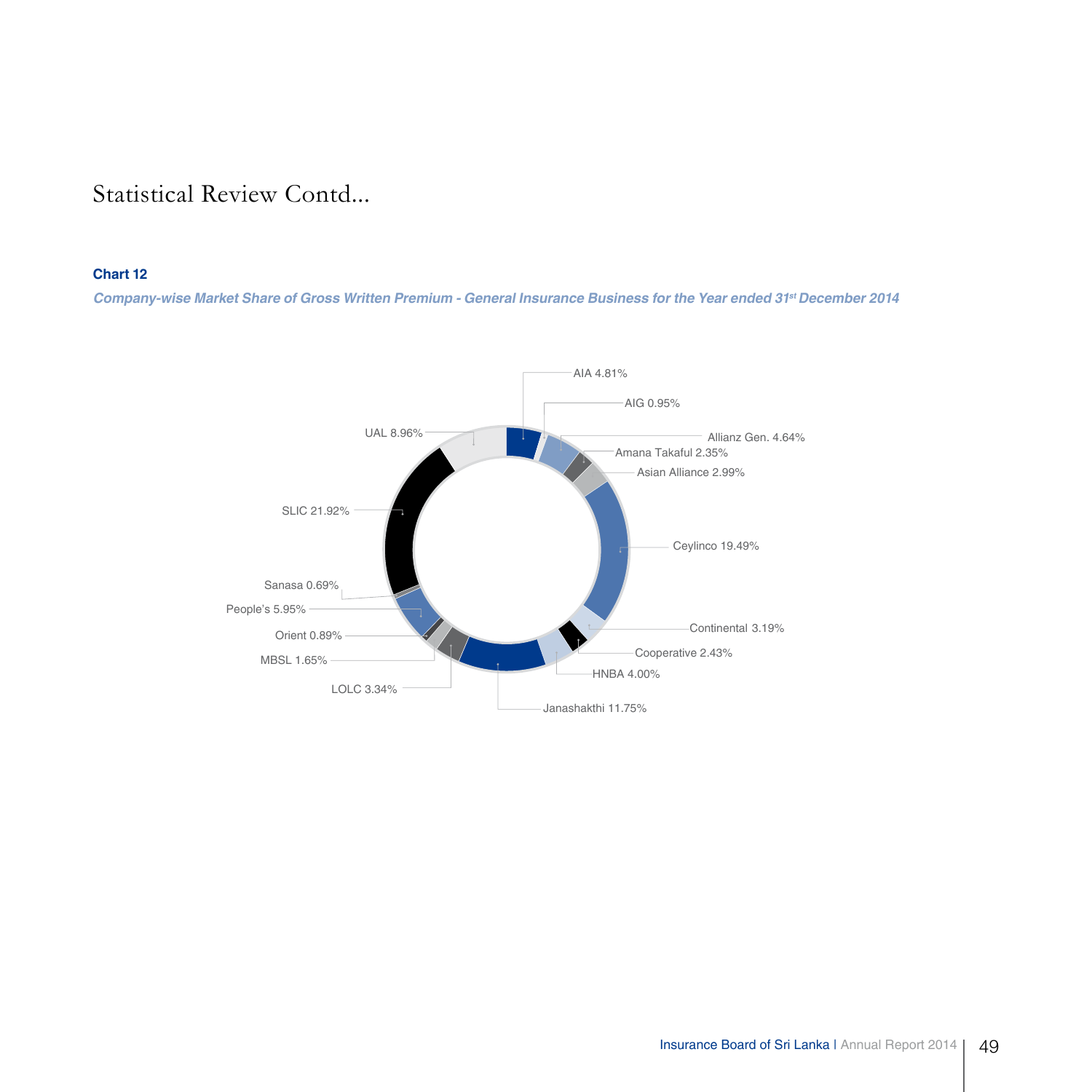# Statistical Review Contd...

**Chart 12**

***Company-wise Market Share of Gross Written Premium - General Insurance Business for the Year ended 31st December 2014***

AIA 4.81%
AIG 0.95%
Allianz Gen. 4.64%
Amana Takaful 2.35%
Asian Alliance 2.99%
Ceylinco 19.49%
Continental 3.19%
Cooperative 2.43%
HNBA 4.00%
Janashakthi 11.75%
LOLC 3.34%
MBSL 1.65%
Orient 0.89%
People's 5.95%
Sanasa 0.69%
SLIC 21.92%
UAL 8.96%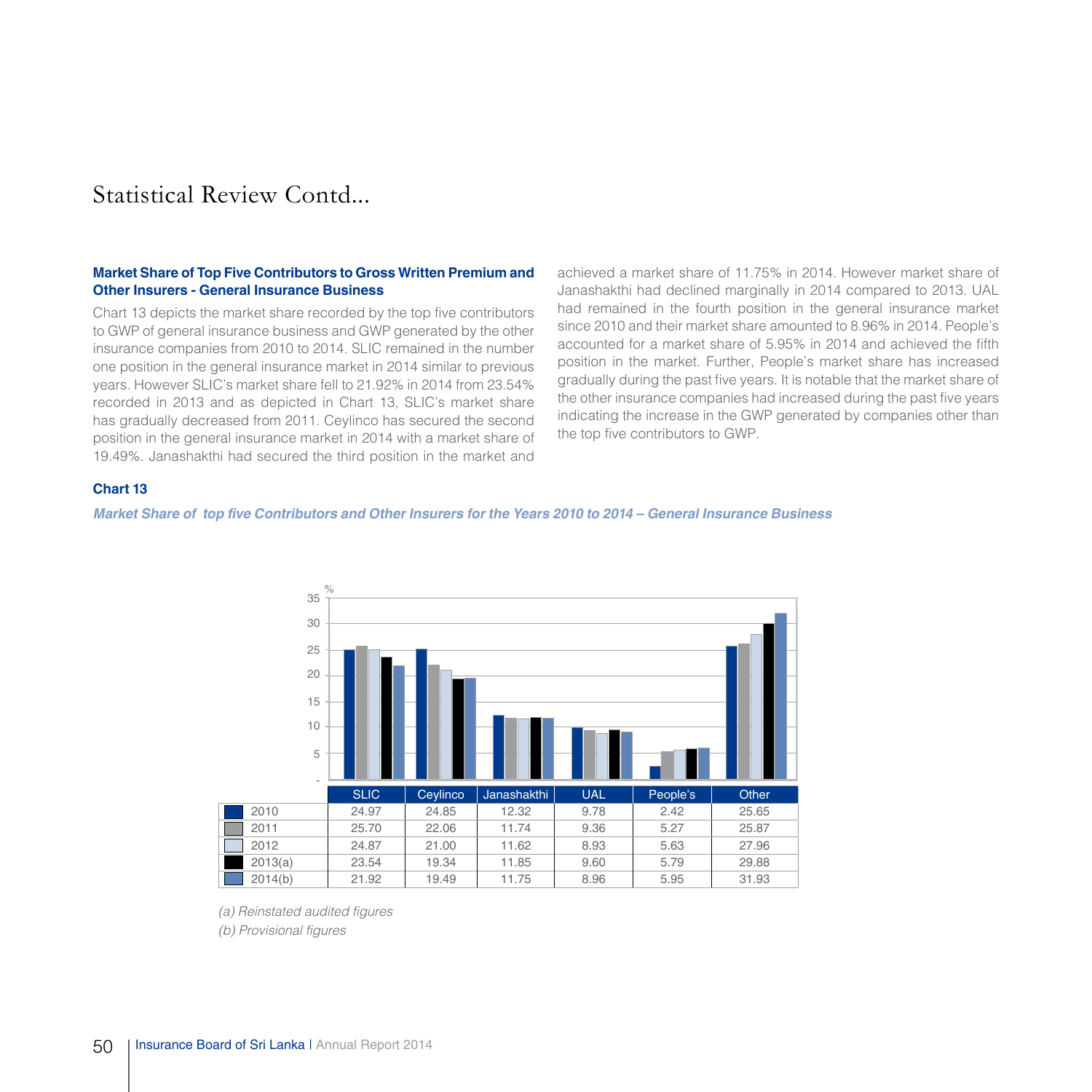### Market Share of Top Five Contributors to Gross Written Premium and Other Insurers - General Insurance Business

Chart 13 depicts the market share recorded by the top five contributors to GWP of general insurance business and GWP generated by the other insurance companies from 2010 to 2014. SLIC remained in the number one position in the general insurance market in 2014 similar to previous years. However SLIC's market share fell to 21.92% in 2014 from 23.54% recorded in 2013 and as depicted in Chart 13, SLIC's market share has gradually decreased from 2011. Ceylinco has secured the second position in the general insurance market in 2014 with a market share of 19.49%. Janashakthi had secured the third position in the market and achieved a market share of 11.75% in 2014. However market share of Janashakthi had declined marginally in 2014 compared to 2013. UAL had remained in the fourth position in the general insurance market since 2010 and their market share amounted to 8.96% in 2014. People's accounted for a market share of 5.95% in 2014 and achieved the fifth position in the market. Further, People's market share has increased gradually during the past five years. It is notable that the market share of the other insurance companies had increased during the past five years indicating the increase in the GWP generated by companies other than the top five contributors to GWP.

**Chart 13**

***Market Share of top five Contributors and Other Insurers for the Years 2010 to 2014 – General Insurance Business***

%

35
30
25
20
15
10
5
-

| | SLIC | Ceylinco | Janashakthi | UAL | People's | Other |
|---|---|---|---|---|---|---|
| 2010 | 24.97 | 24.85 | 12.32 | 9.78 | 2.42 | 25.65 |
| 2011 | 25.70 | 22.06 | 11.74 | 9.36 | 5.27 | 25.87 |
| 2012 | 24.87 | 21.00 | 11.62 | 8.93 | 5.63 | 27.96 |
| 2013(a) | 23.54 | 19.34 | 11.85 | 9.60 | 5.79 | 29.88 |
| 2014(b) | 21.92 | 19.49 | 11.75 | 8.96 | 5.95 | 31.93 |

*(a) Reinstated audited figures*

*(b) Provisional figures*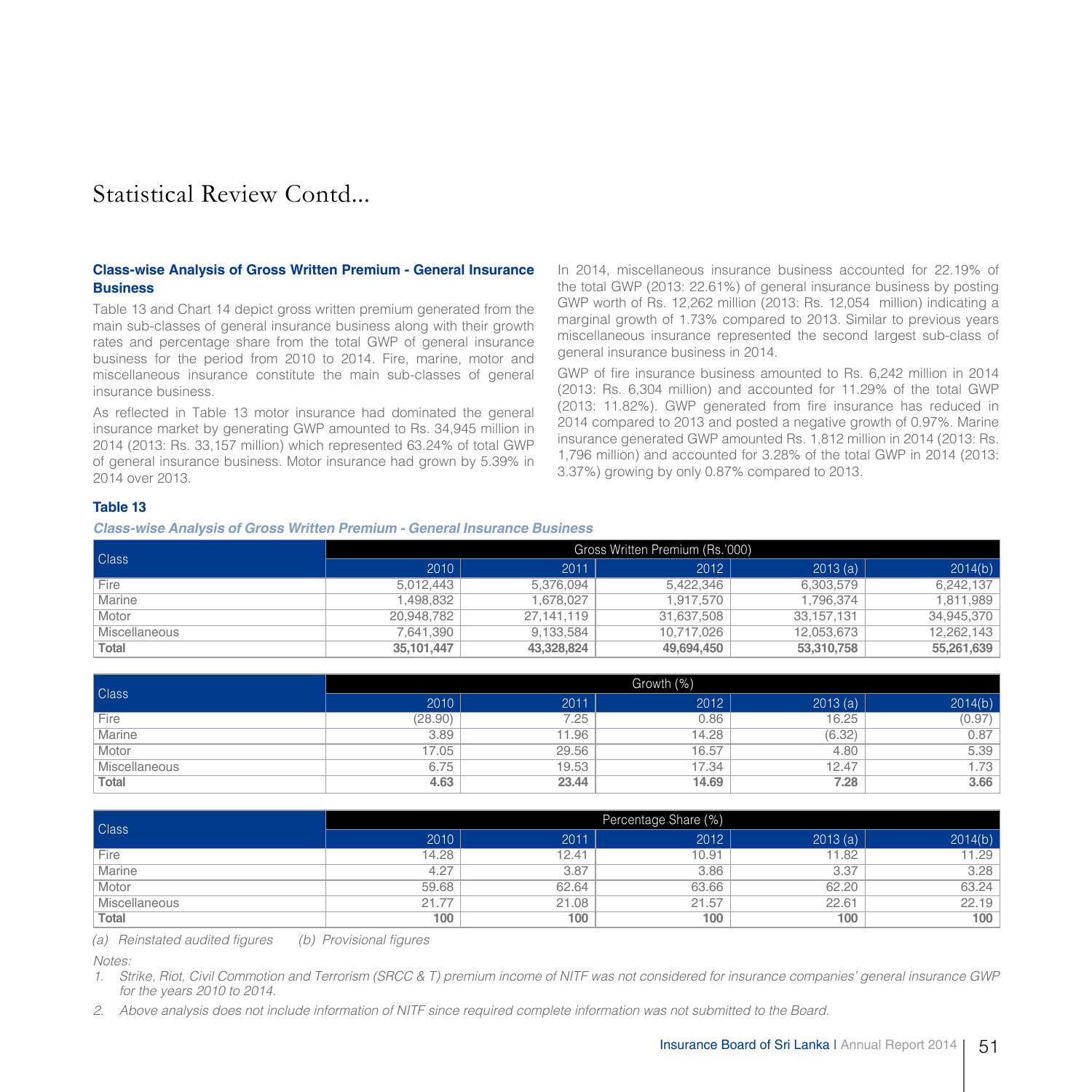# Statistical Review Contd...

### Class-wise Analysis of Gross Written Premium - General Insurance Business

Table 13 and Chart 14 depict gross written premium generated from the main sub-classes of general insurance business along with their growth rates and percentage share from the total GWP of general insurance business for the period from 2010 to 2014. Fire, marine, motor and miscellaneous insurance constitute the main sub-classes of general insurance business.

As reflected in Table 13 motor insurance had dominated the general insurance market by generating GWP amounted to Rs. 34,945 million in 2014 (2013: Rs. 33,157 million) which represented 63.24% of total GWP of general insurance business. Motor insurance had grown by 5.39% in 2014 over 2013.

In 2014, miscellaneous insurance business accounted for 22.19% of the total GWP (2013: 22.61%) of general insurance business by posting GWP worth of Rs. 12,262 million (2013: Rs. 12,054 million) indicating a marginal growth of 1.73% compared to 2013. Similar to previous years miscellaneous insurance represented the second largest sub-class of general insurance business in 2014.

GWP of fire insurance business amounted to Rs. 6,242 million in 2014 (2013: Rs. 6,304 million) and accounted for 11.29% of the total GWP (2013: 11.82%). GWP generated from fire insurance has reduced in 2014 compared to 2013 and posted a negative growth of 0.97%. Marine insurance generated GWP amounted Rs. 1,812 million in 2014 (2013: Rs. 1,796 million) and accounted for 3.28% of the total GWP in 2014 (2013: 3.37%) growing by only 0.87% compared to 2013.

**Table 13**

***Class-wise Analysis of Gross Written Premium - General Insurance Business***

| Class | Gross Written Premium (Rs.'000) | | | | |
|---|---|---|---|---|---|
| | 2010 | 2011 | 2012 | 2013 (a) | 2014(b) |
| Fire | 5,012,443 | 5,376,094 | 5,422,346 | 6,303,579 | 6,242,137 |
| Marine | 1,498,832 | 1,678,027 | 1,917,570 | 1,796,374 | 1,811,989 |
| Motor | 20,948,782 | 27,141,119 | 31,637,508 | 33,157,131 | 34,945,370 |
| Miscellaneous | 7,641,390 | 9,133,584 | 10,717,026 | 12,053,673 | 12,262,143 |
| **Total** | **35,101,447** | **43,328,824** | **49,694,450** | **53,310,758** | **55,261,639** |

| Class | Growth (%) | | | | |
|---|---|---|---|---|---|
| | 2010 | 2011 | 2012 | 2013 (a) | 2014(b) |
| Fire | (28.90) | 7.25 | 0.86 | 16.25 | (0.97) |
| Marine | 3.89 | 11.96 | 14.28 | (6.32) | 0.87 |
| Motor | 17.05 | 29.56 | 16.57 | 4.80 | 5.39 |
| Miscellaneous | 6.75 | 19.53 | 17.34 | 12.47 | 1.73 |
| **Total** | **4.63** | **23.44** | **14.69** | **7.28** | **3.66** |

| Class | Percentage Share (%) | | | | |
|---|---|---|---|---|---|
| | 2010 | 2011 | 2012 | 2013 (a) | 2014(b) |
| Fire | 14.28 | 12.41 | 10.91 | 11.82 | 11.29 |
| Marine | 4.27 | 3.87 | 3.86 | 3.37 | 3.28 |
| Motor | 59.68 | 62.64 | 63.66 | 62.20 | 63.24 |
| Miscellaneous | 21.77 | 21.08 | 21.57 | 22.61 | 22.19 |
| **Total** | **100** | **100** | **100** | **100** | **100** |

*(a) Reinstated audited figures (b) Provisional figures*

*Notes:*

1. *Strike, Riot, Civil Commotion and Terrorism (SRCC & T) premium income of NITF was not considered for insurance companies' general insurance GWP for the years 2010 to 2014.*
2. *Above analysis does not include information of NITF since required complete information was not submitted to the Board.*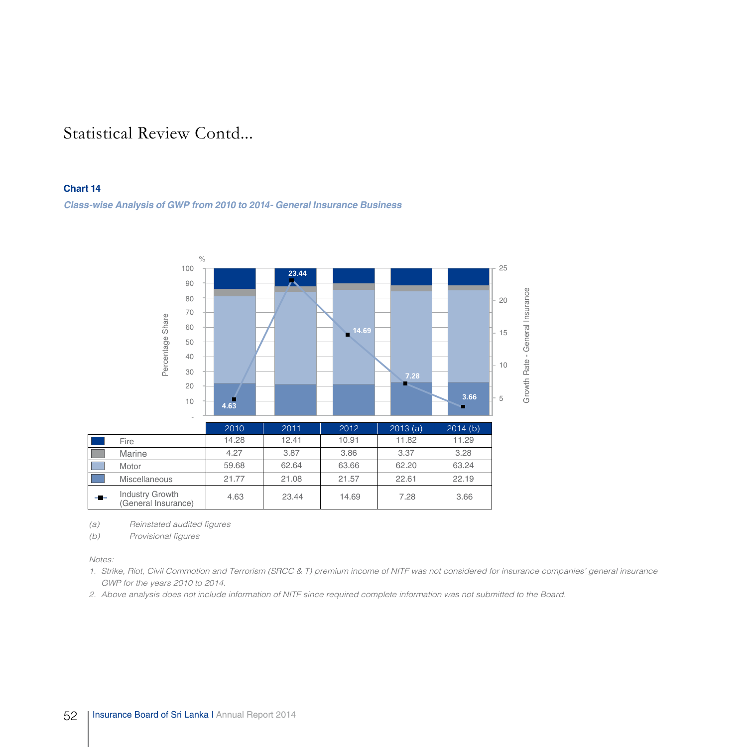# Statistical Review Contd...

**Chart 14**

***Class-wise Analysis of GWP from 2010 to 2014- General Insurance Business***

%

Percentage Share

100
90
80
70
60
50
40
30
20
10
-

Growth Rate - General Insurance

25
20
15
10
5

23.44
14.69
7.28
3.66
4.63

| | | 2010 | 2011 | 2012 | 2013 (a) | 2014 (b) |
|---|---|---|---|---|---|---|
| | Fire | 14.28 | 12.41 | 10.91 | 11.82 | 11.29 |
| | Marine | 4.27 | 3.87 | 3.86 | 3.37 | 3.28 |
| | Motor | 59.68 | 62.64 | 63.66 | 62.20 | 63.24 |
| | Miscellaneous | 21.77 | 21.08 | 21.57 | 22.61 | 22.19 |
| | Industry Growth (General Insurance) | 4.63 | 23.44 | 14.69 | 7.28 | 3.66 |

*(a) Reinstated audited figures*

*(b) Provisional figures*

*Notes:*

*1. Strike, Riot, Civil Commotion and Terrorism (SRCC & T) premium income of NITF was not considered for insurance companies' general insurance GWP for the years 2010 to 2014.*

*2. Above analysis does not include information of NITF since required complete information was not submitted to the Board.*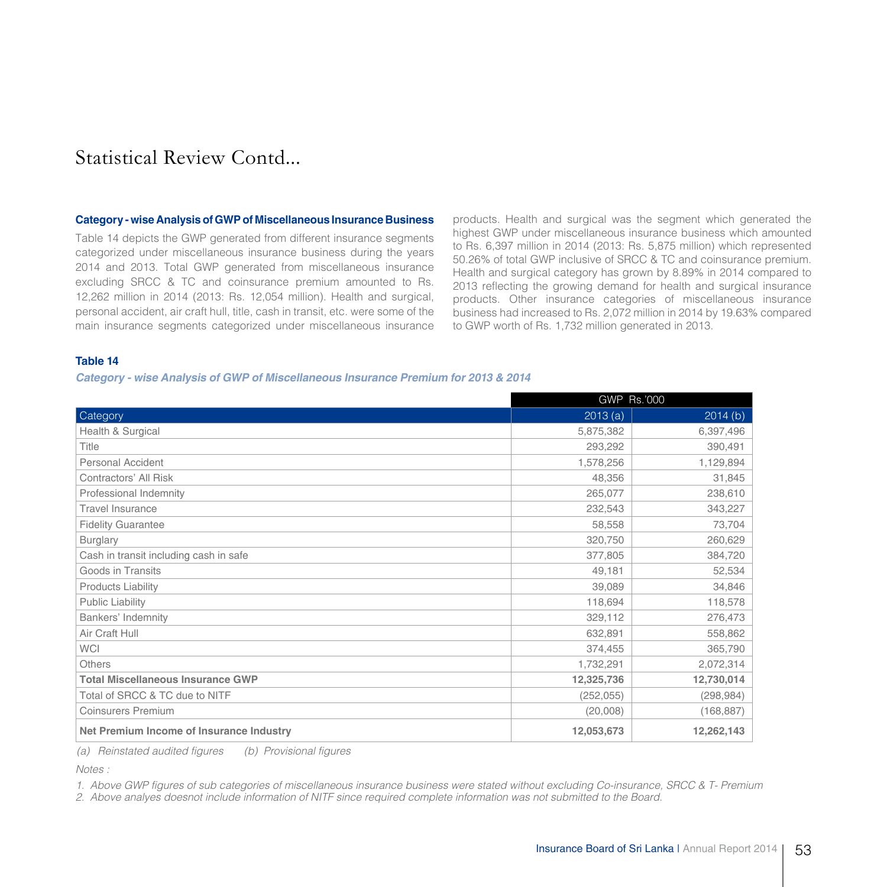# Statistical Review Contd...

### Category - wise Analysis of GWP of Miscellaneous Insurance Business

Table 14 depicts the GWP generated from different insurance segments categorized under miscellaneous insurance business during the years 2014 and 2013. Total GWP generated from miscellaneous insurance excluding SRCC & TC and coinsurance premium amounted to Rs. 12,262 million in 2014 (2013: Rs. 12,054 million). Health and surgical, personal accident, air craft hull, title, cash in transit, etc. were some of the main insurance segments categorized under miscellaneous insurance products. Health and surgical was the segment which generated the highest GWP under miscellaneous insurance business which amounted to Rs. 6,397 million in 2014 (2013: Rs. 5,875 million) which represented 50.26% of total GWP inclusive of SRCC & TC and coinsurance premium. Health and surgical category has grown by 8.89% in 2014 compared to 2013 reflecting the growing demand for health and surgical insurance products. Other insurance categories of miscellaneous insurance business had increased to Rs. 2,072 million in 2014 by 19.63% compared to GWP worth of Rs. 1,732 million generated in 2013.

**Table 14**

***Category - wise Analysis of GWP of Miscellaneous Insurance Premium for 2013 & 2014***

| | GWP Rs.'000 | |
|---|---|---|
| Category | 2013 (a) | 2014 (b) |
| Health & Surgical | 5,875,382 | 6,397,496 |
| Title | 293,292 | 390,491 |
| Personal Accident | 1,578,256 | 1,129,894 |
| Contractors' All Risk | 48,356 | 31,845 |
| Professional Indemnity | 265,077 | 238,610 |
| Travel Insurance | 232,543 | 343,227 |
| Fidelity Guarantee | 58,558 | 73,704 |
| Burglary | 320,750 | 260,629 |
| Cash in transit including cash in safe | 377,805 | 384,720 |
| Goods in Transits | 49,181 | 52,534 |
| Products Liability | 39,089 | 34,846 |
| Public Liability | 118,694 | 118,578 |
| Bankers' Indemnity | 329,112 | 276,473 |
| Air Craft Hull | 632,891 | 558,862 |
| WCI | 374,455 | 365,790 |
| Others | 1,732,291 | 2,072,314 |
| **Total Miscellaneous Insurance GWP** | **12,325,736** | **12,730,014** |
| Total of SRCC & TC due to NITF | (252,055) | (298,984) |
| Coinsurers Premium | (20,008) | (168,887) |
| **Net Premium Income of Insurance Industry** | **12,053,673** | **12,262,143** |

*(a) Reinstated audited figures (b) Provisional figures*

*Notes :*

*1. Above GWP figures of sub categories of miscellaneous insurance business were stated without excluding Co-insurance, SRCC & T- Premium*

*2. Above analyes doesnot include information of NITF since required complete information was not submitted to the Board.*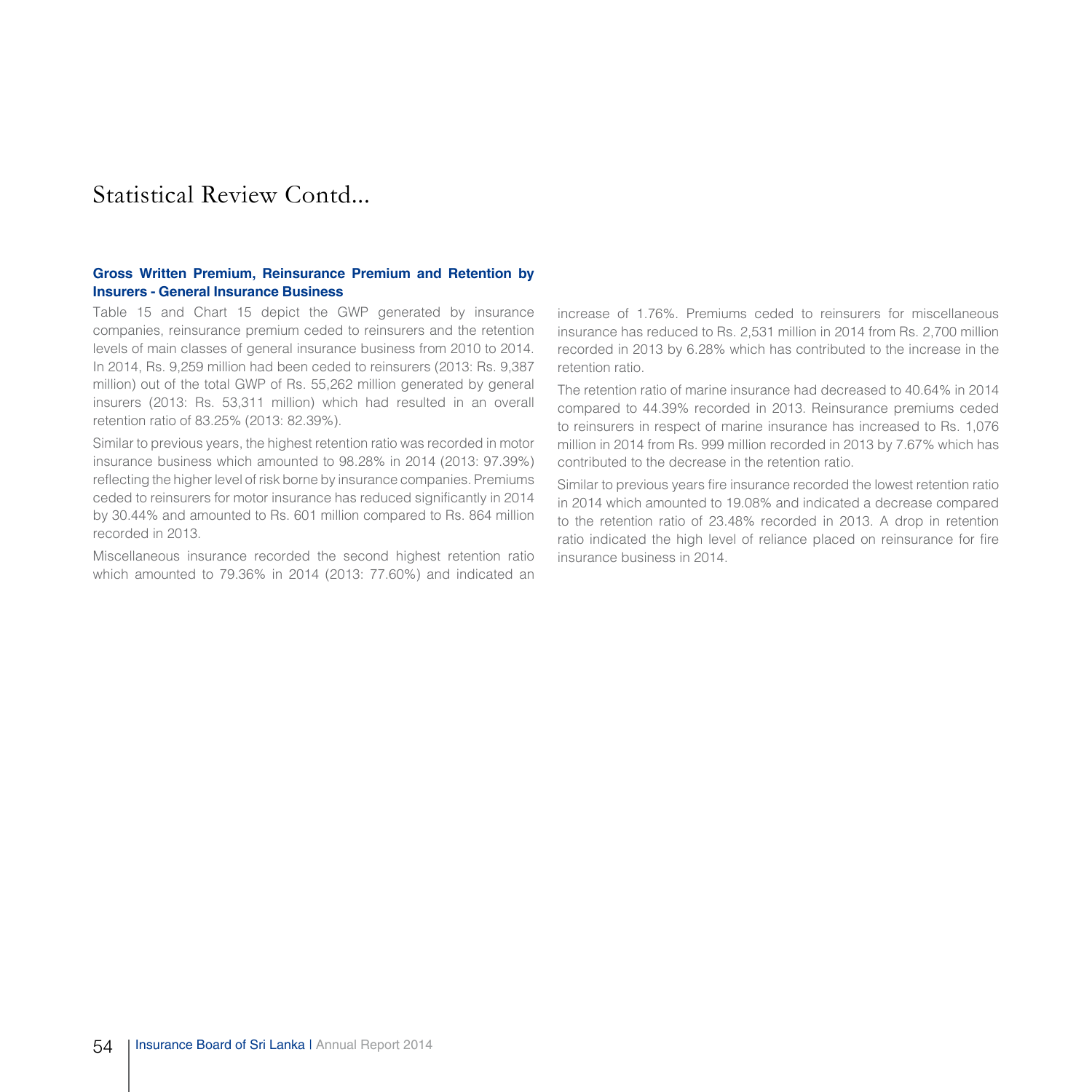# Statistical Review Contd...

**Gross Written Premium, Reinsurance Premium and Retention by Insurers - General Insurance Business**

Table 15 and Chart 15 depict the GWP generated by insurance companies, reinsurance premium ceded to reinsurers and the retention levels of main classes of general insurance business from 2010 to 2014. In 2014, Rs. 9,259 million had been ceded to reinsurers (2013: Rs. 9,387 million) out of the total GWP of Rs. 55,262 million generated by general insurers (2013: Rs. 53,311 million) which had resulted in an overall retention ratio of 83.25% (2013: 82.39%).

Similar to previous years, the highest retention ratio was recorded in motor insurance business which amounted to 98.28% in 2014 (2013: 97.39%) reflecting the higher level of risk borne by insurance companies. Premiums ceded to reinsurers for motor insurance has reduced significantly in 2014 by 30.44% and amounted to Rs. 601 million compared to Rs. 864 million recorded in 2013.

Miscellaneous insurance recorded the second highest retention ratio which amounted to 79.36% in 2014 (2013: 77.60%) and indicated an increase of 1.76%. Premiums ceded to reinsurers for miscellaneous insurance has reduced to Rs. 2,531 million in 2014 from Rs. 2,700 million recorded in 2013 by 6.28% which has contributed to the increase in the retention ratio.

The retention ratio of marine insurance had decreased to 40.64% in 2014 compared to 44.39% recorded in 2013. Reinsurance premiums ceded to reinsurers in respect of marine insurance has increased to Rs. 1,076 million in 2014 from Rs. 999 million recorded in 2013 by 7.67% which has contributed to the decrease in the retention ratio.

Similar to previous years fire insurance recorded the lowest retention ratio in 2014 which amounted to 19.08% and indicated a decrease compared to the retention ratio of 23.48% recorded in 2013. A drop in retention ratio indicated the high level of reliance placed on reinsurance for fire insurance business in 2014.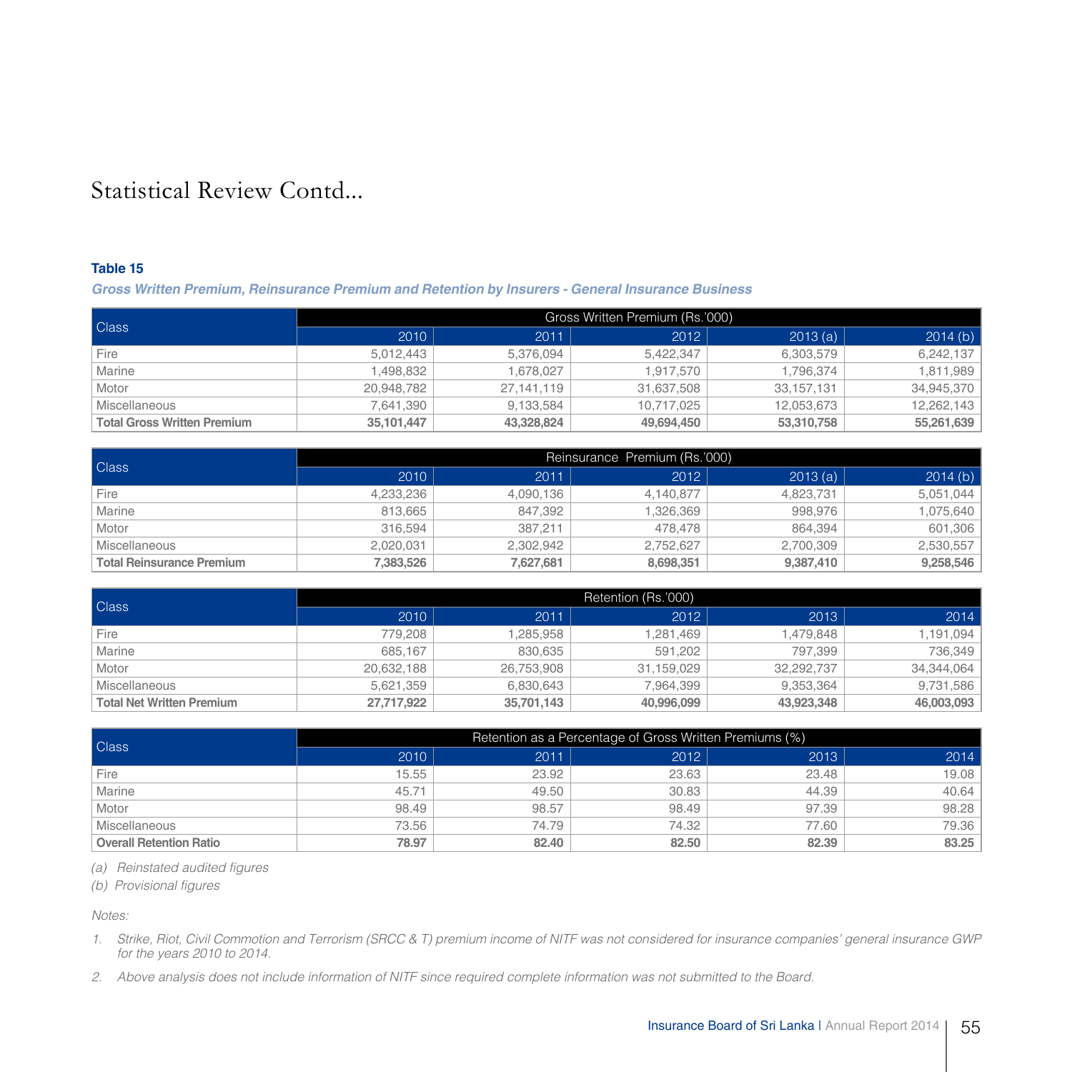# Statistical Review Contd...

**Table 15**

***Gross Written Premium, Reinsurance Premium and Retention by Insurers - General Insurance Business***

| Class | Gross Written Premium (Rs.'000) | | | | |
|---|---|---|---|---|---|
| | 2010 | 2011 | 2012 | 2013 (a) | 2014 (b) |
| Fire | 5,012,443 | 5,376,094 | 5,422,347 | 6,303,579 | 6,242,137 |
| Marine | 1,498,832 | 1,678,027 | 1,917,570 | 1,796,374 | 1,811,989 |
| Motor | 20,948,782 | 27,141,119 | 31,637,508 | 33,157,131 | 34,945,370 |
| Miscellaneous | 7,641,390 | 9,133,584 | 10,717,025 | 12,053,673 | 12,262,143 |
| **Total Gross Written Premium** | **35,101,447** | **43,328,824** | **49,694,450** | **53,310,758** | **55,261,639** |

| Class | Reinsurance Premium (Rs.'000) | | | | |
|---|---|---|---|---|---|
| | 2010 | 2011 | 2012 | 2013 (a) | 2014 (b) |
| Fire | 4,233,236 | 4,090,136 | 4,140,877 | 4,823,731 | 5,051,044 |
| Marine | 813,665 | 847,392 | 1,326,369 | 998,976 | 1,075,640 |
| Motor | 316,594 | 387,211 | 478,478 | 864,394 | 601,306 |
| Miscellaneous | 2,020,031 | 2,302,942 | 2,752,627 | 2,700,309 | 2,530,557 |
| **Total Reinsurance Premium** | **7,383,526** | **7,627,681** | **8,698,351** | **9,387,410** | **9,258,546** |

| Class | Retention (Rs.'000) | | | | |
|---|---|---|---|---|---|
| | 2010 | 2011 | 2012 | 2013 | 2014 |
| Fire | 779,208 | 1,285,958 | 1,281,469 | 1,479,848 | 1,191,094 |
| Marine | 685,167 | 830,635 | 591,202 | 797,399 | 736,349 |
| Motor | 20,632,188 | 26,753,908 | 31,159,029 | 32,292,737 | 34,344,064 |
| Miscellaneous | 5,621,359 | 6,830,643 | 7,964,399 | 9,353,364 | 9,731,586 |
| **Total Net Written Premium** | **27,717,922** | **35,701,143** | **40,996,099** | **43,923,348** | **46,003,093** |

| Class | Retention as a Percentage of Gross Written Premiums (%) | | | | |
|---|---|---|---|---|---|
| | 2010 | 2011 | 2012 | 2013 | 2014 |
| Fire | 15.55 | 23.92 | 23.63 | 23.48 | 19.08 |
| Marine | 45.71 | 49.50 | 30.83 | 44.39 | 40.64 |
| Motor | 98.49 | 98.57 | 98.49 | 97.39 | 98.28 |
| Miscellaneous | 73.56 | 74.79 | 74.32 | 77.60 | 79.36 |
| **Overall Retention Ratio** | **78.97** | **82.40** | **82.50** | **82.39** | **83.25** |

*(a) Reinstated audited figures*

*(b) Provisional figures*

*Notes:*

1. *Strike, Riot, Civil Commotion and Terrorism (SRCC & T) premium income of NITF was not considered for insurance companies' general insurance GWP for the years 2010 to 2014.*
2. *Above analysis does not include information of NITF since required complete information was not submitted to the Board.*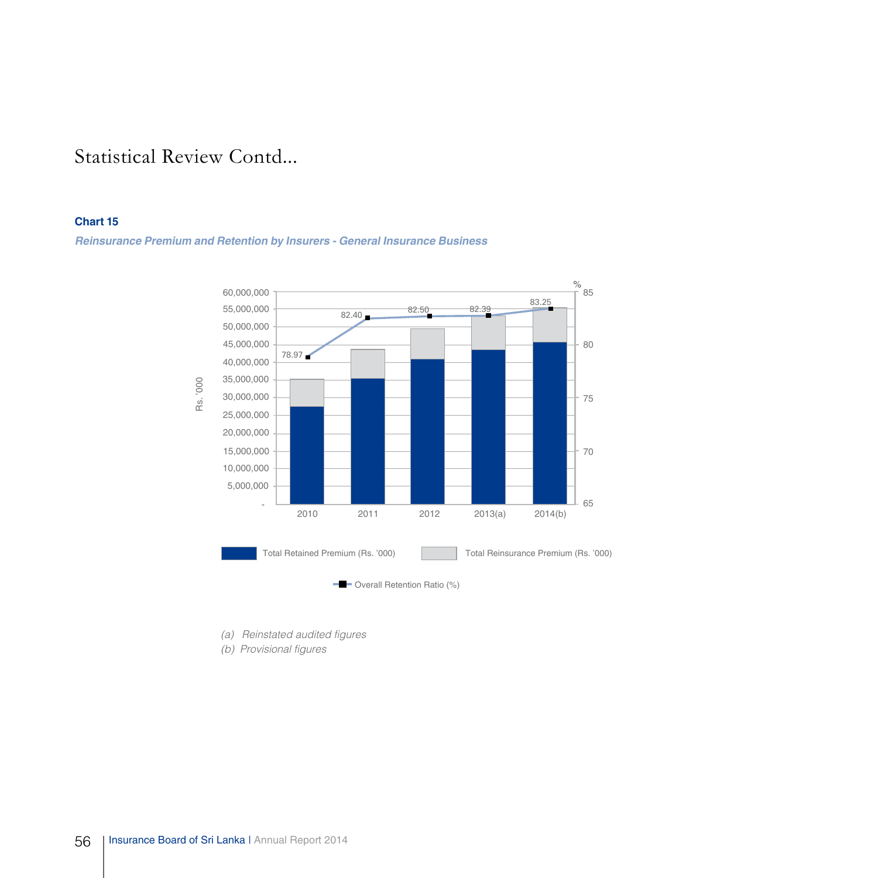# Statistical Review Contd...

**Chart 15**

***Reinsurance Premium and Retention by Insurers - General Insurance Business***

Rs. '000

60,000,000
55,000,000
50,000,000
45,000,000
40,000,000
35,000,000
30,000,000
25,000,000
20,000,000
15,000,000
10,000,000
5,000,000
-

%
85
80
75
70
65

78.97
82.40
82.50
82.39
83.25

2010
2011
2012
2013(a)
2014(b)

Total Retained Premium (Rs. '000)
Total Reinsurance Premium (Rs. '000)
Overall Retention Ratio (%)

*(a) Reinstated audited figures*

*(b) Provisional figures*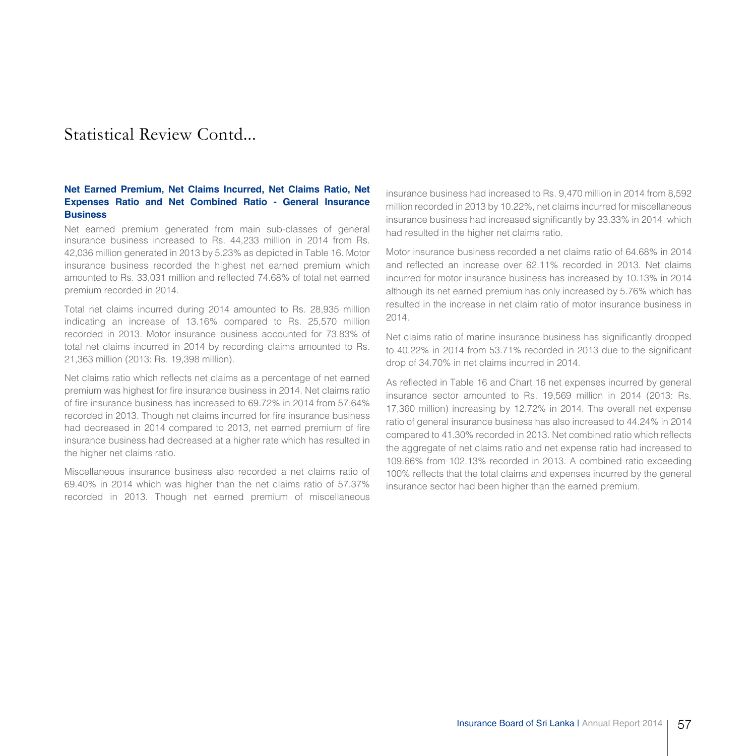# Statistical Review Contd...

**Net Earned Premium, Net Claims Incurred, Net Claims Ratio, Net Expenses Ratio and Net Combined Ratio - General Insurance Business**

Net earned premium generated from main sub-classes of general insurance business increased to Rs. 44,233 million in 2014 from Rs. 42,036 million generated in 2013 by 5.23% as depicted in Table 16. Motor insurance business recorded the highest net earned premium which amounted to Rs. 33,031 million and reflected 74.68% of total net earned premium recorded in 2014.

Total net claims incurred during 2014 amounted to Rs. 28,935 million indicating an increase of 13.16% compared to Rs. 25,570 million recorded in 2013. Motor insurance business accounted for 73.83% of total net claims incurred in 2014 by recording claims amounted to Rs. 21,363 million (2013: Rs. 19,398 million).

Net claims ratio which reflects net claims as a percentage of net earned premium was highest for fire insurance business in 2014. Net claims ratio of fire insurance business has increased to 69.72% in 2014 from 57.64% recorded in 2013. Though net claims incurred for fire insurance business had decreased in 2014 compared to 2013, net earned premium of fire insurance business had decreased at a higher rate which has resulted in the higher net claims ratio.

Miscellaneous insurance business also recorded a net claims ratio of 69.40% in 2014 which was higher than the net claims ratio of 57.37% recorded in 2013. Though net earned premium of miscellaneous insurance business had increased to Rs. 9,470 million in 2014 from 8,592 million recorded in 2013 by 10.22%, net claims incurred for miscellaneous insurance business had increased significantly by 33.33% in 2014 which had resulted in the higher net claims ratio.

Motor insurance business recorded a net claims ratio of 64.68% in 2014 and reflected an increase over 62.11% recorded in 2013. Net claims incurred for motor insurance business has increased by 10.13% in 2014 although its net earned premium has only increased by 5.76% which has resulted in the increase in net claim ratio of motor insurance business in 2014.

Net claims ratio of marine insurance business has significantly dropped to 40.22% in 2014 from 53.71% recorded in 2013 due to the significant drop of 34.70% in net claims incurred in 2014.

As reflected in Table 16 and Chart 16 net expenses incurred by general insurance sector amounted to Rs. 19,569 million in 2014 (2013: Rs. 17,360 million) increasing by 12.72% in 2014. The overall net expense ratio of general insurance business has also increased to 44.24% in 2014 compared to 41.30% recorded in 2013. Net combined ratio which reflects the aggregate of net claims ratio and net expense ratio had increased to 109.66% from 102.13% recorded in 2013. A combined ratio exceeding 100% reflects that the total claims and expenses incurred by the general insurance sector had been higher than the earned premium.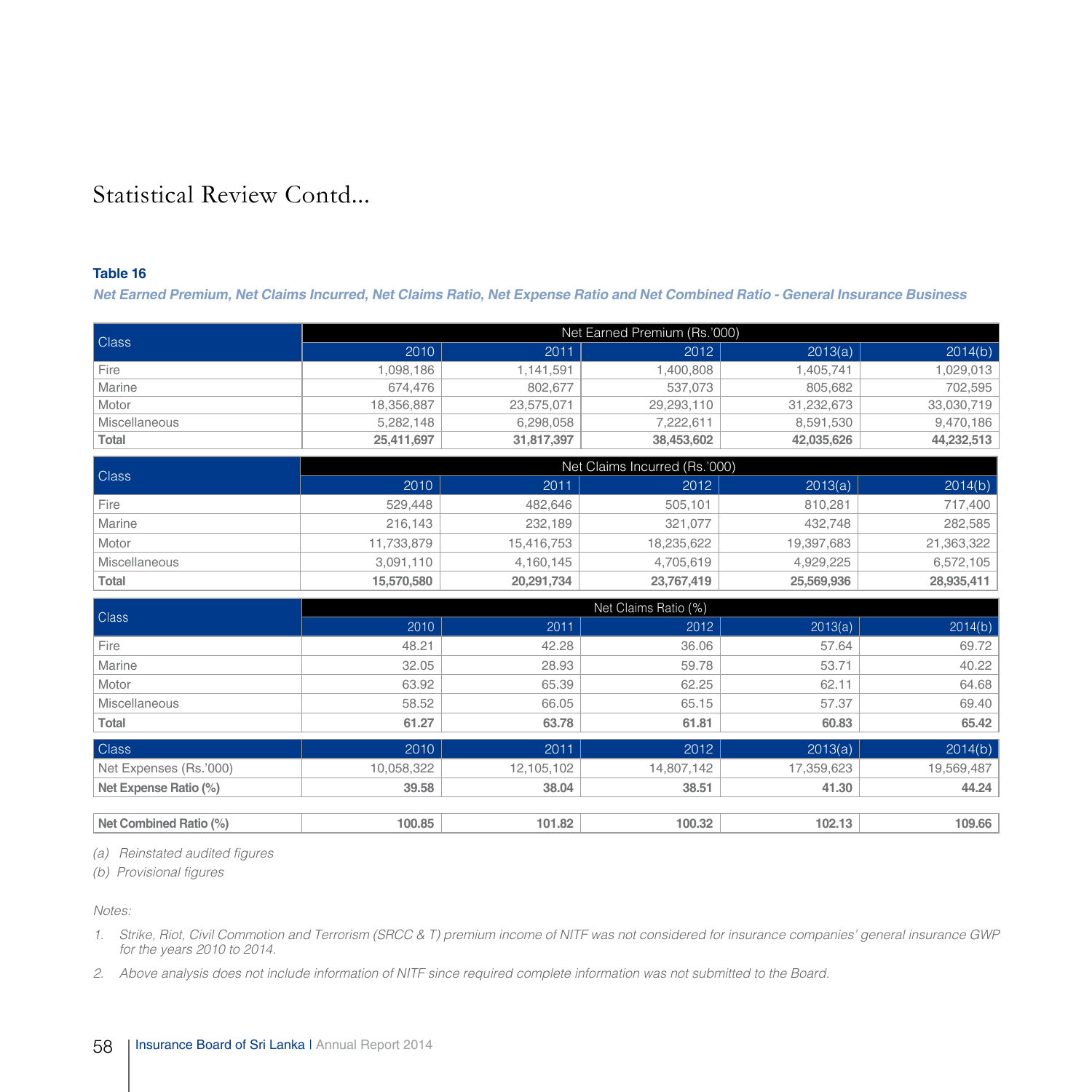# Statistical Review Contd...

**Table 16**

***Net Earned Premium, Net Claims Incurred, Net Claims Ratio, Net Expense Ratio and Net Combined Ratio - General Insurance Business***

| Class | Net Earned Premium (Rs.'000) | | | | |
|---|---|---|---|---|---|
| | 2010 | 2011 | 2012 | 2013(a) | 2014(b) |
| Fire | 1,098,186 | 1,141,591 | 1,400,808 | 1,405,741 | 1,029,013 |
| Marine | 674,476 | 802,677 | 537,073 | 805,682 | 702,595 |
| Motor | 18,356,887 | 23,575,071 | 29,293,110 | 31,232,673 | 33,030,719 |
| Miscellaneous | 5,282,148 | 6,298,058 | 7,222,611 | 8,591,530 | 9,470,186 |
| **Total** | **25,411,697** | **31,817,397** | **38,453,602** | **42,035,626** | **44,232,513** |

| Class | Net Claims Incurred (Rs.'000) | | | | |
|---|---|---|---|---|---|
| | 2010 | 2011 | 2012 | 2013(a) | 2014(b) |
| Fire | 529,448 | 482,646 | 505,101 | 810,281 | 717,400 |
| Marine | 216,143 | 232,189 | 321,077 | 432,748 | 282,585 |
| Motor | 11,733,879 | 15,416,753 | 18,235,622 | 19,397,683 | 21,363,322 |
| Miscellaneous | 3,091,110 | 4,160,145 | 4,705,619 | 4,929,225 | 6,572,105 |
| **Total** | **15,570,580** | **20,291,734** | **23,767,419** | **25,569,936** | **28,935,411** |

| Class | Net Claims Ratio (%) | | | | |
|---|---|---|---|---|---|
| | 2010 | 2011 | 2012 | 2013(a) | 2014(b) |
| Fire | 48.21 | 42.28 | 36.06 | 57.64 | 69.72 |
| Marine | 32.05 | 28.93 | 59.78 | 53.71 | 40.22 |
| Motor | 63.92 | 65.39 | 62.25 | 62.11 | 64.68 |
| Miscellaneous | 58.52 | 66.05 | 65.15 | 57.37 | 69.40 |
| **Total** | **61.27** | **63.78** | **61.81** | **60.83** | **65.42** |

| Class | 2010 | 2011 | 2012 | 2013(a) | 2014(b) |
|---|---|---|---|---|---|
| Net Expenses (Rs.'000) | 10,058,322 | 12,105,102 | 14,807,142 | 17,359,623 | 19,569,487 |
| **Net Expense Ratio (%)** | **39.58** | **38.04** | **38.51** | **41.30** | **44.24** |
| **Net Combined Ratio (%)** | **100.85** | **101.82** | **100.32** | **102.13** | **109.66** |

*(a) Reinstated audited figures*

*(b) Provisional figures*

*Notes:*

1. *Strike, Riot, Civil Commotion and Terrorism (SRCC & T) premium income of NITF was not considered for insurance companies' general insurance GWP for the years 2010 to 2014.*
2. *Above analysis does not include information of NITF since required complete information was not submitted to the Board.*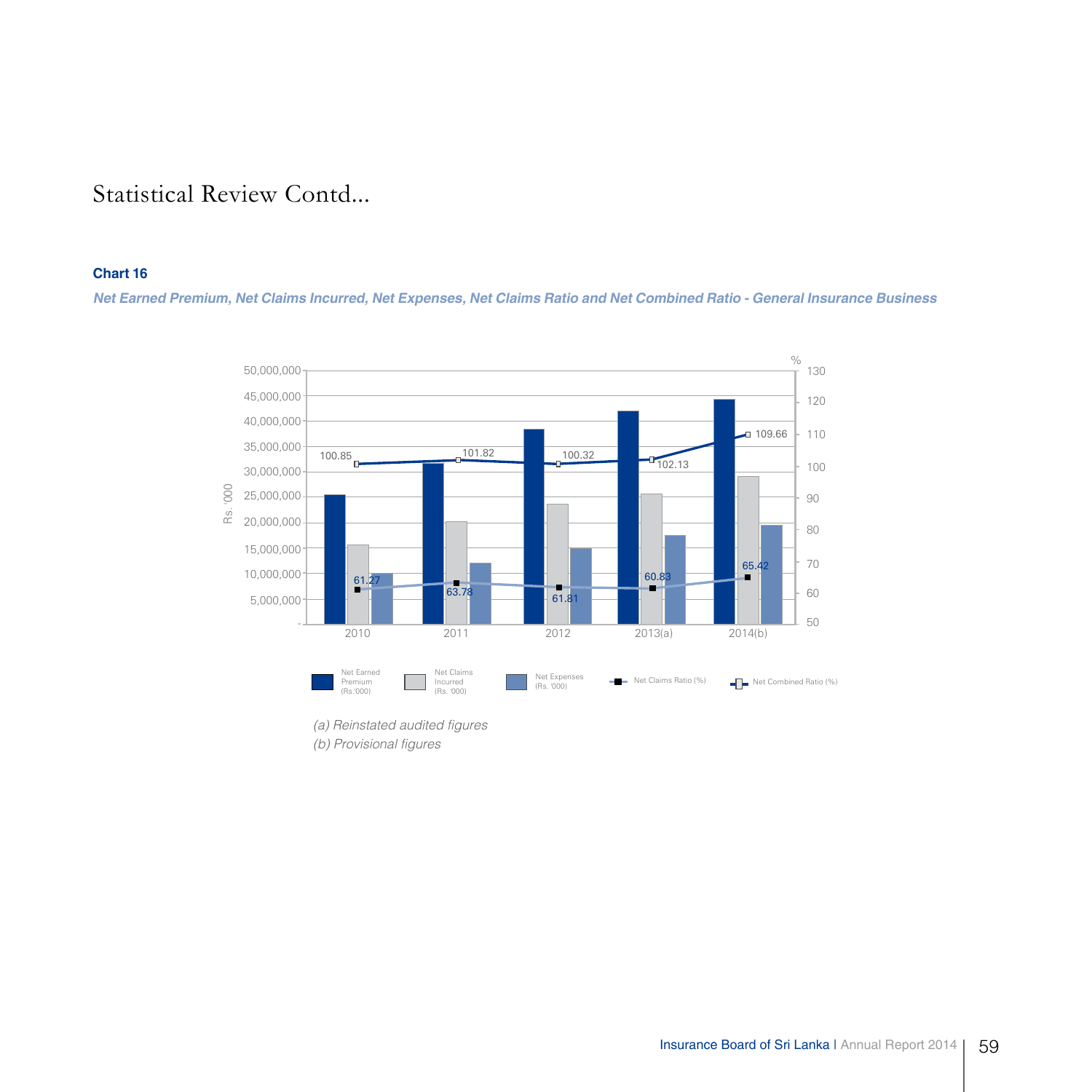# Statistical Review Contd...

**Chart 16**

***Net Earned Premium, Net Claims Incurred, Net Expenses, Net Claims Ratio and Net Combined Ratio - General Insurance Business***

Rs. '000

50,000,000
45,000,000
40,000,000
35,000,000
30,000,000
25,000,000
20,000,000
15,000,000
10,000,000
5,000,000
-

%

130
120
110
100
90
80
70
60
50

100.85
101.82
100.32
102.13
109.66

61.27
63.78
61.81
60.83
65.42

2010
2011
2012
2013(a)
2014(b)

Net Earned Premium (Rs.'000)
Net Claims Incurred (Rs. '000)
Net Expenses (Rs. '000)
Net Claims Ratio (%)
Net Combined Ratio (%)

*(a) Reinstated audited figures*

*(b) Provisional figures*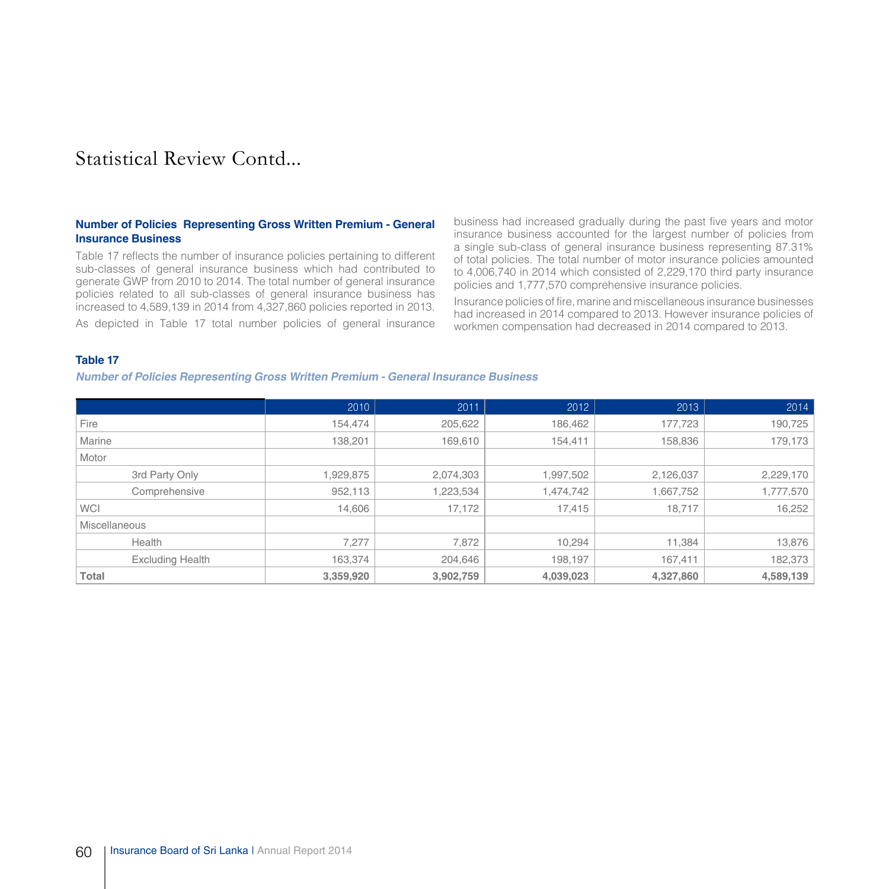# Statistical Review Contd...

### Number of Policies Representing Gross Written Premium - General Insurance Business

Table 17 reflects the number of insurance policies pertaining to different sub-classes of general insurance business which had contributed to generate GWP from 2010 to 2014. The total number of general insurance policies related to all sub-classes of general insurance business has increased to 4,589,139 in 2014 from 4,327,860 policies reported in 2013.

As depicted in Table 17 total number policies of general insurance business had increased gradually during the past five years and motor insurance business accounted for the largest number of policies from a single sub-class of general insurance business representing 87.31% of total policies. The total number of motor insurance policies amounted to 4,006,740 in 2014 which consisted of 2,229,170 third party insurance policies and 1,777,570 comprehensive insurance policies.

Insurance policies of fire, marine and miscellaneous insurance businesses had increased in 2014 compared to 2013. However insurance policies of workmen compensation had decreased in 2014 compared to 2013.

**Table 17**

***Number of Policies Representing Gross Written Premium - General Insurance Business***

| | 2010 | 2011 | 2012 | 2013 | 2014 |
|---|---|---|---|---|---|
| Fire | 154,474 | 205,622 | 186,462 | 177,723 | 190,725 |
| Marine | 138,201 | 169,610 | 154,411 | 158,836 | 179,173 |
| Motor | | | | | |
| 3rd Party Only | 1,929,875 | 2,074,303 | 1,997,502 | 2,126,037 | 2,229,170 |
| Comprehensive | 952,113 | 1,223,534 | 1,474,742 | 1,667,752 | 1,777,570 |
| WCI | 14,606 | 17,172 | 17,415 | 18,717 | 16,252 |
| Miscellaneous | | | | | |
| Health | 7,277 | 7,872 | 10,294 | 11,384 | 13,876 |
| Excluding Health | 163,374 | 204,646 | 198,197 | 167,411 | 182,373 |
| **Total** | **3,359,920** | **3,902,759** | **4,039,023** | **4,327,860** | **4,589,139** |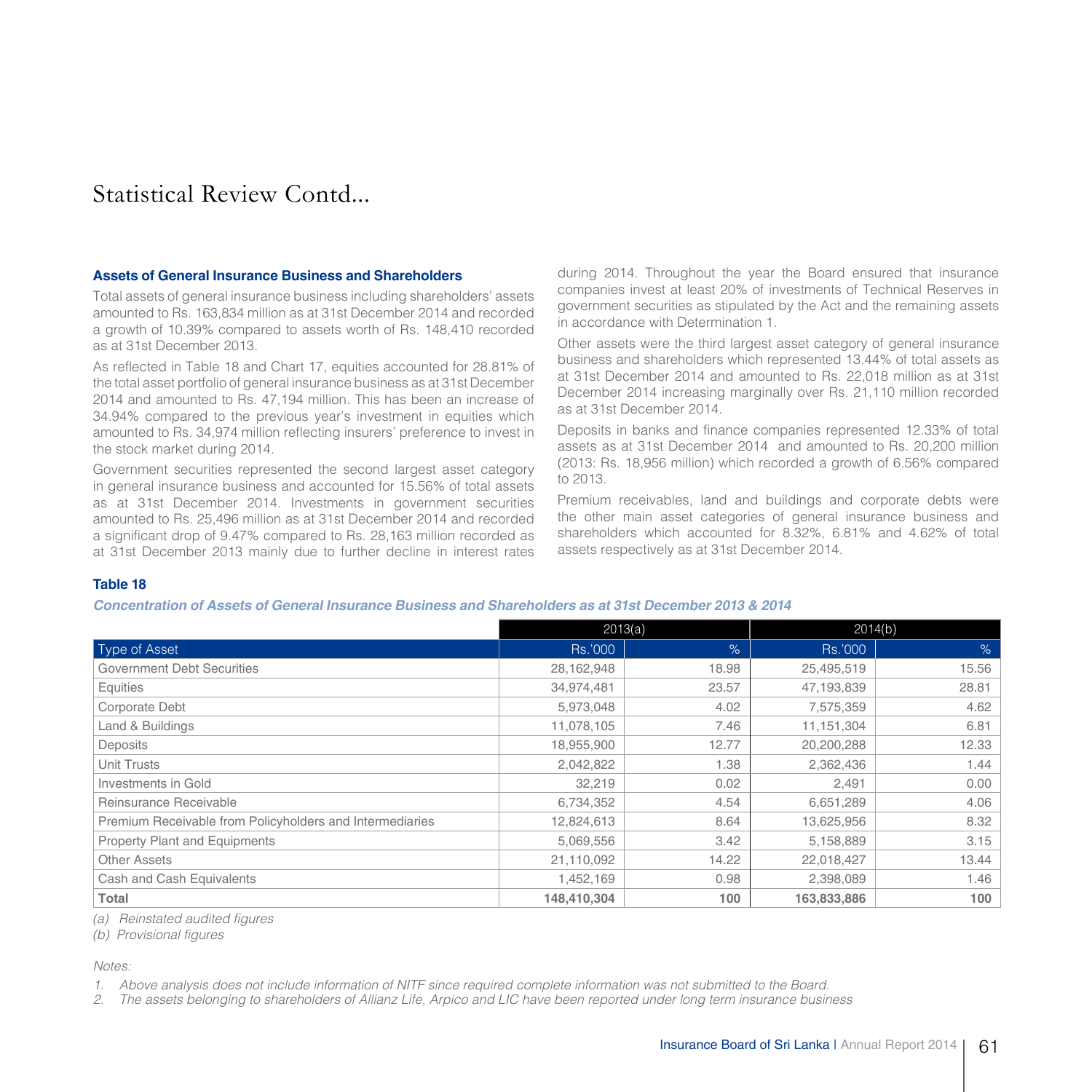# Statistical Review Contd...

### Assets of General Insurance Business and Shareholders

Total assets of general insurance business including shareholders' assets amounted to Rs. 163,834 million as at 31st December 2014 and recorded a growth of 10.39% compared to assets worth of Rs. 148,410 recorded as at 31st December 2013.

As reflected in Table 18 and Chart 17, equities accounted for 28.81% of the total asset portfolio of general insurance business as at 31st December 2014 and amounted to Rs. 47,194 million. This has been an increase of 34.94% compared to the previous year's investment in equities which amounted to Rs. 34,974 million reflecting insurers' preference to invest in the stock market during 2014.

Government securities represented the second largest asset category in general insurance business and accounted for 15.56% of total assets as at 31st December 2014. Investments in government securities amounted to Rs. 25,496 million as at 31st December 2014 and recorded a significant drop of 9.47% compared to Rs. 28,163 million recorded as at 31st December 2013 mainly due to further decline in interest rates during 2014. Throughout the year the Board ensured that insurance companies invest at least 20% of investments of Technical Reserves in government securities as stipulated by the Act and the remaining assets in accordance with Determination 1.

Other assets were the third largest asset category of general insurance business and shareholders which represented 13.44% of total assets as at 31st December 2014 and amounted to Rs. 22,018 million as at 31st December 2014 increasing marginally over Rs. 21,110 million recorded as at 31st December 2014.

Deposits in banks and finance companies represented 12.33% of total assets as at 31st December 2014 and amounted to Rs. 20,200 million (2013: Rs. 18,956 million) which recorded a growth of 6.56% compared to 2013.

Premium receivables, land and buildings and corporate debts were the other main asset categories of general insurance business and shareholders which accounted for 8.32%, 6.81% and 4.62% of total assets respectively as at 31st December 2014.

**Table 18**

***Concentration of Assets of General Insurance Business and Shareholders as at 31st December 2013 & 2014***

| | 2013(a) | | 2014(b) | |
|---|---|---|---|---|
| Type of Asset | Rs.'000 | % | Rs.'000 | % |
| Government Debt Securities | 28,162,948 | 18.98 | 25,495,519 | 15.56 |
| Equities | 34,974,481 | 23.57 | 47,193,839 | 28.81 |
| Corporate Debt | 5,973,048 | 4.02 | 7,575,359 | 4.62 |
| Land & Buildings | 11,078,105 | 7.46 | 11,151,304 | 6.81 |
| Deposits | 18,955,900 | 12.77 | 20,200,288 | 12.33 |
| Unit Trusts | 2,042,822 | 1.38 | 2,362,436 | 1.44 |
| Investments in Gold | 32,219 | 0.02 | 2,491 | 0.00 |
| Reinsurance Receivable | 6,734,352 | 4.54 | 6,651,289 | 4.06 |
| Premium Receivable from Policyholders and Intermediaries | 12,824,613 | 8.64 | 13,625,956 | 8.32 |
| Property Plant and Equipments | 5,069,556 | 3.42 | 5,158,889 | 3.15 |
| Other Assets | 21,110,092 | 14.22 | 22,018,427 | 13.44 |
| Cash and Cash Equivalents | 1,452,169 | 0.98 | 2,398,089 | 1.46 |
| **Total** | **148,410,304** | **100** | **163,833,886** | **100** |

*(a) Reinstated audited figures*

*(b) Provisional figures*

*Notes:*

1. *Above analysis does not include information of NITF since required complete information was not submitted to the Board.*
2. *The assets belonging to shareholders of Allianz Life, Arpico and LIC have been reported under long term insurance business*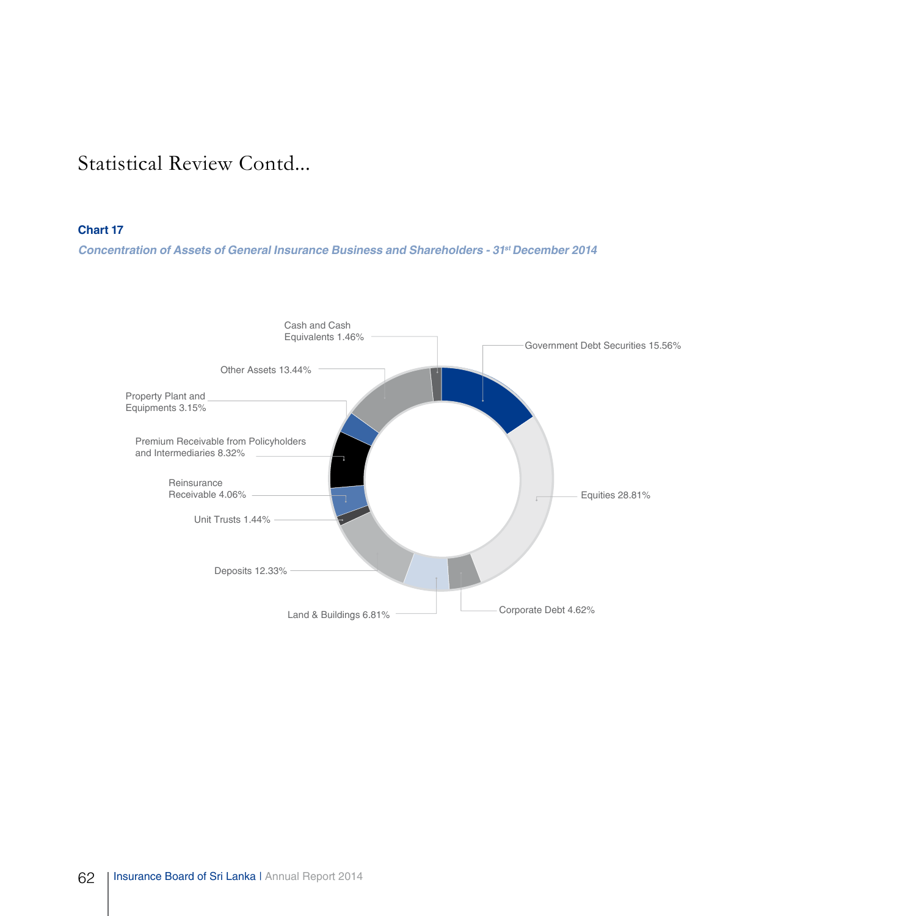# Statistical Review Contd...

**Chart 17**

***Concentration of Assets of General Insurance Business and Shareholders - 31st December 2014***

Cash and Cash Equivalents 1.46%

Government Debt Securities 15.56%

Other Assets 13.44%

Property Plant and Equipments 3.15%

Premium Receivable from Policyholders and Intermediaries 8.32%

Reinsurance Receivable 4.06%

Unit Trusts 1.44%

Deposits 12.33%

Land & Buildings 6.81%

Corporate Debt 4.62%

Equities 28.81%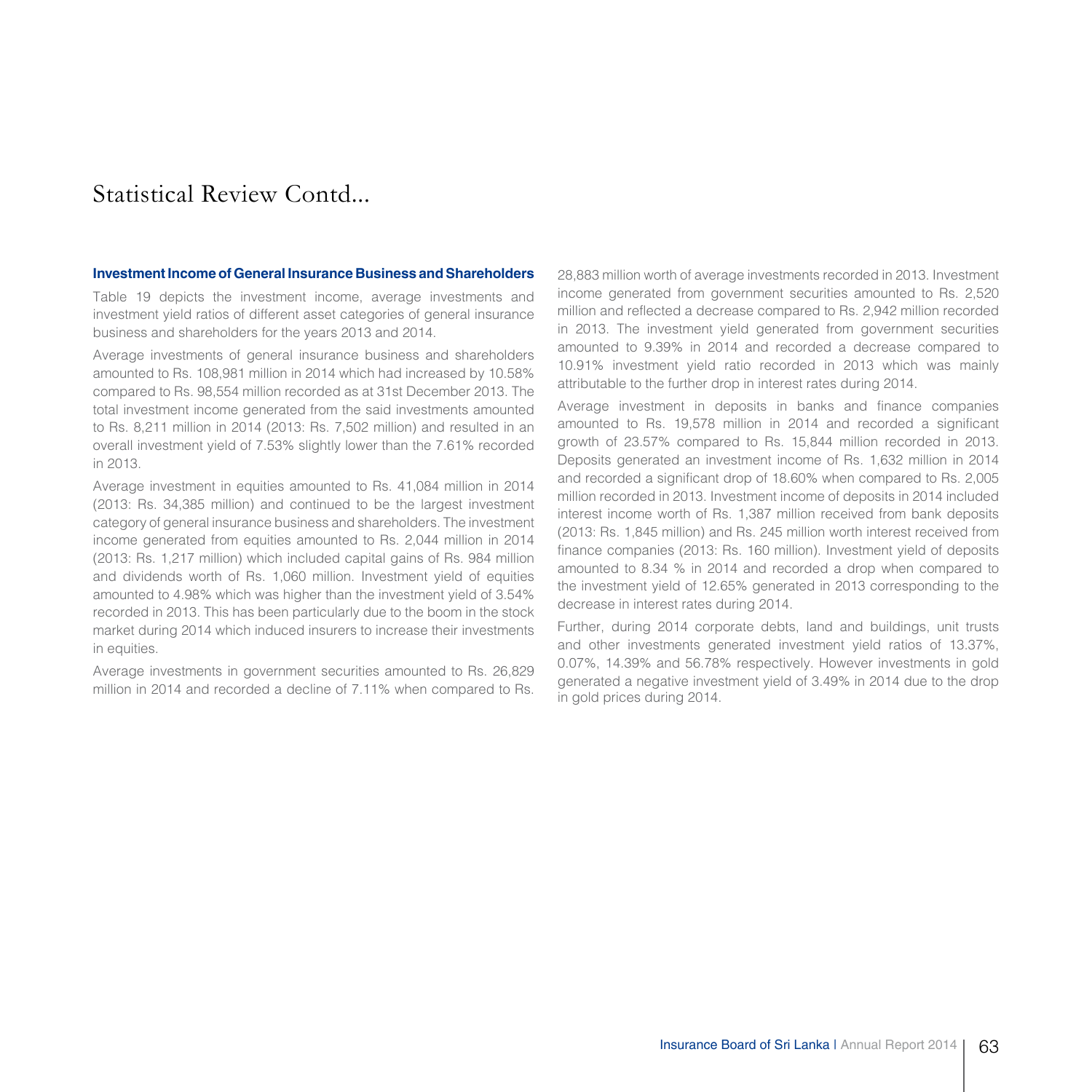# Statistical Review Contd...

### Investment Income of General Insurance Business and Shareholders

Table 19 depicts the investment income, average investments and investment yield ratios of different asset categories of general insurance business and shareholders for the years 2013 and 2014.

Average investments of general insurance business and shareholders amounted to Rs. 108,981 million in 2014 which had increased by 10.58% compared to Rs. 98,554 million recorded as at 31st December 2013. The total investment income generated from the said investments amounted to Rs. 8,211 million in 2014 (2013: Rs. 7,502 million) and resulted in an overall investment yield of 7.53% slightly lower than the 7.61% recorded in 2013.

Average investment in equities amounted to Rs. 41,084 million in 2014 (2013: Rs. 34,385 million) and continued to be the largest investment category of general insurance business and shareholders. The investment income generated from equities amounted to Rs. 2,044 million in 2014 (2013: Rs. 1,217 million) which included capital gains of Rs. 984 million and dividends worth of Rs. 1,060 million. Investment yield of equities amounted to 4.98% which was higher than the investment yield of 3.54% recorded in 2013. This has been particularly due to the boom in the stock market during 2014 which induced insurers to increase their investments in equities.

Average investments in government securities amounted to Rs. 26,829 million in 2014 and recorded a decline of 7.11% when compared to Rs. 28,883 million worth of average investments recorded in 2013. Investment income generated from government securities amounted to Rs. 2,520 million and reflected a decrease compared to Rs. 2,942 million recorded in 2013. The investment yield generated from government securities amounted to 9.39% in 2014 and recorded a decrease compared to 10.91% investment yield ratio recorded in 2013 which was mainly attributable to the further drop in interest rates during 2014.

Average investment in deposits in banks and finance companies amounted to Rs. 19,578 million in 2014 and recorded a significant growth of 23.57% compared to Rs. 15,844 million recorded in 2013. Deposits generated an investment income of Rs. 1,632 million in 2014 and recorded a significant drop of 18.60% when compared to Rs. 2,005 million recorded in 2013. Investment income of deposits in 2014 included interest income worth of Rs. 1,387 million received from bank deposits (2013: Rs. 1,845 million) and Rs. 245 million worth interest received from finance companies (2013: Rs. 160 million). Investment yield of deposits amounted to 8.34 % in 2014 and recorded a drop when compared to the investment yield of 12.65% generated in 2013 corresponding to the decrease in interest rates during 2014.

Further, during 2014 corporate debts, land and buildings, unit trusts and other investments generated investment yield ratios of 13.37%, 0.07%, 14.39% and 56.78% respectively. However investments in gold generated a negative investment yield of 3.49% in 2014 due to the drop in gold prices during 2014.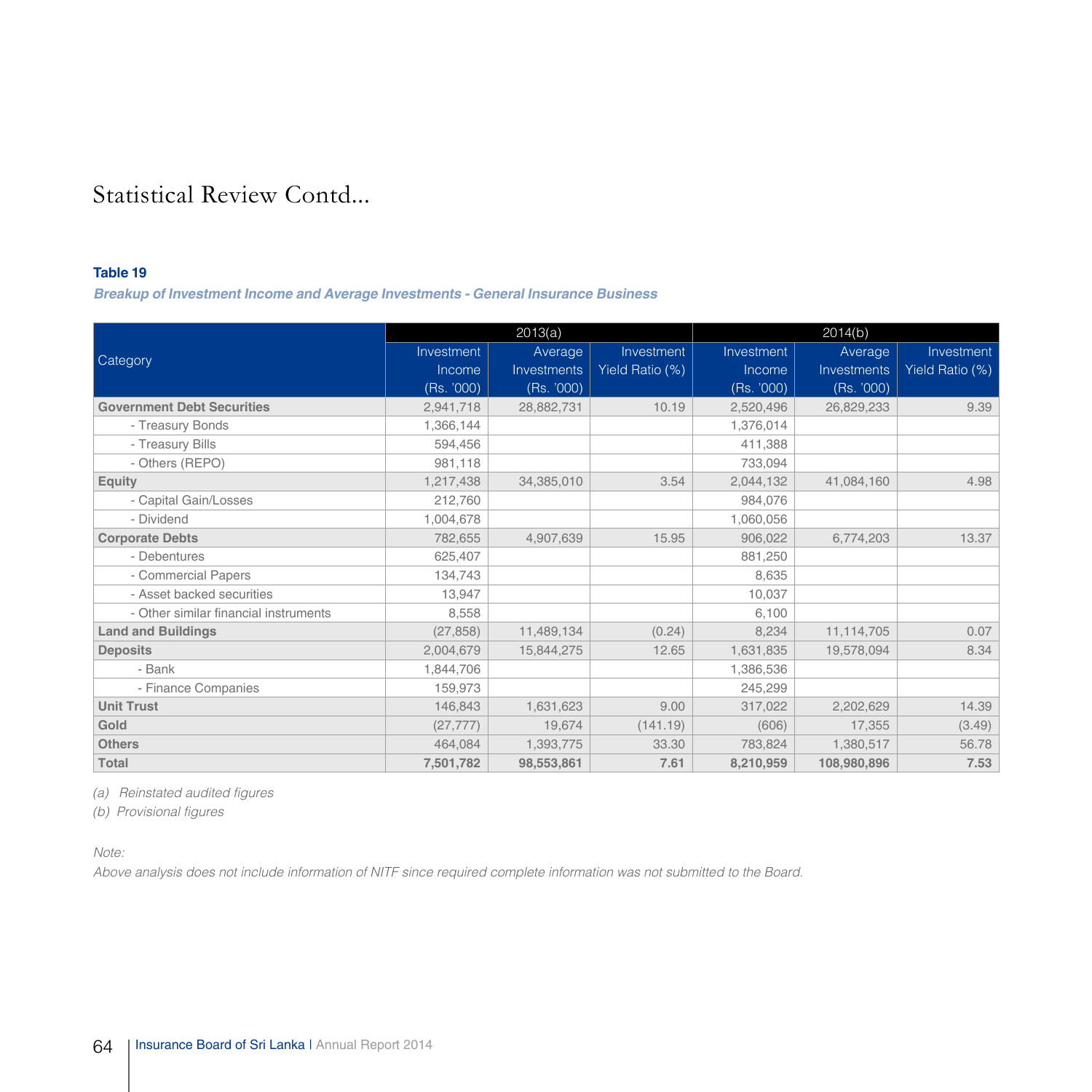# Statistical Review Contd...

**Table 19**

***Breakup of Investment Income and Average Investments - General Insurance Business***

| Category | 2013(a) | | | 2014(b) | | |
|---|---|---|---|---|---|---|
| | Investment Income (Rs. '000) | Average Investments (Rs. '000) | Investment Yield Ratio (%) | Investment Income (Rs. '000) | Average Investments (Rs. '000) | Investment Yield Ratio (%) |
| **Government Debt Securities** | 2,941,718 | 28,882,731 | 10.19 | 2,520,496 | 26,829,233 | 9.39 |
| - Treasury Bonds | 1,366,144 | | | 1,376,014 | | |
| - Treasury Bills | 594,456 | | | 411,388 | | |
| - Others (REPO) | 981,118 | | | 733,094 | | |
| **Equity** | 1,217,438 | 34,385,010 | 3.54 | 2,044,132 | 41,084,160 | 4.98 |
| - Capital Gain/Losses | 212,760 | | | 984,076 | | |
| - Dividend | 1,004,678 | | | 1,060,056 | | |
| **Corporate Debts** | 782,655 | 4,907,639 | 15.95 | 906,022 | 6,774,203 | 13.37 |
| - Debentures | 625,407 | | | 881,250 | | |
| - Commercial Papers | 134,743 | | | 8,635 | | |
| - Asset backed securities | 13,947 | | | 10,037 | | |
| - Other similar financial instruments | 8,558 | | | 6,100 | | |
| **Land and Buildings** | (27,858) | 11,489,134 | (0.24) | 8,234 | 11,114,705 | 0.07 |
| **Deposits** | 2,004,679 | 15,844,275 | 12.65 | 1,631,835 | 19,578,094 | 8.34 |
| - Bank | 1,844,706 | | | 1,386,536 | | |
| - Finance Companies | 159,973 | | | 245,299 | | |
| **Unit Trust** | 146,843 | 1,631,623 | 9.00 | 317,022 | 2,202,629 | 14.39 |
| **Gold** | (27,777) | 19,674 | (141.19) | (606) | 17,355 | (3.49) |
| **Others** | 464,084 | 1,393,775 | 33.30 | 783,824 | 1,380,517 | 56.78 |
| **Total** | **7,501,782** | **98,553,861** | **7.61** | **8,210,959** | **108,980,896** | **7.53** |

*(a) Reinstated audited figures*

*(b) Provisional figures*

*Note:*

*Above analysis does not include information of NITF since required complete information was not submitted to the Board.*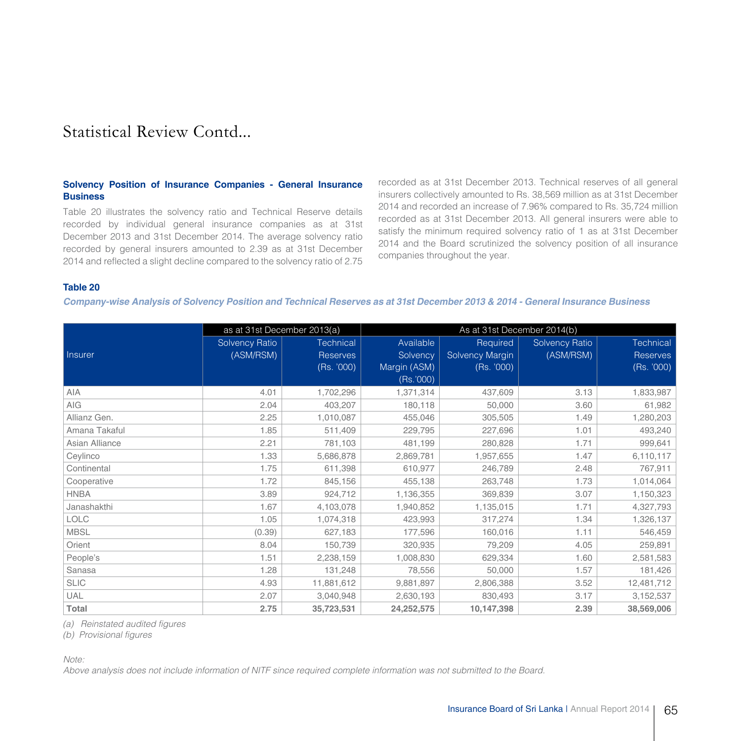# Statistical Review Contd...

### Solvency Position of Insurance Companies - General Insurance Business

Table 20 illustrates the solvency ratio and Technical Reserve details recorded by individual general insurance companies as at 31st December 2013 and 31st December 2014. The average solvency ratio recorded by general insurers amounted to 2.39 as at 31st December 2014 and reflected a slight decline compared to the solvency ratio of 2.75 recorded as at 31st December 2013. Technical reserves of all general insurers collectively amounted to Rs. 38,569 million as at 31st December 2014 and recorded an increase of 7.96% compared to Rs. 35,724 million recorded as at 31st December 2013. All general insurers were able to satisfy the minimum required solvency ratio of 1 as at 31st December 2014 and the Board scrutinized the solvency position of all insurance companies throughout the year.

**Table 20**

***Company-wise Analysis of Solvency Position and Technical Reserves as at 31st December 2013 & 2014 - General Insurance Business***

| Insurer | as at 31st December 2013(a) | | As at 31st December 2014(b) | | | |
|---|---|---|---|---|---|---|
| | Solvency Ratio (ASM/RSM) | Technical Reserves (Rs. '000) | Available Solvency Margin (ASM) (Rs.'000) | Required Solvency Margin (Rs. '000) | Solvency Ratio (ASM/RSM) | Technical Reserves (Rs. '000) |
| AIA | 4.01 | 1,702,296 | 1,371,314 | 437,609 | 3.13 | 1,833,987 |
| AIG | 2.04 | 403,207 | 180,118 | 50,000 | 3.60 | 61,982 |
| Allianz Gen. | 2.25 | 1,010,087 | 455,046 | 305,505 | 1.49 | 1,280,203 |
| Amana Takaful | 1.85 | 511,409 | 229,795 | 227,696 | 1.01 | 493,240 |
| Asian Alliance | 2.21 | 781,103 | 481,199 | 280,828 | 1.71 | 999,641 |
| Ceylinco | 1.33 | 5,686,878 | 2,869,781 | 1,957,655 | 1.47 | 6,110,117 |
| Continental | 1.75 | 611,398 | 610,977 | 246,789 | 2.48 | 767,911 |
| Cooperative | 1.72 | 845,156 | 455,138 | 263,748 | 1.73 | 1,014,064 |
| HNBA | 3.89 | 924,712 | 1,136,355 | 369,839 | 3.07 | 1,150,323 |
| Janashakthi | 1.67 | 4,103,078 | 1,940,852 | 1,135,015 | 1.71 | 4,327,793 |
| LOLC | 1.05 | 1,074,318 | 423,993 | 317,274 | 1.34 | 1,326,137 |
| MBSL | (0.39) | 627,183 | 177,596 | 160,016 | 1.11 | 546,459 |
| Orient | 8.04 | 150,739 | 320,935 | 79,209 | 4.05 | 259,891 |
| People's | 1.51 | 2,238,159 | 1,008,830 | 629,334 | 1.60 | 2,581,583 |
| Sanasa | 1.28 | 131,248 | 78,556 | 50,000 | 1.57 | 181,426 |
| SLIC | 4.93 | 11,881,612 | 9,881,897 | 2,806,388 | 3.52 | 12,481,712 |
| UAL | 2.07 | 3,040,948 | 2,630,193 | 830,493 | 3.17 | 3,152,537 |
| **Total** | **2.75** | **35,723,531** | **24,252,575** | **10,147,398** | **2.39** | **38,569,006** |

*(a) Reinstated audited figures*

*(b) Provisional figures*

*Note:*

*Above analysis does not include information of NITF since required complete information was not submitted to the Board.*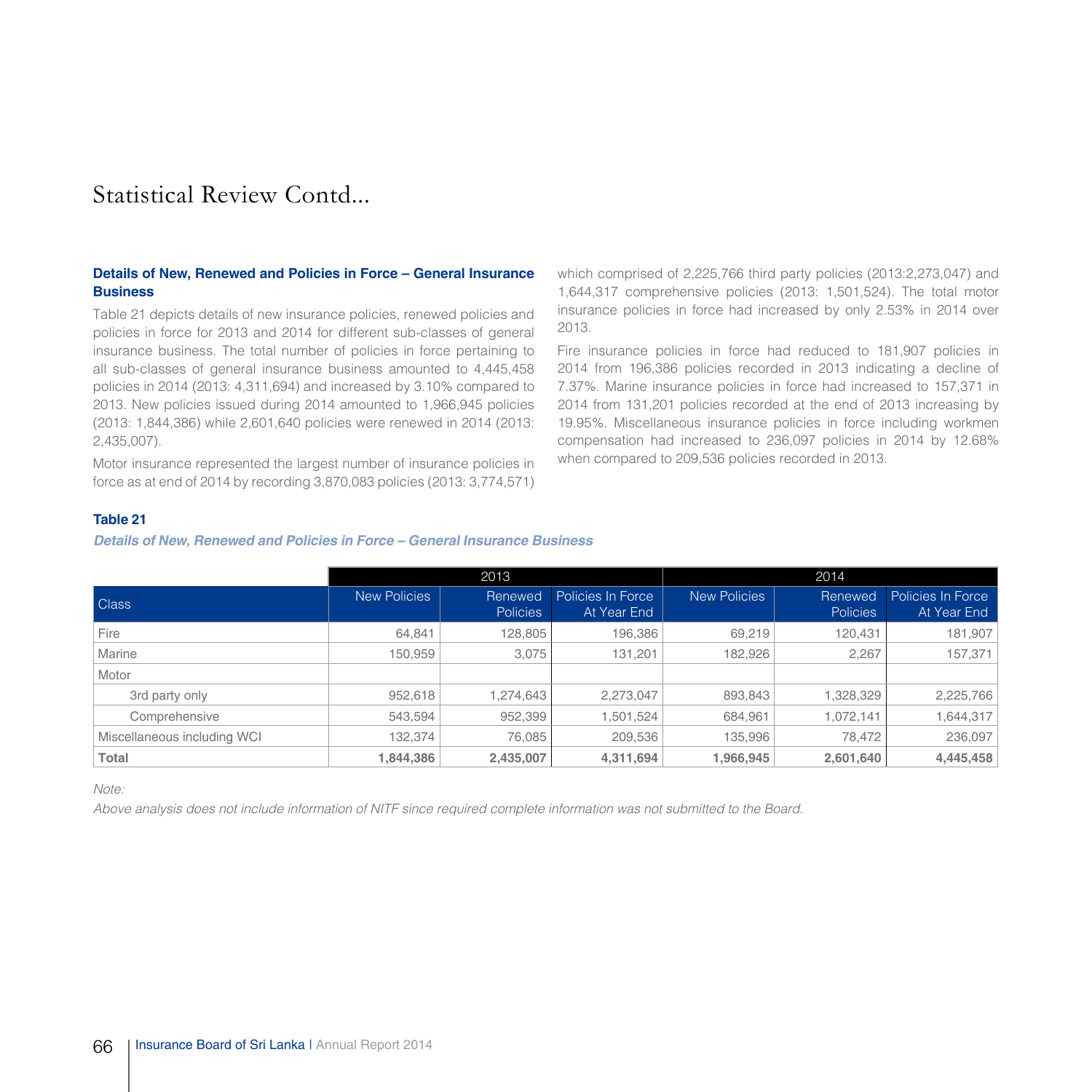# Statistical Review Contd...

### Details of New, Renewed and Policies in Force – General Insurance Business

Table 21 depicts details of new insurance policies, renewed policies and policies in force for 2013 and 2014 for different sub-classes of general insurance business. The total number of policies in force pertaining to all sub-classes of general insurance business amounted to 4,445,458 policies in 2014 (2013: 4,311,694) and increased by 3.10% compared to 2013. New policies issued during 2014 amounted to 1,966,945 policies (2013: 1,844,386) while 2,601,640 policies were renewed in 2014 (2013: 2,435,007).

Motor insurance represented the largest number of insurance policies in force as at end of 2014 by recording 3,870,083 policies (2013: 3,774,571) which comprised of 2,225,766 third party policies (2013:2,273,047) and 1,644,317 comprehensive policies (2013: 1,501,524). The total motor insurance policies in force had increased by only 2.53% in 2014 over 2013.

Fire insurance policies in force had reduced to 181,907 policies in 2014 from 196,386 policies recorded in 2013 indicating a decline of 7.37%. Marine insurance policies in force had increased to 157,371 in 2014 from 131,201 policies recorded at the end of 2013 increasing by 19.95%. Miscellaneous insurance policies in force including workmen compensation had increased to 236,097 policies in 2014 by 12.68% when compared to 209,536 policies recorded in 2013.

**Table 21**

***Details of New, Renewed and Policies in Force – General Insurance Business***

| | 2013 | | | 2014 | | |
|---|---|---|---|---|---|---|
| Class | New Policies | Renewed Policies | Policies In Force At Year End | New Policies | Renewed Policies | Policies In Force At Year End |
| Fire | 64,841 | 128,805 | 196,386 | 69,219 | 120,431 | 181,907 |
| Marine | 150,959 | 3,075 | 131,201 | 182,926 | 2,267 | 157,371 |
| Motor | | | | | | |
| 3rd party only | 952,618 | 1,274,643 | 2,273,047 | 893,843 | 1,328,329 | 2,225,766 |
| Comprehensive | 543,594 | 952,399 | 1,501,524 | 684,961 | 1,072,141 | 1,644,317 |
| Miscellaneous including WCI | 132,374 | 76,085 | 209,536 | 135,996 | 78,472 | 236,097 |
| **Total** | **1,844,386** | **2,435,007** | **4,311,694** | **1,966,945** | **2,601,640** | **4,445,458** |

*Note:*

*Above analysis does not include information of NITF since required complete information was not submitted to the Board.*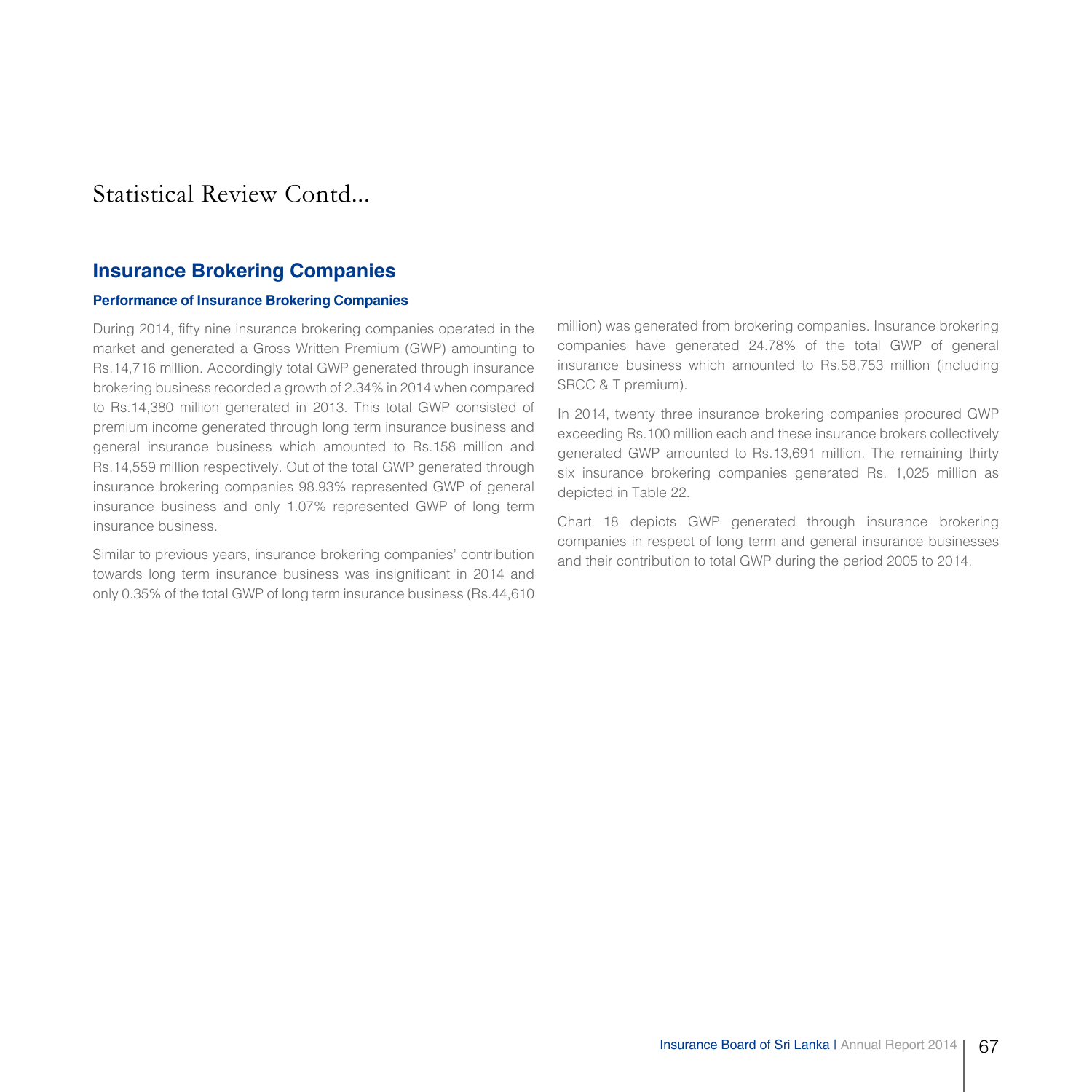# Statistical Review Contd...

## Insurance Brokering Companies

### Performance of Insurance Brokering Companies

During 2014, fifty nine insurance brokering companies operated in the market and generated a Gross Written Premium (GWP) amounting to Rs.14,716 million. Accordingly total GWP generated through insurance brokering business recorded a growth of 2.34% in 2014 when compared to Rs.14,380 million generated in 2013. This total GWP consisted of premium income generated through long term insurance business and general insurance business which amounted to Rs.158 million and Rs.14,559 million respectively. Out of the total GWP generated through insurance brokering companies 98.93% represented GWP of general insurance business and only 1.07% represented GWP of long term insurance business.

Similar to previous years, insurance brokering companies' contribution towards long term insurance business was insignificant in 2014 and only 0.35% of the total GWP of long term insurance business (Rs.44,610 million) was generated from brokering companies. Insurance brokering companies have generated 24.78% of the total GWP of general insurance business which amounted to Rs.58,753 million (including SRCC & T premium).

In 2014, twenty three insurance brokering companies procured GWP exceeding Rs.100 million each and these insurance brokers collectively generated GWP amounted to Rs.13,691 million. The remaining thirty six insurance brokering companies generated Rs. 1,025 million as depicted in Table 22.

Chart 18 depicts GWP generated through insurance brokering companies in respect of long term and general insurance businesses and their contribution to total GWP during the period 2005 to 2014.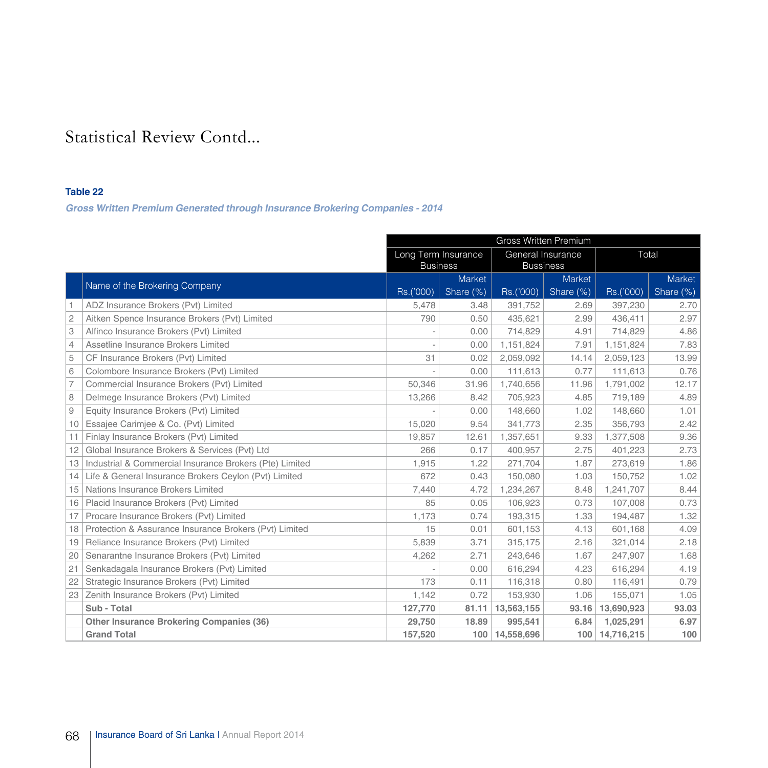# Statistical Review Contd...

**Table 22**

***Gross Written Premium Generated through Insurance Brokering Companies - 2014***

| | | Gross Written Premium | | | | | |
|---|---|---|---|---|---|---|---|
| | | Long Term Insurance Business | | General Insurance Bussiness | | Total | |
| | Name of the Brokering Company | Rs.('000) | Market Share (%) | Rs.('000) | Market Share (%) | Rs.('000) | Market Share (%) |
| 1 | ADZ Insurance Brokers (Pvt) Limited | 5,478 | 3.48 | 391,752 | 2.69 | 397,230 | 2.70 |
| 2 | Aitken Spence Insurance Brokers (Pvt) Limited | 790 | 0.50 | 435,621 | 2.99 | 436,411 | 2.97 |
| 3 | Alfinco Insurance Brokers (Pvt) Limited | - | 0.00 | 714,829 | 4.91 | 714,829 | 4.86 |
| 4 | Assetline Insurance Brokers Limited | - | 0.00 | 1,151,824 | 7.91 | 1,151,824 | 7.83 |
| 5 | CF Insurance Brokers (Pvt) Limited | 31 | 0.02 | 2,059,092 | 14.14 | 2,059,123 | 13.99 |
| 6 | Colombore Insurance Brokers (Pvt) Limited | - | 0.00 | 111,613 | 0.77 | 111,613 | 0.76 |
| 7 | Commercial Insurance Brokers (Pvt) Limited | 50,346 | 31.96 | 1,740,656 | 11.96 | 1,791,002 | 12.17 |
| 8 | Delmege Insurance Brokers (Pvt) Limited | 13,266 | 8.42 | 705,923 | 4.85 | 719,189 | 4.89 |
| 9 | Equity Insurance Brokers (Pvt) Limited | - | 0.00 | 148,660 | 1.02 | 148,660 | 1.01 |
| 10 | Essajee Carimjee & Co. (Pvt) Limited | 15,020 | 9.54 | 341,773 | 2.35 | 356,793 | 2.42 |
| 11 | Finlay Insurance Brokers (Pvt) Limited | 19,857 | 12.61 | 1,357,651 | 9.33 | 1,377,508 | 9.36 |
| 12 | Global Insurance Brokers & Services (Pvt) Ltd | 266 | 0.17 | 400,957 | 2.75 | 401,223 | 2.73 |
| 13 | Industrial & Commercial Insurance Brokers (Pte) Limited | 1,915 | 1.22 | 271,704 | 1.87 | 273,619 | 1.86 |
| 14 | Life & General Insurance Brokers Ceylon (Pvt) Limited | 672 | 0.43 | 150,080 | 1.03 | 150,752 | 1.02 |
| 15 | Nations Insurance Brokers Limited | 7,440 | 4.72 | 1,234,267 | 8.48 | 1,241,707 | 8.44 |
| 16 | Placid Insurance Brokers (Pvt) Limited | 85 | 0.05 | 106,923 | 0.73 | 107,008 | 0.73 |
| 17 | Procare Insurance Brokers (Pvt) Limited | 1,173 | 0.74 | 193,315 | 1.33 | 194,487 | 1.32 |
| 18 | Protection & Assurance Insurance Brokers (Pvt) Limited | 15 | 0.01 | 601,153 | 4.13 | 601,168 | 4.09 |
| 19 | Reliance Insurance Brokers (Pvt) Limited | 5,839 | 3.71 | 315,175 | 2.16 | 321,014 | 2.18 |
| 20 | Senarantne Insurance Brokers (Pvt) Limited | 4,262 | 2.71 | 243,646 | 1.67 | 247,907 | 1.68 |
| 21 | Senkadagala Insurance Brokers (Pvt) Limited | - | 0.00 | 616,294 | 4.23 | 616,294 | 4.19 |
| 22 | Strategic Insurance Brokers (Pvt) Limited | 173 | 0.11 | 116,318 | 0.80 | 116,491 | 0.79 |
| 23 | Zenith Insurance Brokers (Pvt) Limited | 1,142 | 0.72 | 153,930 | 1.06 | 155,071 | 1.05 |
| | **Sub - Total** | **127,770** | **81.11** | **13,563,155** | **93.16** | **13,690,923** | **93.03** |
| | **Other Insurance Brokering Companies (36)** | **29,750** | **18.89** | **995,541** | **6.84** | **1,025,291** | **6.97** |
| | **Grand Total** | **157,520** | **100** | **14,558,696** | **100** | **14,716,215** | **100** |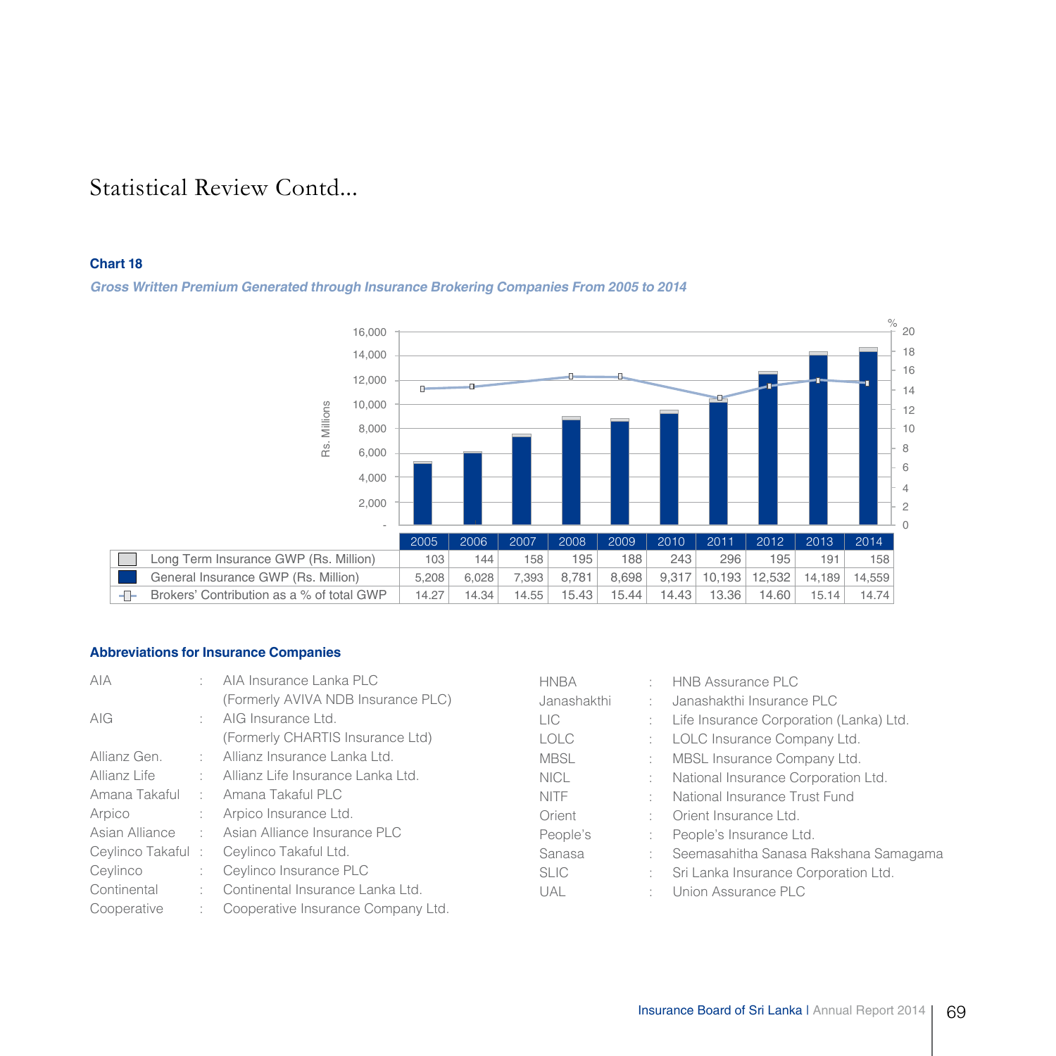# Statistical Review Contd...

**Chart 18**

***Gross Written Premium Generated through Insurance Brokering Companies From 2005 to 2014***

Rs. Millions

16,000
14,000
12,000
10,000
8,000
6,000
4,000
2,000
-

%

20
18
16
14
12
10
8
6
4
2
0

| | 2005 | 2006 | 2007 | 2008 | 2009 | 2010 | 2011 | 2012 | 2013 | 2014 |
|---|---|---|---|---|---|---|---|---|---|---|
| Long Term Insurance GWP (Rs. Million) | 103 | 144 | 158 | 195 | 188 | 243 | 296 | 195 | 191 | 158 |
| General Insurance GWP (Rs. Million) | 5,208 | 6,028 | 7,393 | 8,781 | 8,698 | 9,317 | 10,193 | 12,532 | 14,189 | 14,559 |
| Brokers' Contribution as a % of total GWP | 14.27 | 14.34 | 14.55 | 15.43 | 15.44 | 14.43 | 13.36 | 14.60 | 15.14 | 14.74 |

**Abbreviations for Insurance Companies**

| | | |
|---|---|---|
| AIA | : | AIA Insurance Lanka PLC (Formerly AVIVA NDB Insurance PLC) |
| AIG | : | AIG Insurance Ltd. (Formerly CHARTIS Insurance Ltd) |
| Allianz Gen. | : | Allianz Insurance Lanka Ltd. |
| Allianz Life | : | Allianz Life Insurance Lanka Ltd. |
| Amana Takaful | : | Amana Takaful PLC |
| Arpico | : | Arpico Insurance Ltd. |
| Asian Alliance | : | Asian Alliance Insurance PLC |
| Ceylinco Takaful | : | Ceylinco Takaful Ltd. |
| Ceylinco | : | Ceylinco Insurance PLC |
| Continental | : | Continental Insurance Lanka Ltd. |
| Cooperative | : | Cooperative Insurance Company Ltd. |
| HNBA | : | HNB Assurance PLC |
| Janashakthi | : | Janashakthi Insurance PLC |
| LIC | : | Life Insurance Corporation (Lanka) Ltd. |
| LOLC | : | LOLC Insurance Company Ltd. |
| MBSL | : | MBSL Insurance Company Ltd. |
| NICL | : | National Insurance Corporation Ltd. |
| NITF | : | National Insurance Trust Fund |
| Orient | : | Orient Insurance Ltd. |
| People's | : | People's Insurance Ltd. |
| Sanasa | : | Seemasahitha Sanasa Rakshana Samagama |
| SLIC | : | Sri Lanka Insurance Corporation Ltd. |
| UAL | : | Union Assurance PLC |